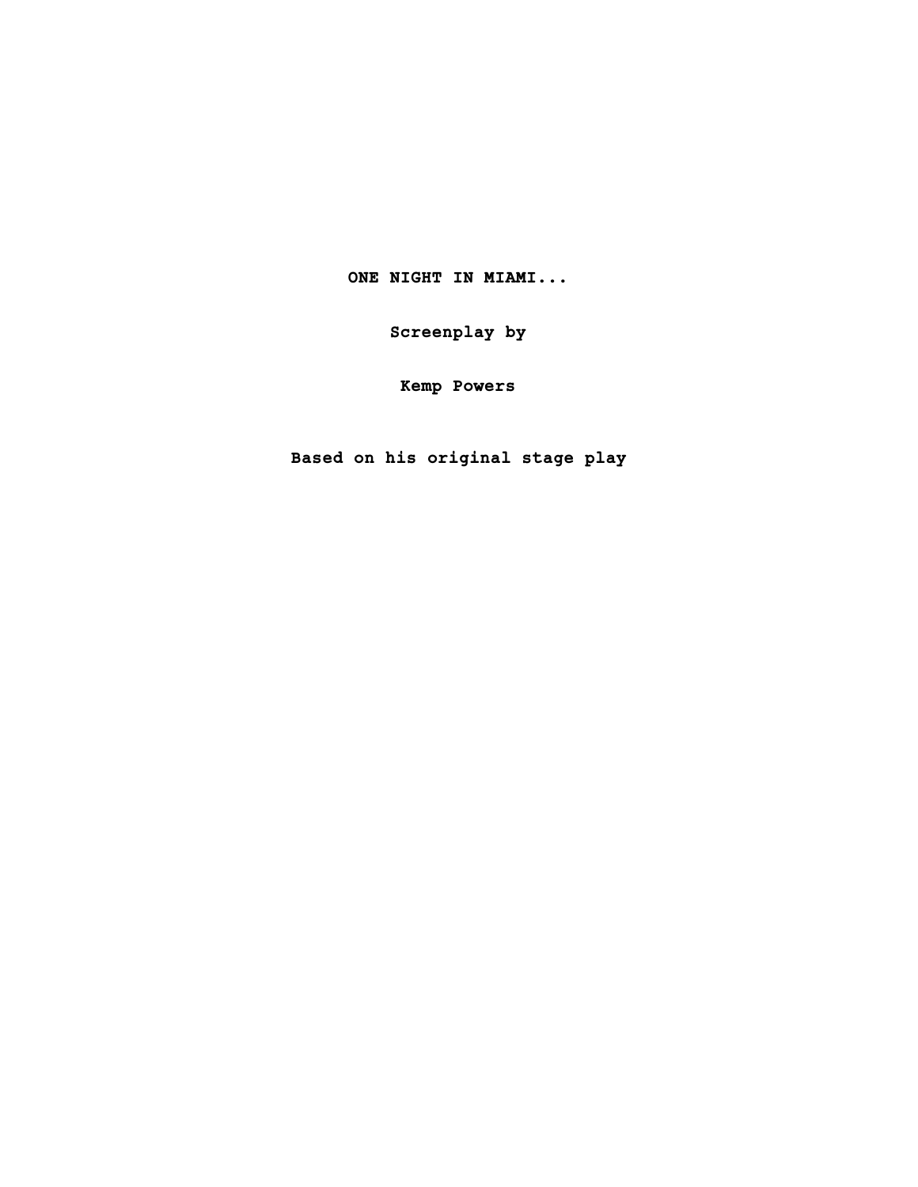**ONE NIGHT IN MIAMI...**

**Screenplay by**

**Kemp Powers**

**Based on his original stage play**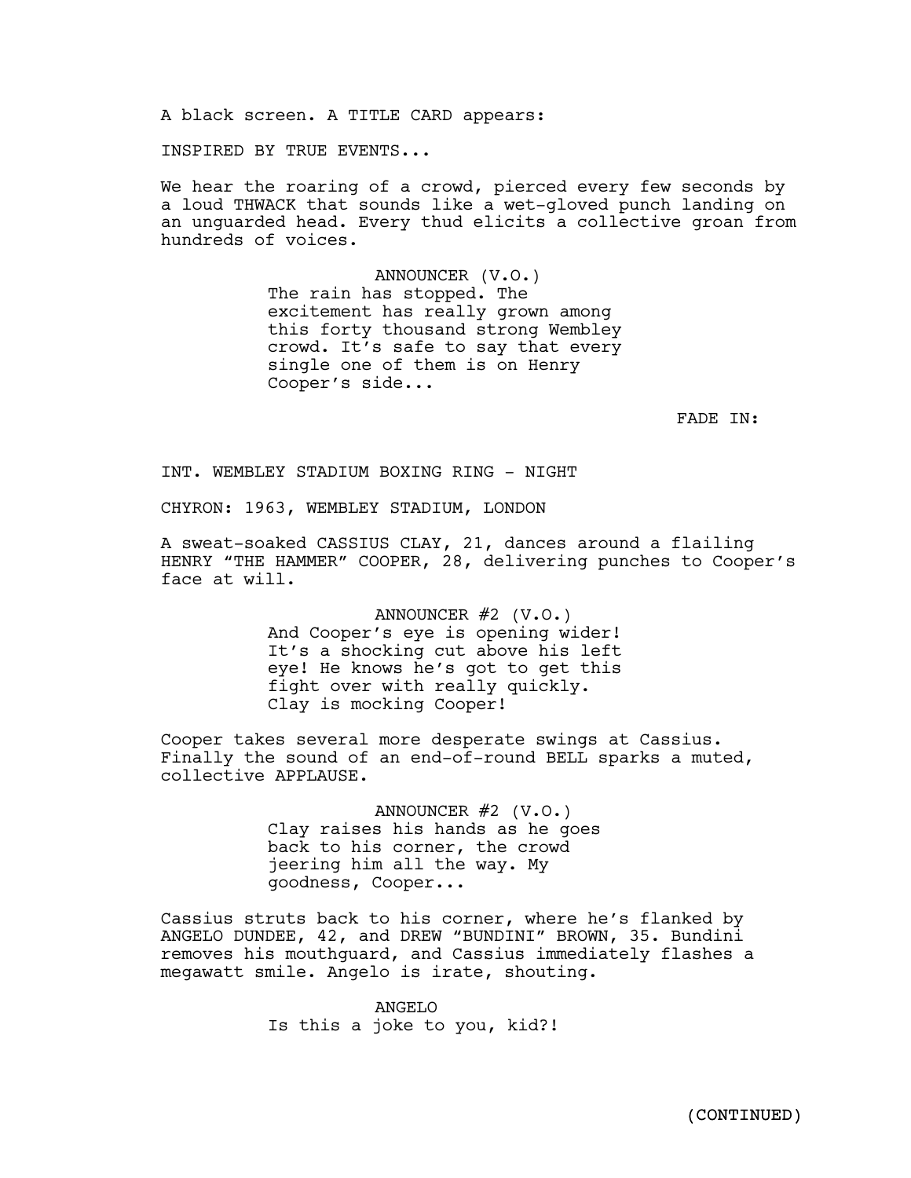A black screen. A TITLE CARD appears:

INSPIRED BY TRUE EVENTS...

We hear the roaring of a crowd, pierced every few seconds by a loud THWACK that sounds like a wet-gloved punch landing on an unguarded head. Every thud elicits a collective groan from hundreds of voices.

ANNOUNCER (V.O.)
The rain has stopped. The excitement has really grown among this forty thousand strong Wembley crowd. It's safe to say that every single one of them is on Henry Cooper's side...

FADE IN:

INT. WEMBLEY STADIUM BOXING RING - NIGHT

CHYRON: 1963, WEMBLEY STADIUM, LONDON

A sweat-soaked CASSIUS CLAY, 21, dances around a flailing HENRY "THE HAMMER" COOPER, 28, delivering punches to Cooper's face at will.

ANNOUNCER #2 (V.O.)
And Cooper's eye is opening wider! It's a shocking cut above his left eye! He knows he's got to get this fight over with really quickly. Clay is mocking Cooper!

Cooper takes several more desperate swings at Cassius. Finally the sound of an end-of-round BELL sparks a muted, collective APPLAUSE.

ANNOUNCER #2 (V.O.)
Clay raises his hands as he goes back to his corner, the crowd jeering him all the way. My goodness, Cooper...

Cassius struts back to his corner, where he's flanked by ANGELO DUNDEE, 42, and DREW "BUNDINI" BROWN, 35. Bundini removes his mouthguard, and Cassius immediately flashes a megawatt smile. Angelo is irate, shouting.

ANGELO
Is this a joke to you, kid?!

(CONTINUED)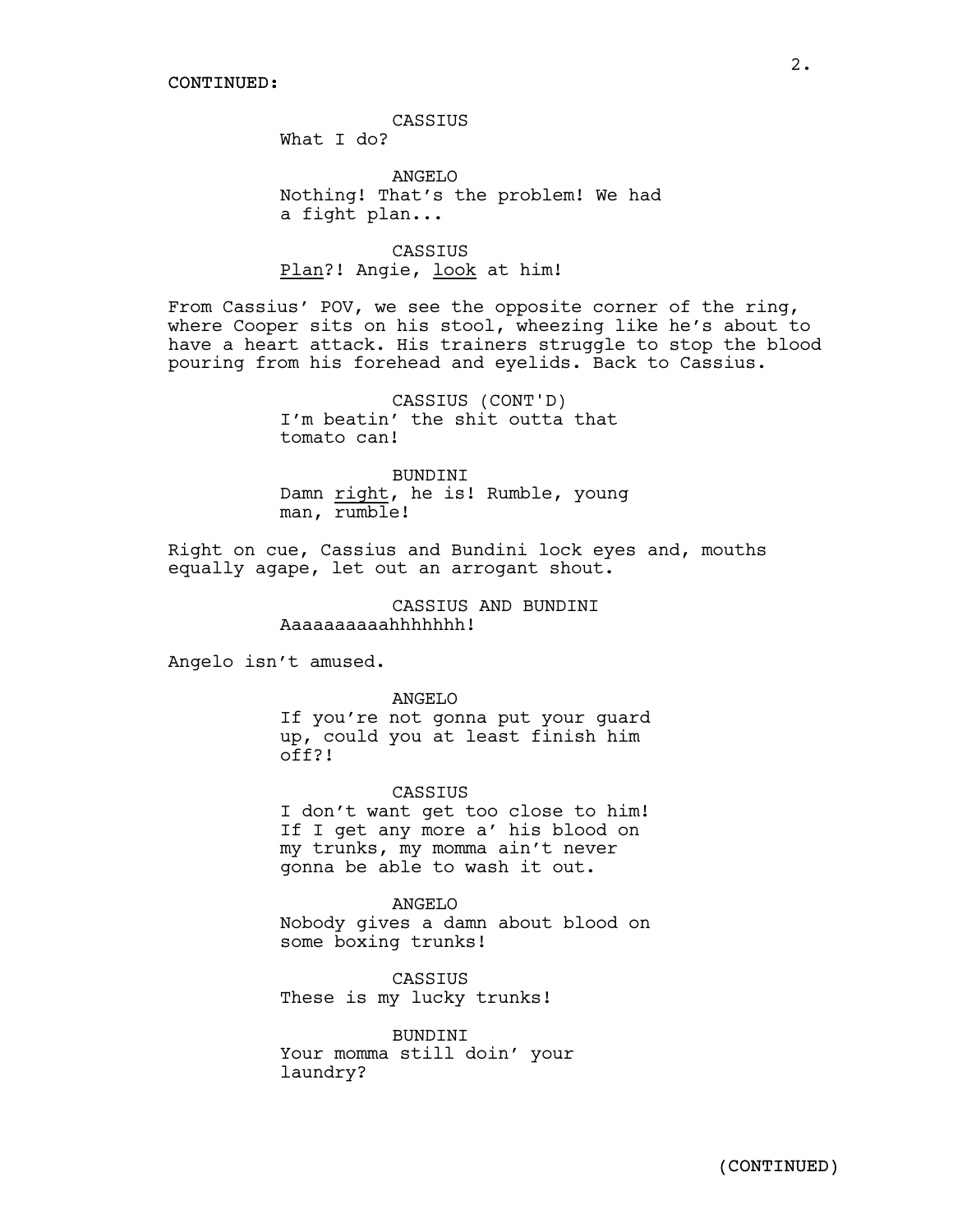CONTINUED:

CASSIUS
What I do?

ANGELO
Nothing! That's the problem! We had a fight plan...

CASSIUS
<u>Plan</u>?! Angie, <u>look</u> at him!

From Cassius' POV, we see the opposite corner of the ring, where Cooper sits on his stool, wheezing like he's about to have a heart attack. His trainers struggle to stop the blood pouring from his forehead and eyelids. Back to Cassius.

CASSIUS (CONT'D)
I'm beatin' the shit outta that tomato can!

BUNDINI
Damn <u>right</u>, he is! Rumble, young man, <u>rumble</u>!

Right on cue, Cassius and Bundini lock eyes and, mouths equally agape, let out an arrogant shout.

CASSIUS AND BUNDINI
Aaaaaaaaaahhhhhhh!

Angelo isn't amused.

ANGELO
If you're not gonna put your guard up, could you at least finish him off?!

CASSIUS
I don't want get too close to him! If I get any more a' his blood on my trunks, my momma ain't never gonna be able to wash it out.

ANGELO
Nobody gives a damn about blood on some boxing trunks!

CASSIUS
These is my lucky trunks!

BUNDINI
Your momma still doin' your laundry?

(CONTINUED)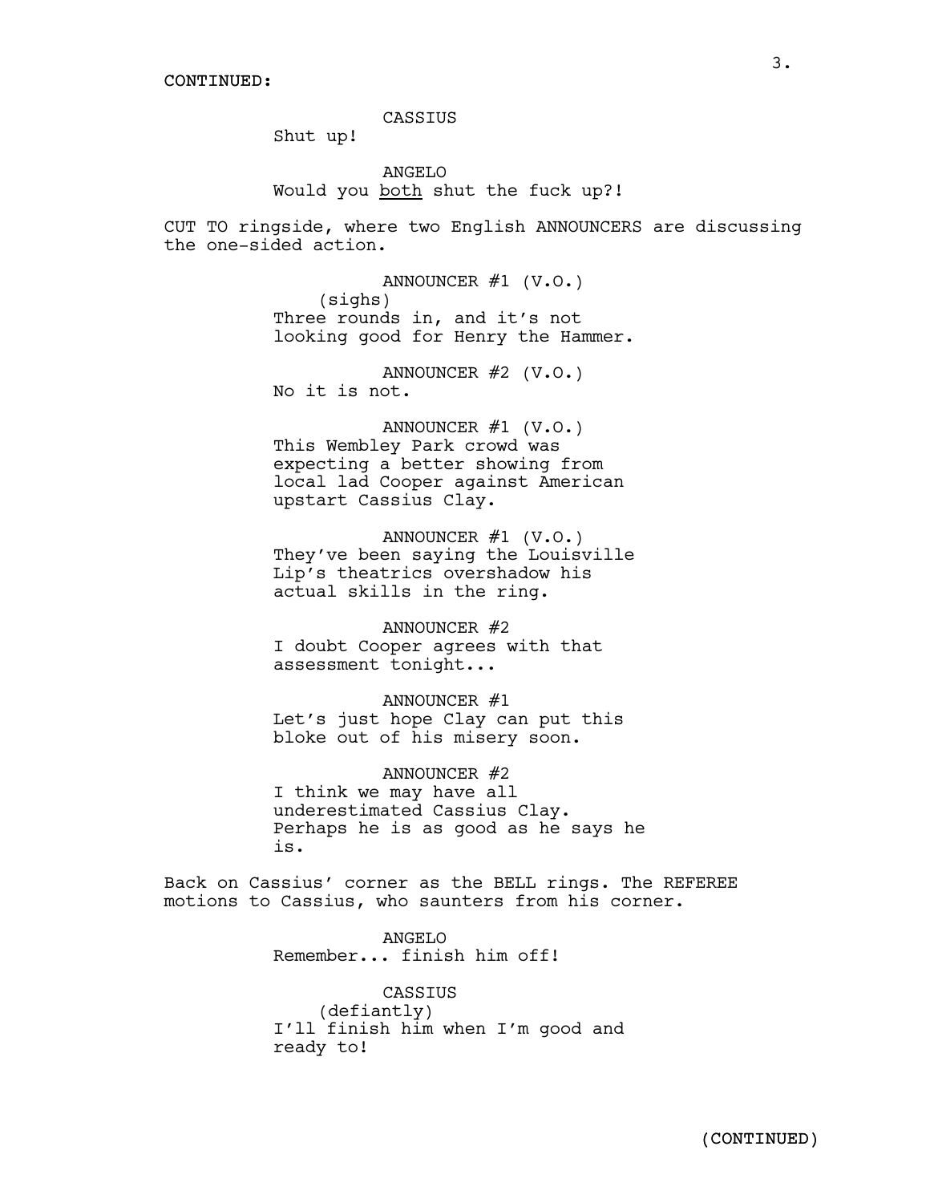CONTINUED:

CASSIUS

Shut up!

ANGELO

Would you <u>both</u> shut the fuck up?!

CUT TO ringside, where two English ANNOUNCERS are discussing the one-sided action.

ANNOUNCER #1 (V.O.)

(sighs)

Three rounds in, and it's not looking good for Henry the Hammer.

ANNOUNCER #2 (V.O.)

No it is not.

ANNOUNCER #1 (V.O.)

This Wembley Park crowd was expecting a better showing from local lad Cooper against American upstart Cassius Clay.

ANNOUNCER #1 (V.O.)

They've been saying the Louisville Lip's theatrics overshadow his actual skills in the ring.

ANNOUNCER #2

I doubt Cooper agrees with that assessment tonight...

ANNOUNCER #1

Let's just hope Clay can put this bloke out of his misery soon.

ANNOUNCER #2

I think we may have all underestimated Cassius Clay. Perhaps he is as good as he says he is.

Back on Cassius' corner as the BELL rings. The REFEREE motions to Cassius, who saunters from his corner.

ANGELO

Remember... finish him off!

CASSIUS

(defiantly)

I'll finish him when I'm good and ready to!

(CONTINUED)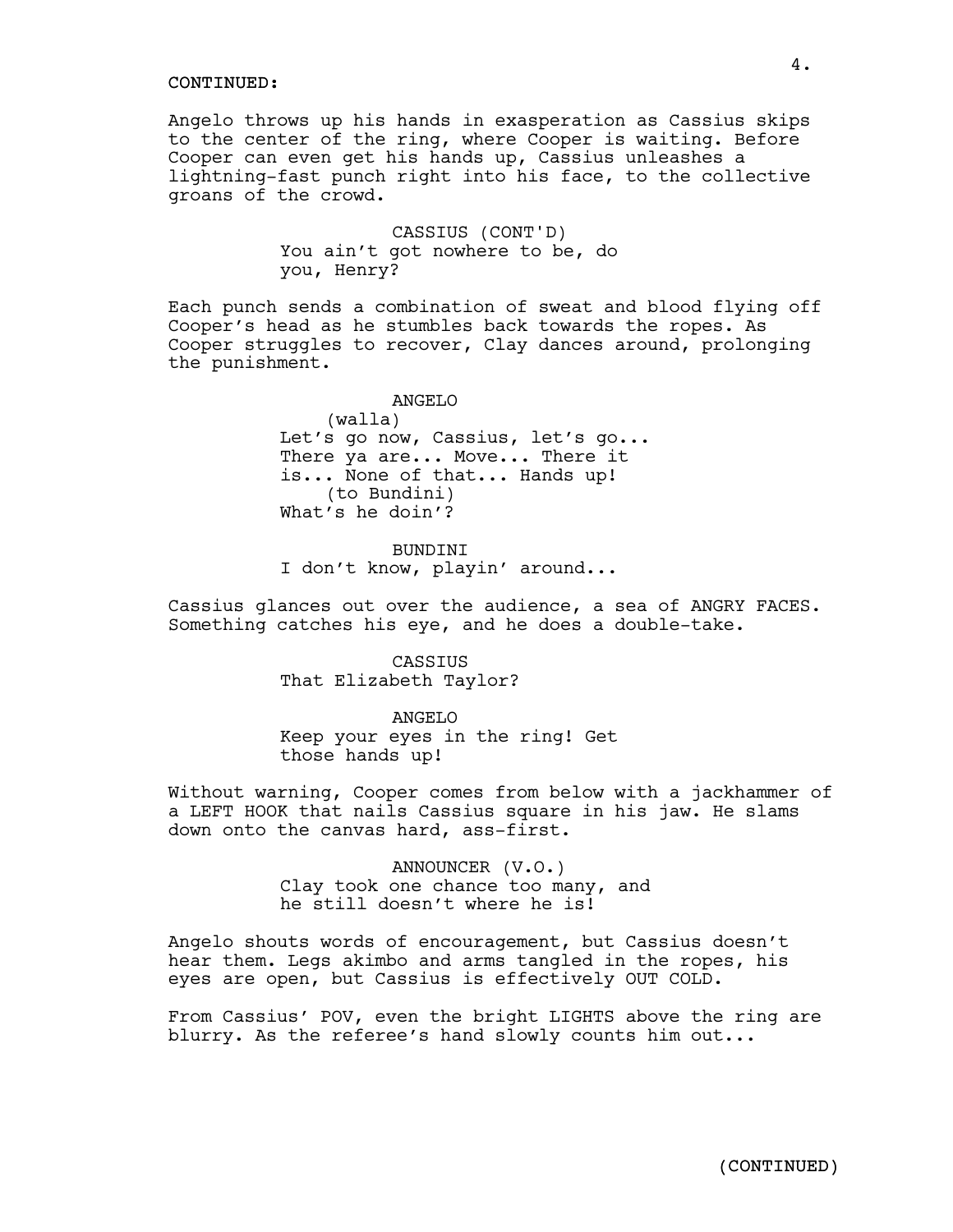CONTINUED:

Angelo throws up his hands in exasperation as Cassius skips to the center of the ring, where Cooper is waiting. Before Cooper can even get his hands up, Cassius unleashes a lightning-fast punch right into his face, to the collective groans of the crowd.

CASSIUS (CONT'D)
You ain't got nowhere to be, do you, Henry?

Each punch sends a combination of sweat and blood flying off Cooper's head as he stumbles back towards the ropes. As Cooper struggles to recover, Clay dances around, prolonging the punishment.

ANGELO
(walla)
Let's go now, Cassius, let's go... There ya are... Move... There it is... None of that... Hands up!
(to Bundini)
What's he doin'?

BUNDINI
I don't know, playin' around...

Cassius glances out over the audience, a sea of ANGRY FACES. Something catches his eye, and he does a double-take.

CASSIUS
That Elizabeth Taylor?

ANGELO
Keep your eyes in the ring! Get those hands up!

Without warning, Cooper comes from below with a jackhammer of a LEFT HOOK that nails Cassius square in his jaw. He slams down onto the canvas hard, ass-first.

ANNOUNCER (V.O.)
Clay took one chance too many, and he still doesn't where he is!

Angelo shouts words of encouragement, but Cassius doesn't hear them. Legs akimbo and arms tangled in the ropes, his eyes are open, but Cassius is effectively OUT COLD.

From Cassius' POV, even the bright LIGHTS above the ring are blurry. As the referee's hand slowly counts him out...

(CONTINUED)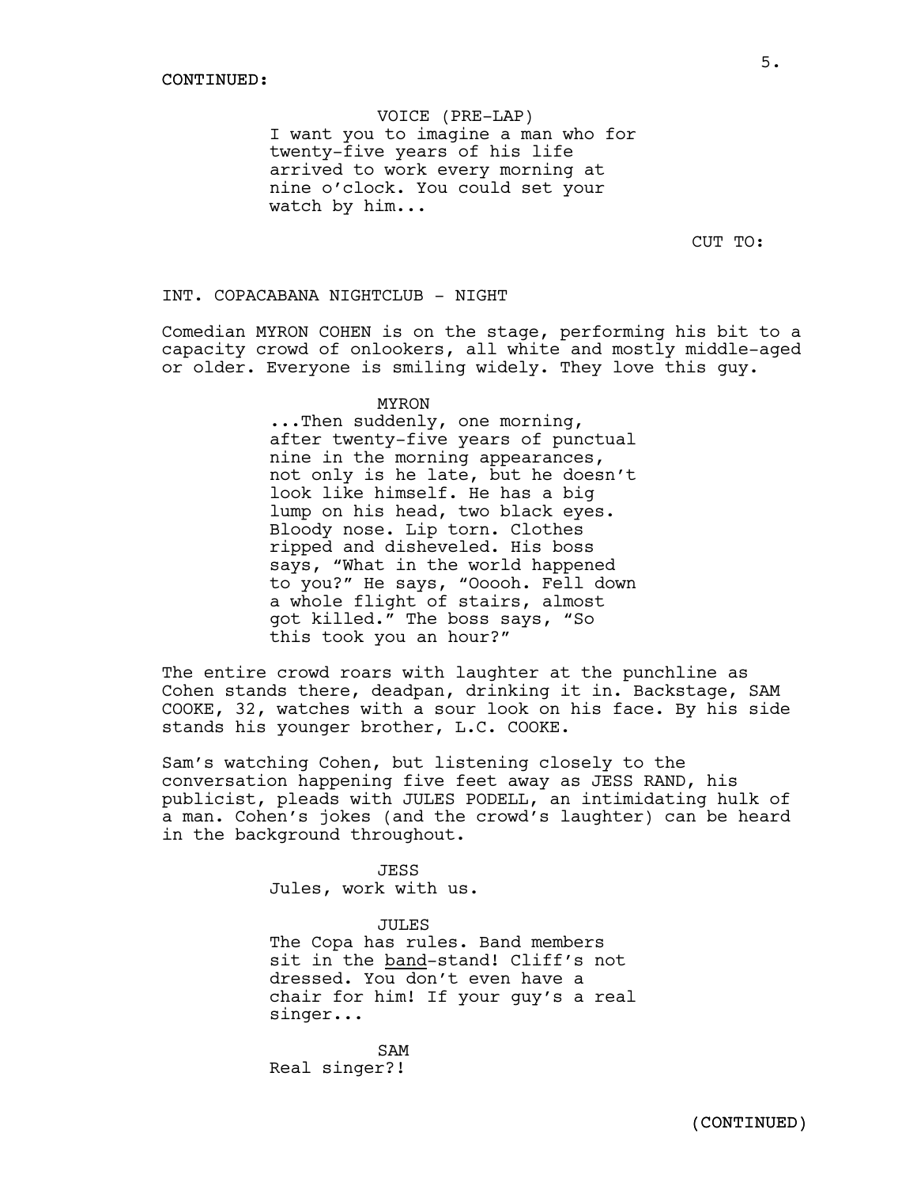CONTINUED:

VOICE (PRE-LAP)
I want you to imagine a man who for twenty-five years of his life arrived to work every morning at nine o'clock. You could set your watch by him...

CUT TO:

INT. COPACABANA NIGHTCLUB - NIGHT

Comedian MYRON COHEN is on the stage, performing his bit to a capacity crowd of onlookers, all white and mostly middle-aged or older. Everyone is smiling widely. They love this guy.

MYRON
...Then suddenly, one morning, after twenty-five years of punctual nine in the morning appearances, not only is he late, but he doesn't look like himself. He has a big lump on his head, two black eyes. Bloody nose. Lip torn. Clothes ripped and disheveled. His boss says, "What in the world happened to you?" He says, "Ooooh. Fell down a whole flight of stairs, almost got killed." The boss says, "So this took you an hour?"

The entire crowd roars with laughter at the punchline as Cohen stands there, deadpan, drinking it in. Backstage, SAM COOKE, 32, watches with a sour look on his face. By his side stands his younger brother, L.C. COOKE.

Sam's watching Cohen, but listening closely to the conversation happening five feet away as JESS RAND, his publicist, pleads with JULES PODELL, an intimidating hulk of a man. Cohen's jokes (and the crowd's laughter) can be heard in the background throughout.

JESS
Jules, work with us.

JULES
The Copa has rules. Band members sit in the <u>band</u>-stand! Cliff's not dressed. You don't even have a chair for him! If your guy's a real singer...

SAM
Real singer?!

(CONTINUED)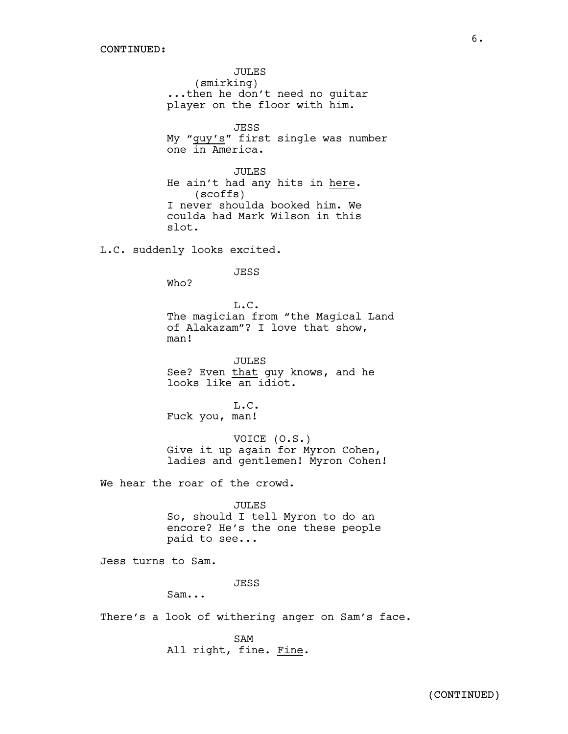CONTINUED:

JULES
(smirking)
...then he don't need no guitar player on the floor with him.

JESS
My "guy's" first single was number one in America.

JULES
He ain't had any hits in here.
(scoffs)
I never shoulda booked him. We coulda had Mark Wilson in this slot.

L.C. suddenly looks excited.

JESS
Who?

L.C.
The magician from "the Magical Land of Alakazam"? I love that show, man!

JULES
See? Even that guy knows, and he looks like an idiot.

L.C.
Fuck you, man!

VOICE (O.S.)
Give it up again for Myron Cohen, ladies and gentlemen! Myron Cohen!

We hear the roar of the crowd.

JULES
So, should I tell Myron to do an encore? He's the one these people paid to see...

Jess turns to Sam.

JESS
Sam...

There's a look of withering anger on Sam's face.

SAM
All right, fine. Fine.

(CONTINUED)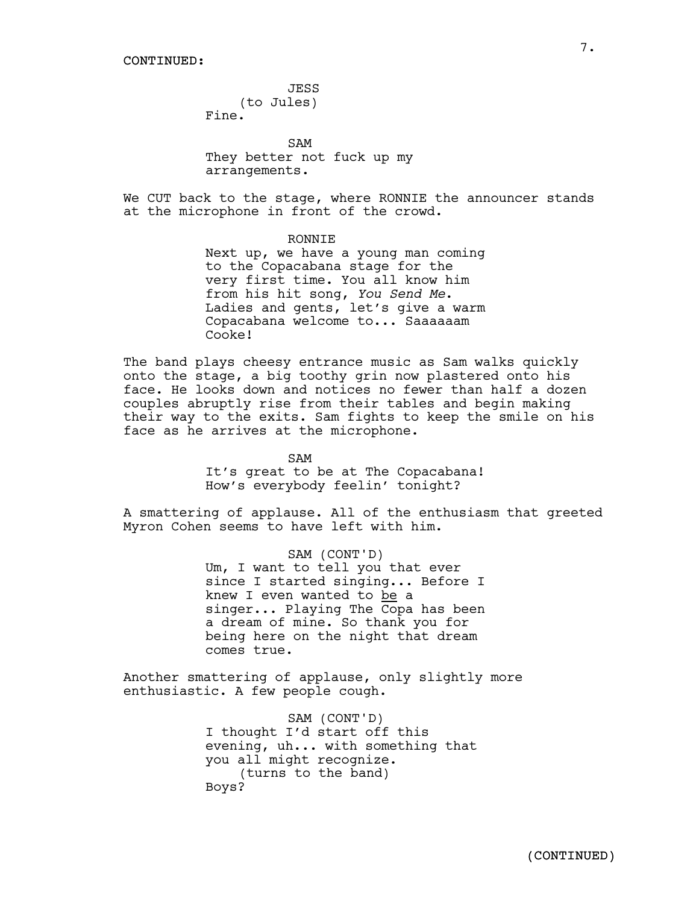CONTINUED:

JESS
(to Jules)
Fine.

SAM
They better not fuck up my arrangements.

We CUT back to the stage, where RONNIE the announcer stands at the microphone in front of the crowd.

RONNIE
Next up, we have a young man coming to the Copacabana stage for the very first time. You all know him from his hit song, *You Send Me*. Ladies and gents, let's give a warm Copacabana welcome to... Saaaaaam Cooke!

The band plays cheesy entrance music as Sam walks quickly onto the stage, a big toothy grin now plastered onto his face. He looks down and notices no fewer than half a dozen couples abruptly rise from their tables and begin making their way to the exits. Sam fights to keep the smile on his face as he arrives at the microphone.

SAM
It's great to be at The Copacabana! How's everybody feelin' tonight?

A smattering of applause. All of the enthusiasm that greeted Myron Cohen seems to have left with him.

SAM (CONT'D)
Um, I want to tell you that ever since I started singing... Before I knew I even wanted to <u>be</u> a singer... Playing The Copa has been a dream of mine. So thank you for being here on the night that dream comes true.

Another smattering of applause, only slightly more enthusiastic. A few people cough.

SAM (CONT'D)
I thought I'd start off this evening, uh... with something that you all might recognize.
(turns to the band)
Boys?

(CONTINUED)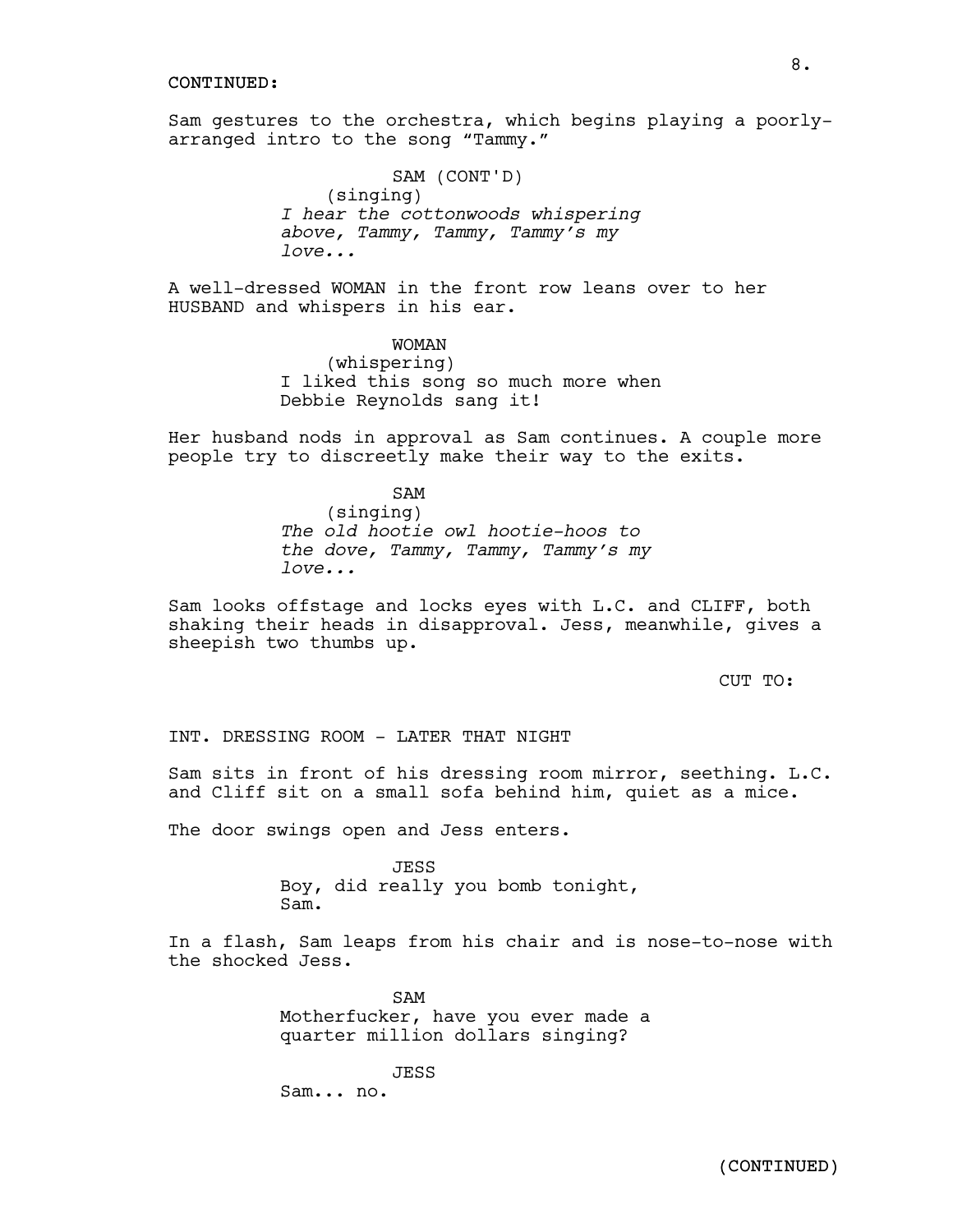CONTINUED:

Sam gestures to the orchestra, which begins playing a poorly-arranged intro to the song "Tammy."

SAM (CONT'D)
(singing)
*I hear the cottonwoods whispering above, Tammy, Tammy, Tammy's my love...*

A well-dressed WOMAN in the front row leans over to her HUSBAND and whispers in his ear.

WOMAN
(whispering)
I liked this song so much more when Debbie Reynolds sang it!

Her husband nods in approval as Sam continues. A couple more people try to discreetly make their way to the exits.

SAM
(singing)
*The old hootie owl hootie-hoos to the dove, Tammy, Tammy, Tammy's my love...*

Sam looks offstage and locks eyes with L.C. and CLIFF, both shaking their heads in disapproval. Jess, meanwhile, gives a sheepish two thumbs up.

CUT TO:

INT. DRESSING ROOM - LATER THAT NIGHT

Sam sits in front of his dressing room mirror, seething. L.C. and Cliff sit on a small sofa behind him, quiet as a mice.

The door swings open and Jess enters.

JESS
Boy, did really you bomb tonight, Sam.

In a flash, Sam leaps from his chair and is nose-to-nose with the shocked Jess.

SAM
Motherfucker, have you ever made a quarter million dollars singing?

JESS
Sam... no.

(CONTINUED)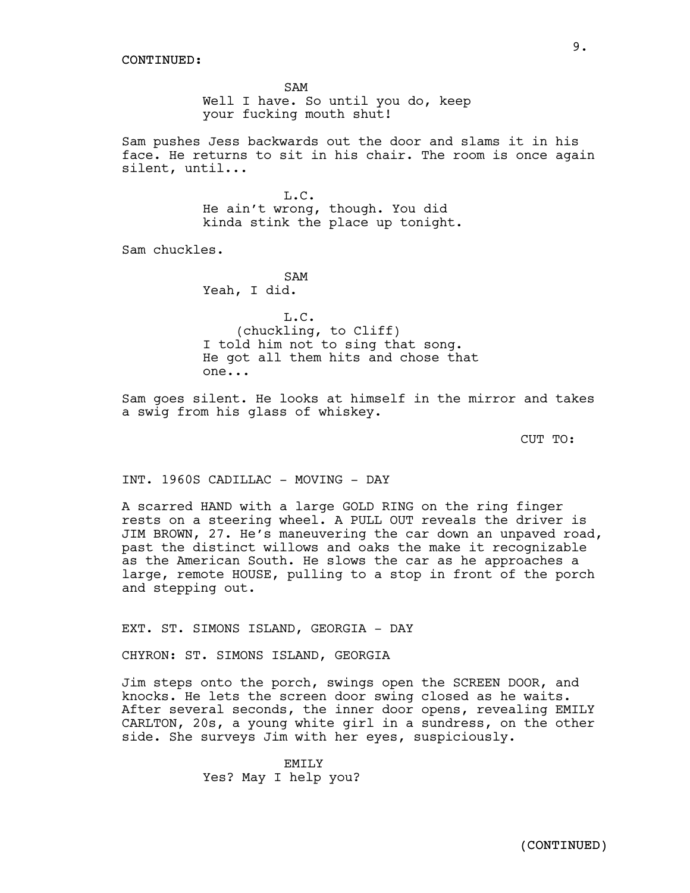CONTINUED:

SAM
Well I have. So until you do, keep your fucking mouth shut!

Sam pushes Jess backwards out the door and slams it in his face. He returns to sit in his chair. The room is once again silent, until...

L.C.
He ain't wrong, though. You did kinda stink the place up tonight.

Sam chuckles.

SAM
Yeah, I did.

L.C.
(chuckling, to Cliff)
I told him not to sing that song. He got all them hits and chose that one...

Sam goes silent. He looks at himself in the mirror and takes a swig from his glass of whiskey.

CUT TO:

INT. 1960S CADILLAC - MOVING - DAY

A scarred HAND with a large GOLD RING on the ring finger rests on a steering wheel. A PULL OUT reveals the driver is JIM BROWN, 27. He's maneuvering the car down an unpaved road, past the distinct willows and oaks the make it recognizable as the American South. He slows the car as he approaches a large, remote HOUSE, pulling to a stop in front of the porch and stepping out.

EXT. ST. SIMONS ISLAND, GEORGIA - DAY

CHYRON: ST. SIMONS ISLAND, GEORGIA

Jim steps onto the porch, swings open the SCREEN DOOR, and knocks. He lets the screen door swing closed as he waits. After several seconds, the inner door opens, revealing EMILY CARLTON, 20s, a young white girl in a sundress, on the other side. She surveys Jim with her eyes, suspiciously.

EMILY
Yes? May I help you?

(CONTINUED)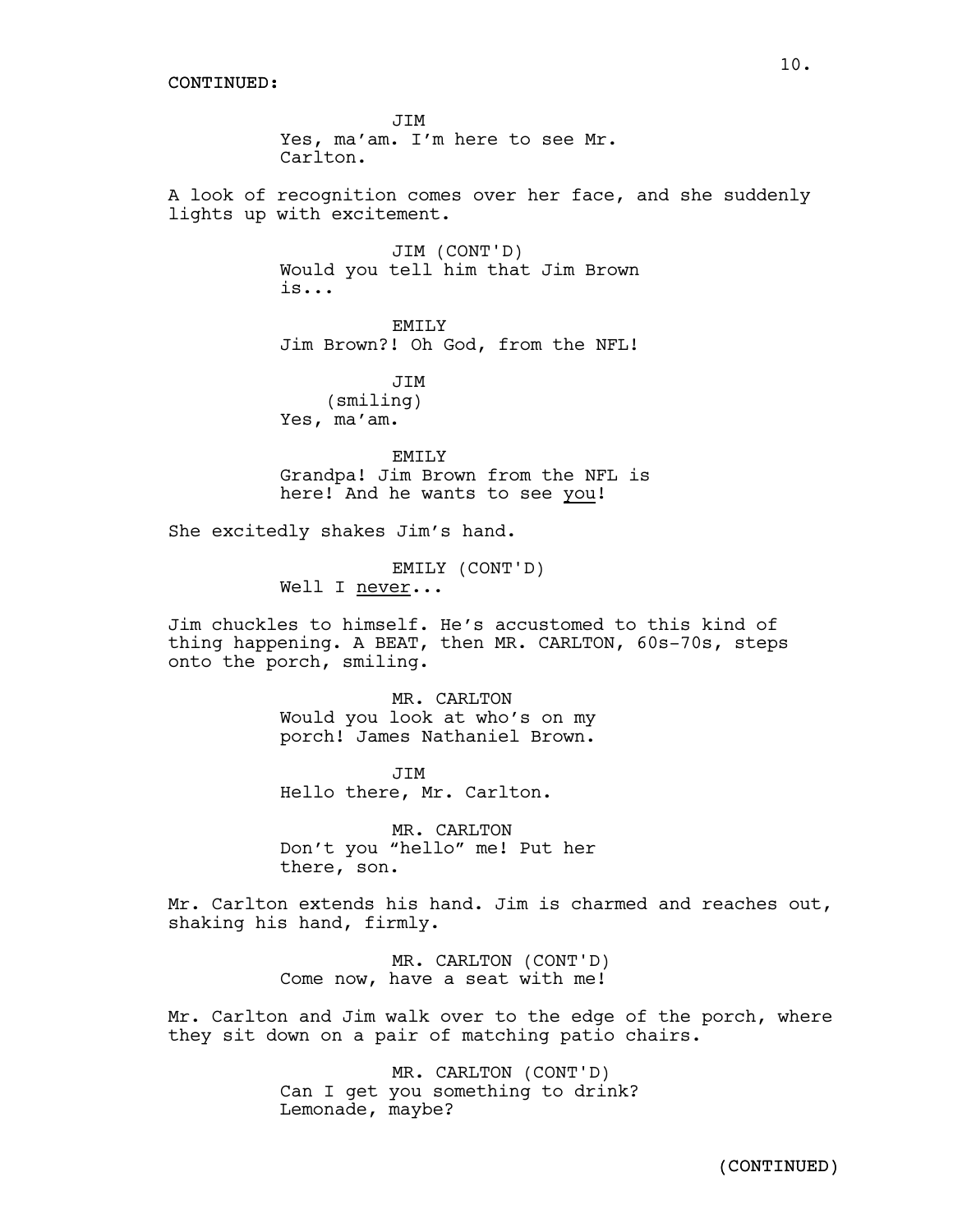CONTINUED:

JIM
Yes, ma'am. I'm here to see Mr. Carlton.

A look of recognition comes over her face, and she suddenly lights up with excitement.

JIM (CONT'D)
Would you tell him that Jim Brown is...

EMILY
Jim Brown?! Oh God, from the NFL!

JIM
(smiling)
Yes, ma'am.

EMILY
Grandpa! Jim Brown from the NFL is here! And he wants to see <u>you</u>!

She excitedly shakes Jim's hand.

EMILY (CONT'D)
Well I <u>never</u>...

Jim chuckles to himself. He's accustomed to this kind of thing happening. A BEAT, then MR. CARLTON, 60s-70s, steps onto the porch, smiling.

MR. CARLTON
Would you look at who's on my porch! James Nathaniel Brown.

JIM
Hello there, Mr. Carlton.

MR. CARLTON
Don't you "hello" me! Put her there, son.

Mr. Carlton extends his hand. Jim is charmed and reaches out, shaking his hand, firmly.

MR. CARLTON (CONT'D)
Come now, have a seat with me!

Mr. Carlton and Jim walk over to the edge of the porch, where they sit down on a pair of matching patio chairs.

MR. CARLTON (CONT'D)
Can I get you something to drink? Lemonade, maybe?

(CONTINUED)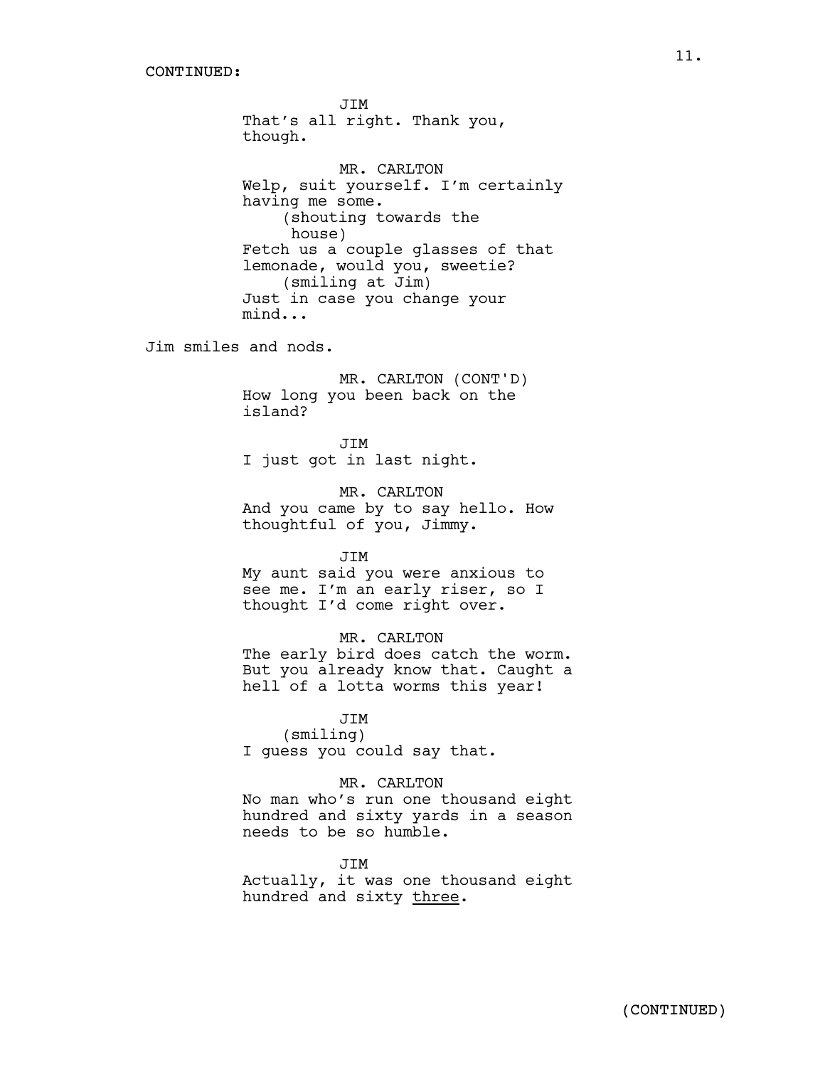CONTINUED:

JIM
That's all right. Thank you, though.

MR. CARLTON
Welp, suit yourself. I'm certainly having me some.
(shouting towards the house)
Fetch us a couple glasses of that lemonade, would you, sweetie?
(smiling at Jim)
Just in case you change your mind...

Jim smiles and nods.

MR. CARLTON (CONT'D)
How long you been back on the island?

JIM
I just got in last night.

MR. CARLTON
And you came by to say hello. How thoughtful of you, Jimmy.

JIM
My aunt said you were anxious to see me. I'm an early riser, so I thought I'd come right over.

MR. CARLTON
The early bird does catch the worm. But you already know that. Caught a hell of a lotta worms this year!

JIM
(smiling)
I guess you could say that.

MR. CARLTON
No man who's run one thousand eight hundred and sixty yards in a season needs to be so humble.

JIM
Actually, it was one thousand eight hundred and sixty <u>three</u>.

(CONTINUED)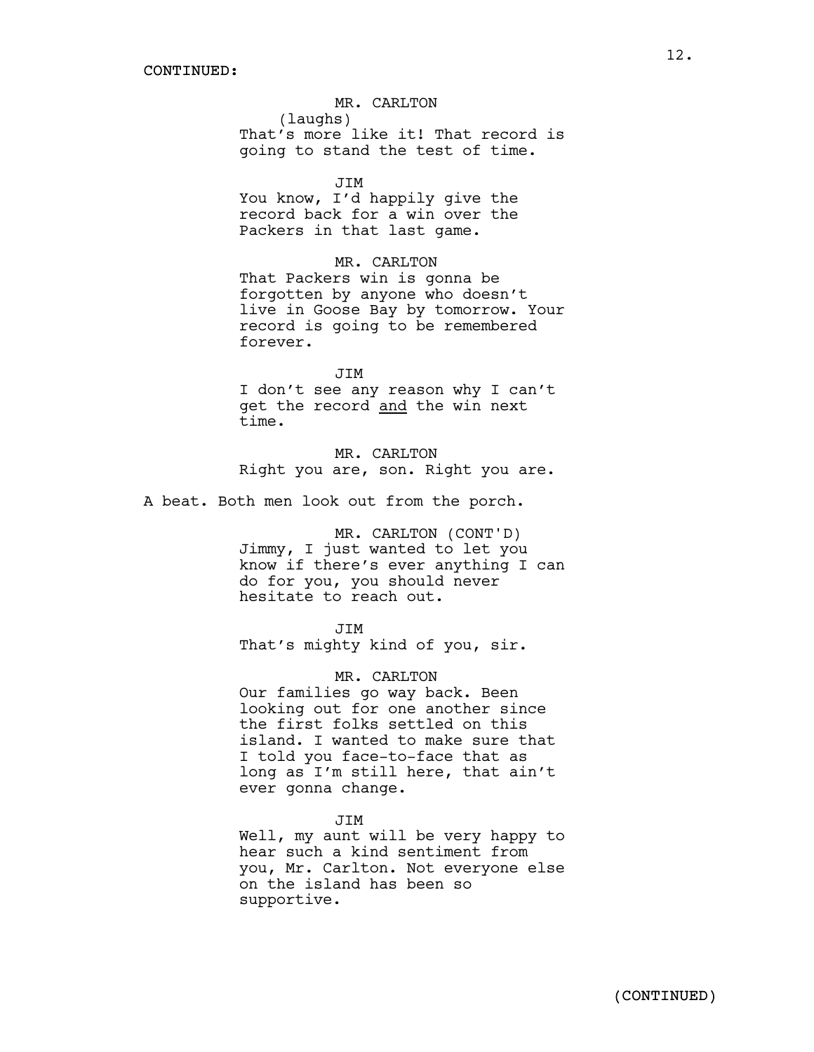CONTINUED:

MR. CARLTON
(laughs)
That's more like it! That record is going to stand the test of time.

JIM
You know, I'd happily give the record back for a win over the Packers in that last game.

MR. CARLTON
That Packers win is gonna be forgotten by anyone who doesn't live in Goose Bay by tomorrow. Your record is going to be remembered forever.

JIM
I don't see any reason why I can't get the record <u>and</u> the win next time.

MR. CARLTON
Right you are, son. Right you are.

A beat. Both men look out from the porch.

MR. CARLTON (CONT'D)
Jimmy, I just wanted to let you know if there's ever anything I can do for you, you should never hesitate to reach out.

JIM
That's mighty kind of you, sir.

MR. CARLTON
Our families go way back. Been looking out for one another since the first folks settled on this island. I wanted to make sure that I told you face-to-face that as long as I'm still here, that ain't ever gonna change.

JIM
Well, my aunt will be very happy to hear such a kind sentiment from you, Mr. Carlton. Not everyone else on the island has been so supportive.

(CONTINUED)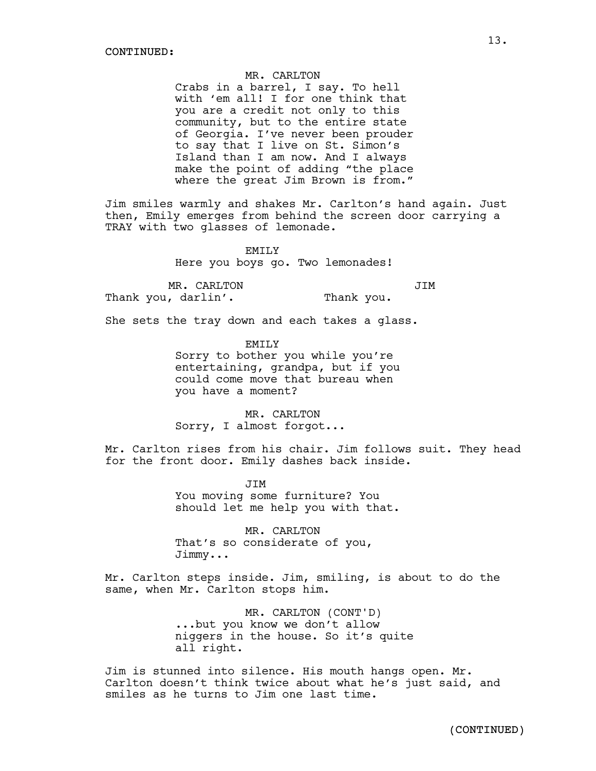CONTINUED:

MR. CARLTON

Crabs in a barrel, I say. To hell with 'em all! I for one think that you are a credit not only to this community, but to the entire state of Georgia. I've never been prouder to say that I live on St. Simon's Island than I am now. And I always make the point of adding "the place where the great Jim Brown is from."

Jim smiles warmly and shakes Mr. Carlton's hand again. Just then, Emily emerges from behind the screen door carrying a TRAY with two glasses of lemonade.

EMILY

Here you boys go. Two lemonades!

MR. CARLTON

Thank you, darlin'.

JIM

Thank you.

She sets the tray down and each takes a glass.

EMILY

Sorry to bother you while you're entertaining, grandpa, but if you could come move that bureau when you have a moment?

MR. CARLTON

Sorry, I almost forgot...

Mr. Carlton rises from his chair. Jim follows suit. They head for the front door. Emily dashes back inside.

JIM

You moving some furniture? You should let me help you with that.

MR. CARLTON

That's so considerate of you, Jimmy...

Mr. Carlton steps inside. Jim, smiling, is about to do the same, when Mr. Carlton stops him.

MR. CARLTON (CONT'D)

...but you know we don't allow niggers in the house. So it's quite all right.

Jim is stunned into silence. His mouth hangs open. Mr. Carlton doesn't think twice about what he's just said, and smiles as he turns to Jim one last time.

(CONTINUED)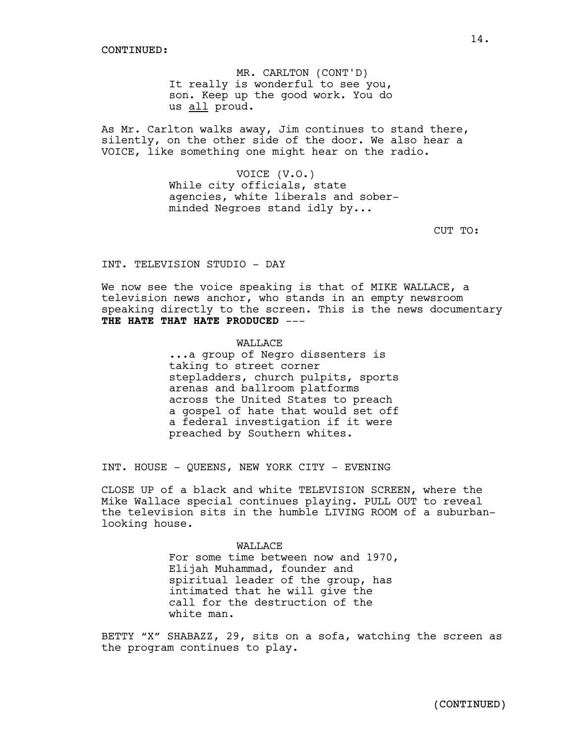CONTINUED:

MR. CARLTON (CONT'D)
It really is wonderful to see you, son. Keep up the good work. You do us <u>all</u> proud.

As Mr. Carlton walks away, Jim continues to stand there, silently, on the other side of the door. We also hear a VOICE, like something one might hear on the radio.

VOICE (V.O.)
While city officials, state agencies, white liberals and sober-minded Negroes stand idly by...

CUT TO:

INT. TELEVISION STUDIO - DAY

We now see the voice speaking is that of MIKE WALLACE, a television news anchor, who stands in an empty newsroom speaking directly to the screen. This is the news documentary **THE HATE THAT HATE PRODUCED** ---

WALLACE
...a group of Negro dissenters is taking to street corner stepladders, church pulpits, sports arenas and ballroom platforms across the United States to preach a gospel of hate that would set off a federal investigation if it were preached by Southern whites.

INT. HOUSE - QUEENS, NEW YORK CITY - EVENING

CLOSE UP of a black and white TELEVISION SCREEN, where the Mike Wallace special continues playing. PULL OUT to reveal the television sits in the humble LIVING ROOM of a suburban-looking house.

WALLACE
For some time between now and 1970, Elijah Muhammad, founder and spiritual leader of the group, has intimated that he will give the call for the destruction of the white man.

BETTY "X" SHABAZZ, 29, sits on a sofa, watching the screen as the program continues to play.

(CONTINUED)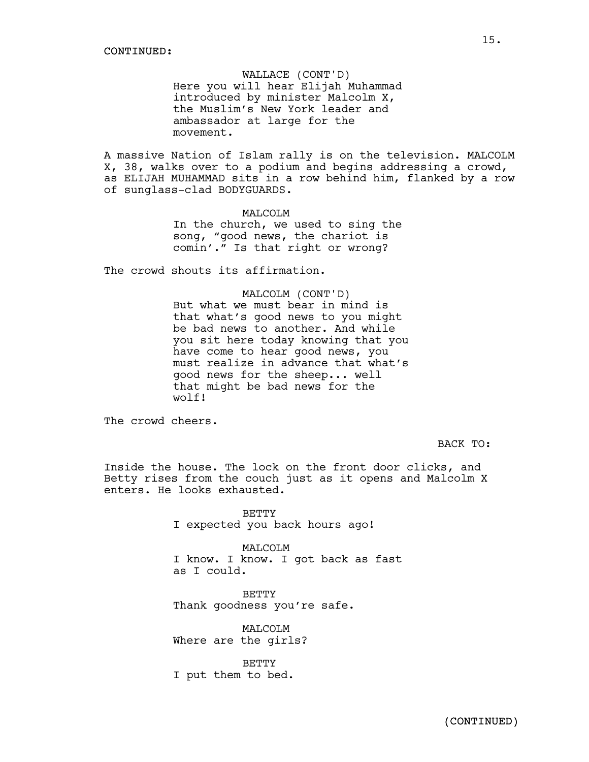CONTINUED:

WALLACE (CONT'D)
Here you will hear Elijah Muhammad introduced by minister Malcolm X, the Muslim's New York leader and ambassador at large for the movement.

A massive Nation of Islam rally is on the television. MALCOLM X, 38, walks over to a podium and begins addressing a crowd, as ELIJAH MUHAMMAD sits in a row behind him, flanked by a row of sunglass-clad BODYGUARDS.

MALCOLM
In the church, we used to sing the song, "good news, the chariot is comin'." Is that right or wrong?

The crowd shouts its affirmation.

MALCOLM (CONT'D)
But what we must bear in mind is that what's good news to you might be bad news to another. And while you sit here today knowing that you have come to hear good news, you must realize in advance that what's good news for the sheep... well that might be bad news for the wolf!

The crowd cheers.

BACK TO:

Inside the house. The lock on the front door clicks, and Betty rises from the couch just as it opens and Malcolm X enters. He looks exhausted.

BETTY
I expected you back hours ago!

MALCOLM
I know. I know. I got back as fast as I could.

BETTY
Thank goodness you're safe.

MALCOLM
Where are the girls?

BETTY
I put them to bed.

(CONTINUED)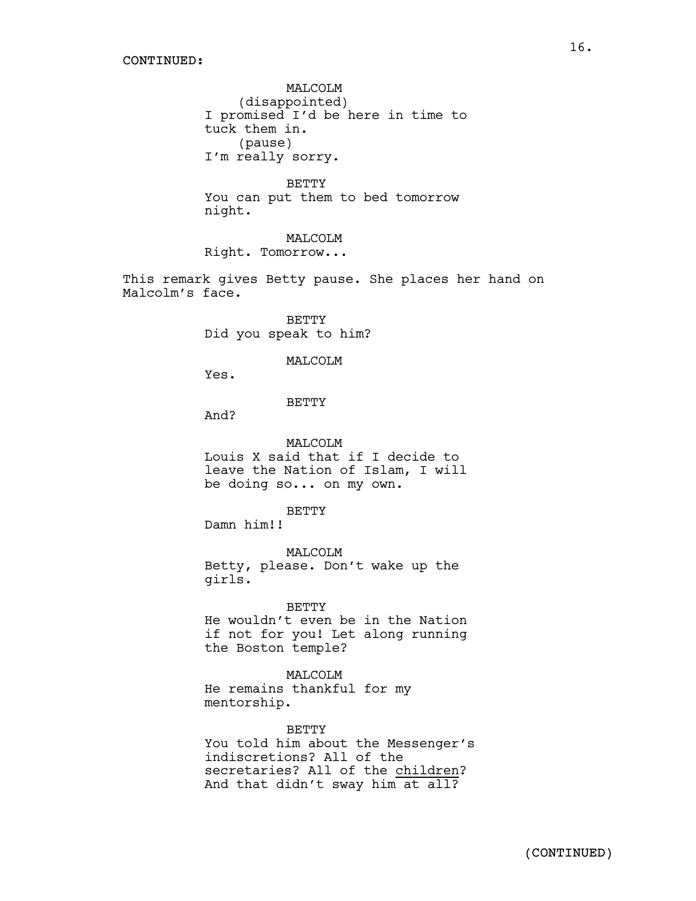CONTINUED:

MALCOLM
(disappointed)
I promised I'd be here in time to tuck them in.
(pause)
I'm really sorry.

BETTY
You can put them to bed tomorrow night.

MALCOLM
Right. Tomorrow...

This remark gives Betty pause. She places her hand on Malcolm's face.

BETTY
Did you speak to him?

MALCOLM
Yes.

BETTY
And?

MALCOLM
Louis X said that if I decide to leave the Nation of Islam, I will be doing so... on my own.

BETTY
Damn him!!

MALCOLM
Betty, please. Don't wake up the girls.

BETTY
He wouldn't even be in the Nation if not for you! Let along running the Boston temple?

MALCOLM
He remains thankful for my mentorship.

BETTY
You told him about the Messenger's indiscretions? All of the secretaries? All of the <u>children</u>? And that didn't sway him at all?

(CONTINUED)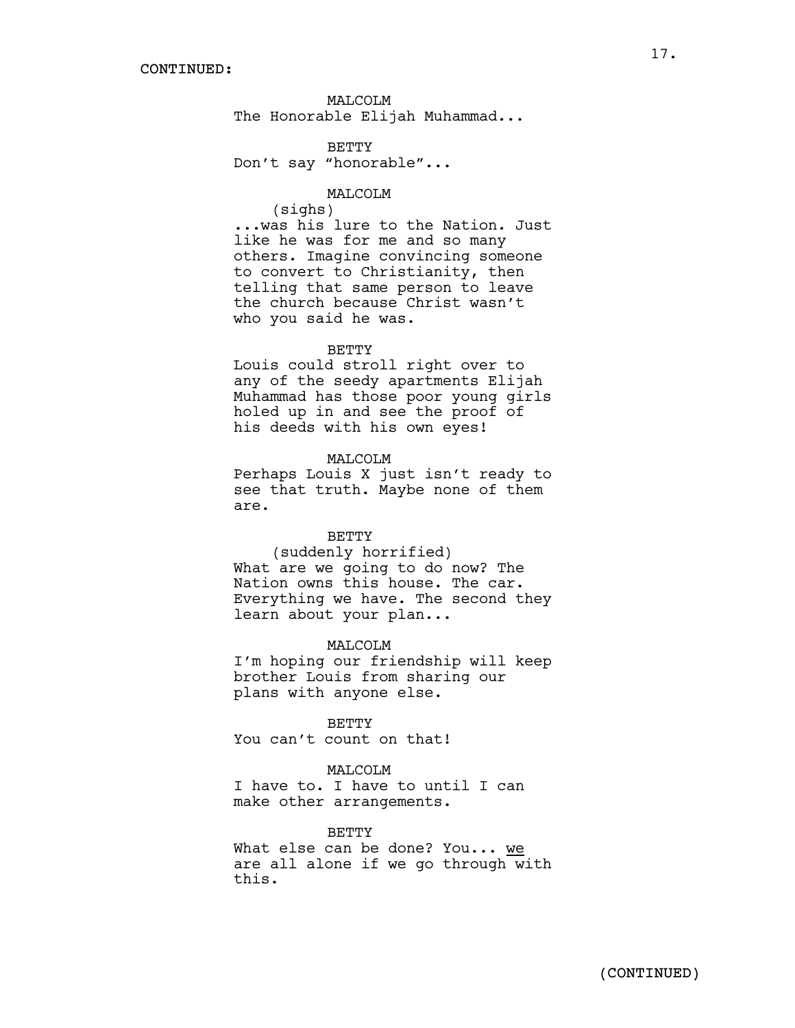CONTINUED:

MALCOLM
The Honorable Elijah Muhammad...

BETTY
Don't say "honorable"...

MALCOLM
(sighs)
...was his lure to the Nation. Just like he was for me and so many others. Imagine convincing someone to convert to Christianity, then telling that same person to leave the church because Christ wasn't who you said he was.

BETTY
Louis could stroll right over to any of the seedy apartments Elijah Muhammad has those poor young girls holed up in and see the proof of his deeds with his own eyes!

MALCOLM
Perhaps Louis X just isn't ready to see that truth. Maybe none of them are.

BETTY
(suddenly horrified)
What are we going to do now? The Nation owns this house. The car. Everything we have. The second they learn about your plan...

MALCOLM
I'm hoping our friendship will keep brother Louis from sharing our plans with anyone else.

BETTY
You can't count on that!

MALCOLM
I have to. I have to until I can make other arrangements.

BETTY
What else can be done? You... <u>we</u> are all alone if we go through with this.

(CONTINUED)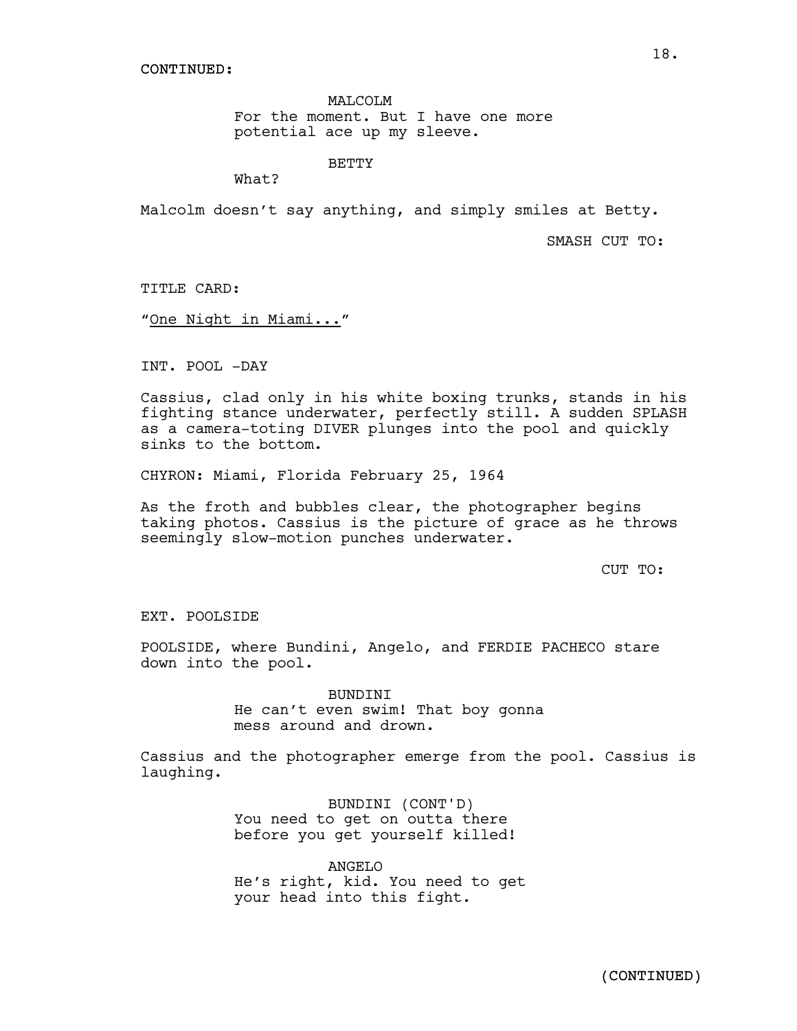CONTINUED:

MALCOLM
For the moment. But I have one more potential ace up my sleeve.

BETTY
What?

Malcolm doesn't say anything, and simply smiles at Betty.

SMASH CUT TO:

TITLE CARD:

"<u>One Night in Miami...</u>"

INT. POOL -DAY

Cassius, clad only in his white boxing trunks, stands in his fighting stance underwater, perfectly still. A sudden SPLASH as a camera-toting DIVER plunges into the pool and quickly sinks to the bottom.

CHYRON: Miami, Florida February 25, 1964

As the froth and bubbles clear, the photographer begins taking photos. Cassius is the picture of grace as he throws seemingly slow-motion punches underwater.

CUT TO:

EXT. POOLSIDE

POOLSIDE, where Bundini, Angelo, and FERDIE PACHECO stare down into the pool.

BUNDINI
He can't even swim! That boy gonna mess around and drown.

Cassius and the photographer emerge from the pool. Cassius is laughing.

BUNDINI (CONT'D)
You need to get on outta there before you get yourself killed!

ANGELO
He's right, kid. You need to get your head into this fight.

(CONTINUED)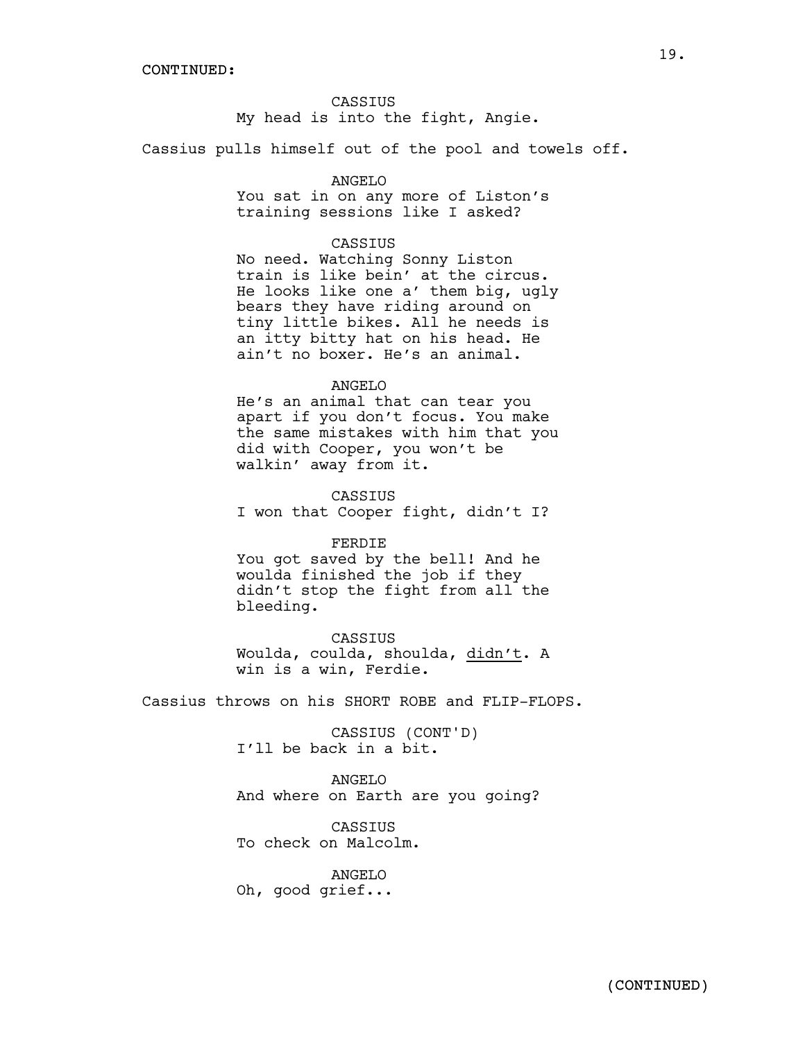CONTINUED:

CASSIUS
My head is into the fight, Angie.

Cassius pulls himself out of the pool and towels off.

ANGELO
You sat in on any more of Liston's training sessions like I asked?

CASSIUS
No need. Watching Sonny Liston train is like bein' at the circus. He looks like one a' them big, ugly bears they have riding around on tiny little bikes. All he needs is an itty bitty hat on his head. He ain't no boxer. He's an animal.

ANGELO
He's an animal that can tear you apart if you don't focus. You make the same mistakes with him that you did with Cooper, you won't be walkin' away from it.

CASSIUS
I won that Cooper fight, didn't I?

FERDIE
You got saved by the bell! And he woulda finished the job if they didn't stop the fight from all the bleeding.

CASSIUS
Woulda, coulda, shoulda, <u>didn't</u>. A win is a win, Ferdie.

Cassius throws on his SHORT ROBE and FLIP-FLOPS.

CASSIUS (CONT'D)
I'll be back in a bit.

ANGELO
And where on Earth are you going?

CASSIUS
To check on Malcolm.

ANGELO
Oh, good grief...

(CONTINUED)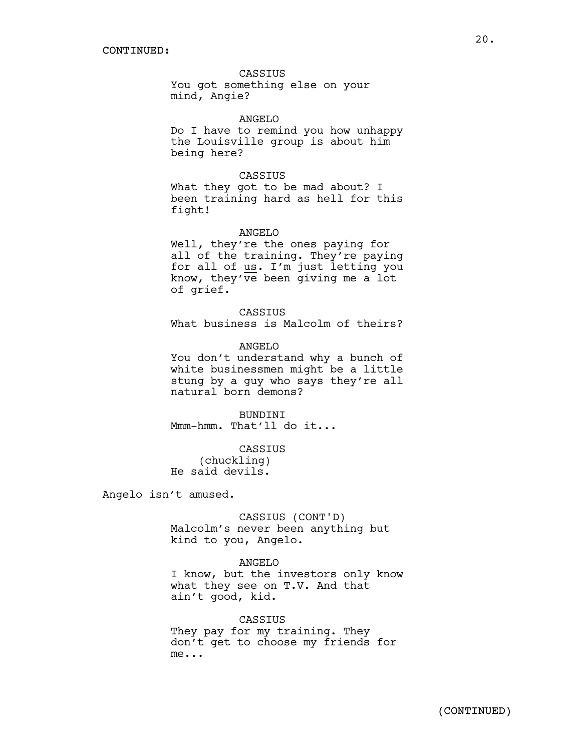CONTINUED:

CASSIUS
You got something else on your mind, Angie?

ANGELO
Do I have to remind you how unhappy the Louisville group is about him being here?

CASSIUS
What they got to be mad about? I been training hard as hell for this fight!

ANGELO
Well, they're the ones paying for all of the training. They're paying for all of _us_. I'm just letting you know, they've been giving me a lot of grief.

CASSIUS
What business is Malcolm of theirs?

ANGELO
You don't understand why a bunch of white businessmen might be a little stung by a guy who says they're all natural born demons?

BUNDINI
Mmm-hmm. That'll do it...

CASSIUS
(chuckling)
He said devils.

Angelo isn't amused.

CASSIUS (CONT'D)
Malcolm's never been anything but kind to you, Angelo.

ANGELO
I know, but the investors only know what they see on T.V. And that ain't good, kid.

CASSIUS
They pay for my training. They don't get to choose my friends for me...

(CONTINUED)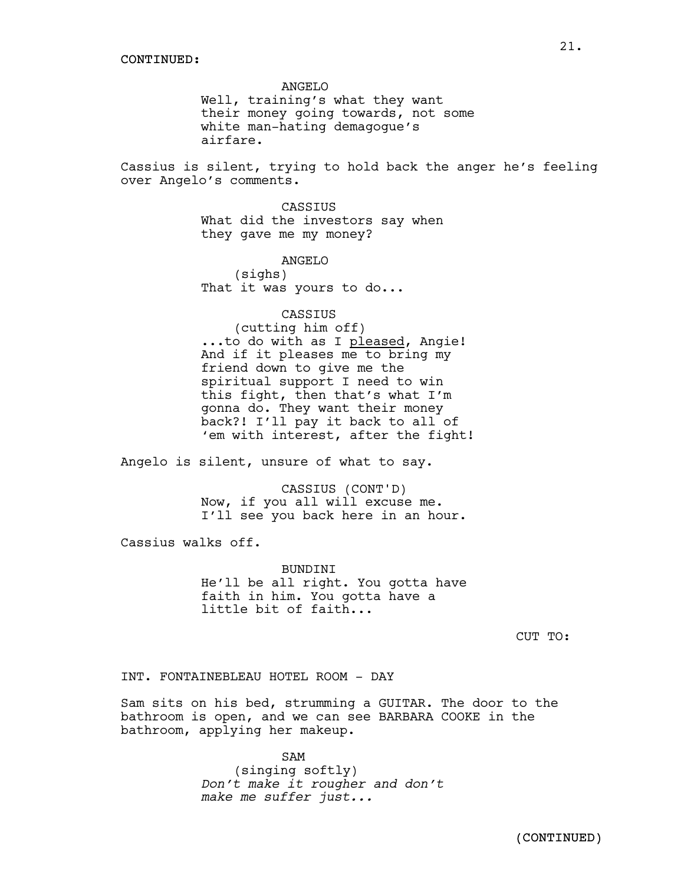CONTINUED:

ANGELO
Well, training's what they want their money going towards, not some white man-hating demagogue's airfare.

Cassius is silent, trying to hold back the anger he's feeling over Angelo's comments.

CASSIUS
What did the investors say when they gave me my money?

ANGELO
(sighs)
That it was yours to do...

CASSIUS
(cutting him off)
...to do with as I <u>pleased</u>, Angie! And if it pleases me to bring my friend down to give me the spiritual support I need to win this fight, then that's what I'm gonna do. They want their money back?! I'll pay it back to all of 'em with interest, after the fight!

Angelo is silent, unsure of what to say.

CASSIUS (CONT'D)
Now, if you all will excuse me. I'll see you back here in an hour.

Cassius walks off.

BUNDINI
He'll be all right. You gotta have faith in him. You gotta have a little bit of faith...

CUT TO:

INT. FONTAINEBLEAU HOTEL ROOM - DAY

Sam sits on his bed, strumming a GUITAR. The door to the bathroom is open, and we can see BARBARA COOKE in the bathroom, applying her makeup.

SAM
(singing softly)
*Don't make it rougher and don't make me suffer just...*

(CONTINUED)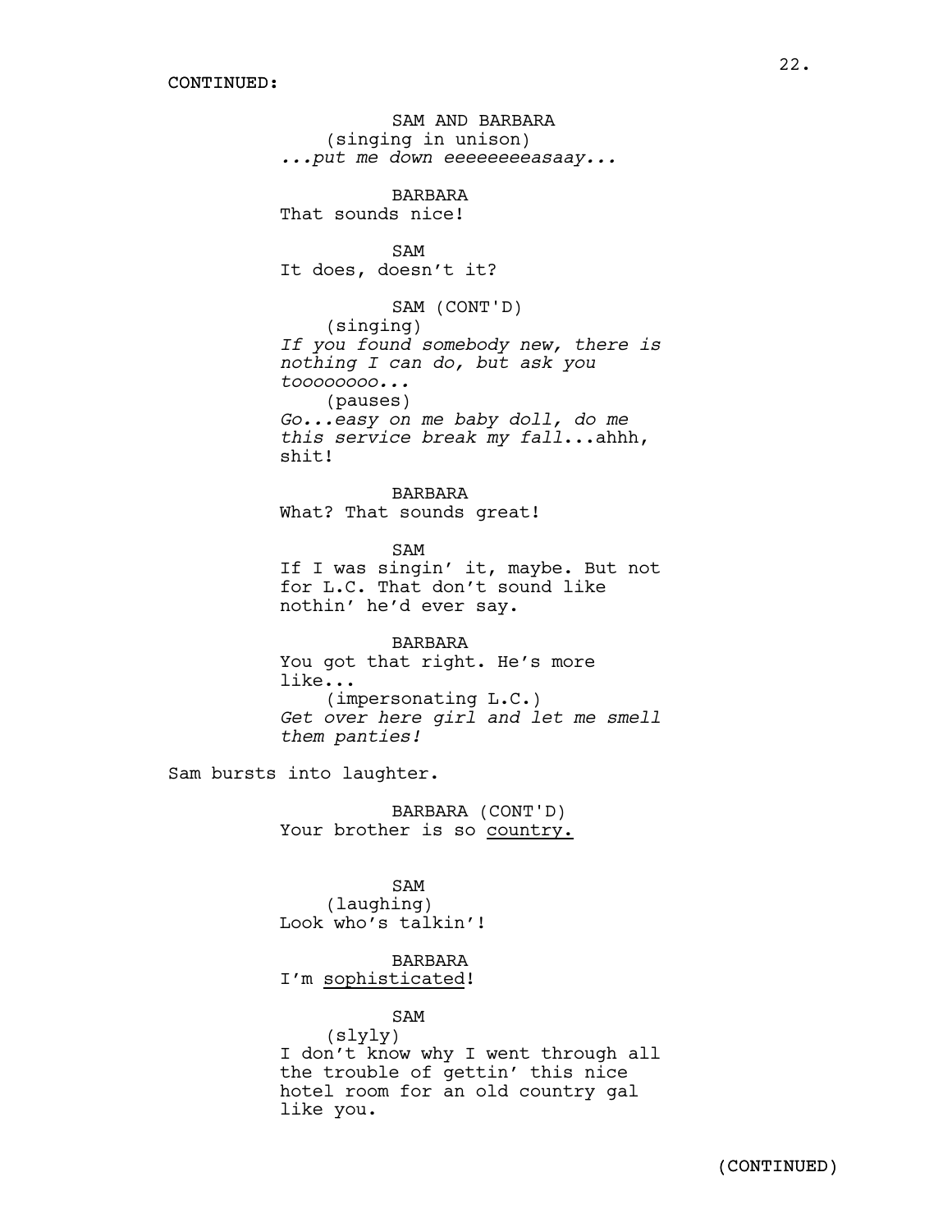CONTINUED:

SAM AND BARBARA
(singing in unison)
*...put me down eeeeeeeeasaay...*

BARBARA
That sounds nice!

SAM
It does, doesn't it?

SAM (CONT'D)
(singing)
*If you found somebody new, there is nothing I can do, but ask you toooooooo...*
(pauses)
*Go...easy on me baby doll, do me this service break my fall*...ahhh, shit!

BARBARA
What? That sounds great!

SAM
If I was singin' it, maybe. But not for L.C. That don't sound like nothin' he'd ever say.

BARBARA
You got that right. He's more like...
(impersonating L.C.)
*Get over here girl and let me smell them panties!*

Sam bursts into laughter.

BARBARA (CONT'D)
Your brother is so <u>country.</u>

SAM
(laughing)
Look who's talkin'!

BARBARA
I'm <u>sophisticated</u>!

SAM
(slyly)
I don't know why I went through all the trouble of gettin' this nice hotel room for an old country gal like you.

(CONTINUED)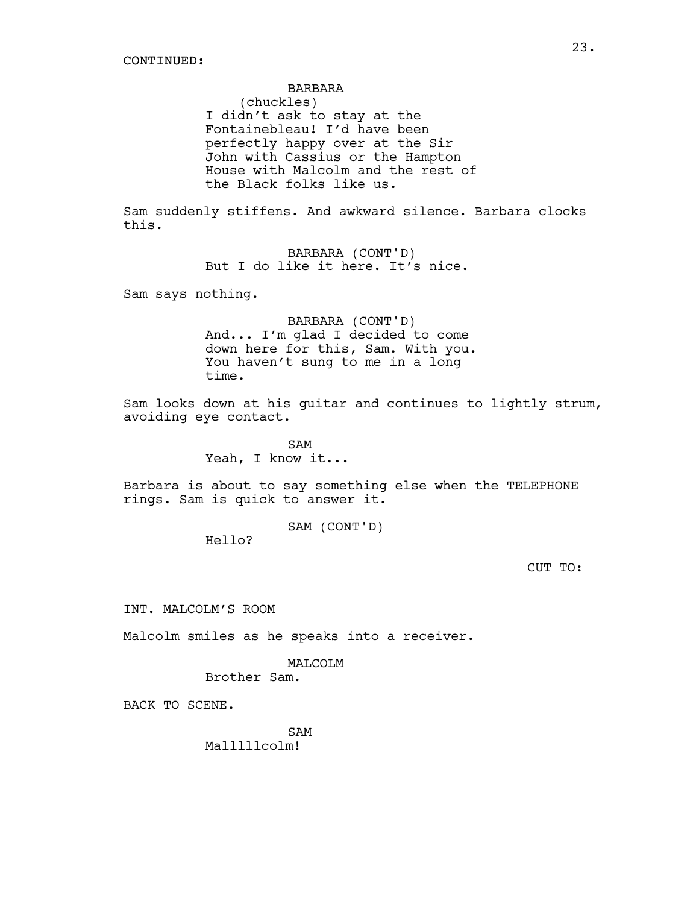CONTINUED:

BARBARA
(chuckles)
I didn't ask to stay at the Fontainebleau! I'd have been perfectly happy over at the Sir John with Cassius or the Hampton House with Malcolm and the rest of the Black folks like us.

Sam suddenly stiffens. And awkward silence. Barbara clocks this.

BARBARA (CONT'D)
But I do like it here. It's nice.

Sam says nothing.

BARBARA (CONT'D)
And... I'm glad I decided to come down here for this, Sam. With you. You haven't sung to me in a long time.

Sam looks down at his guitar and continues to lightly strum, avoiding eye contact.

SAM
Yeah, I know it...

Barbara is about to say something else when the TELEPHONE rings. Sam is quick to answer it.

SAM (CONT'D)
Hello?

CUT TO:

INT. MALCOLM'S ROOM

Malcolm smiles as he speaks into a receiver.

MALCOLM
Brother Sam.

BACK TO SCENE.

SAM
Malllllcolm!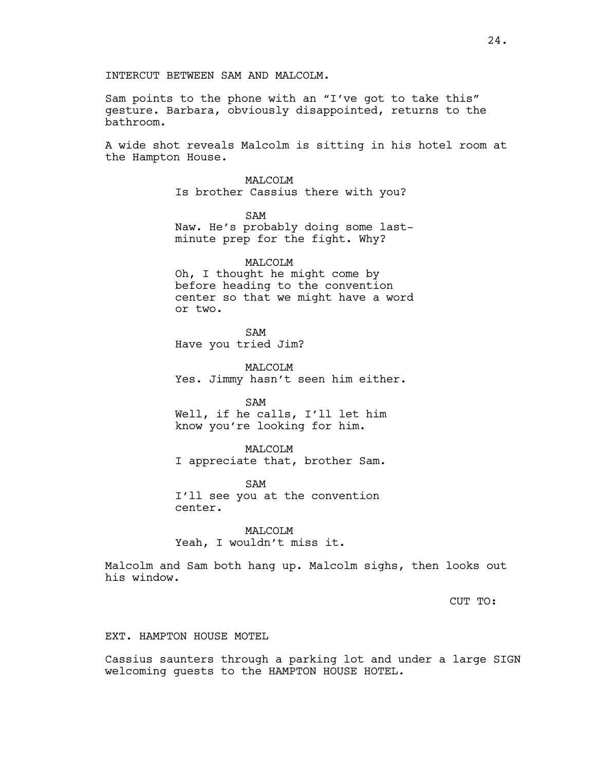INTERCUT BETWEEN SAM AND MALCOLM.

Sam points to the phone with an "I've got to take this" gesture. Barbara, obviously disappointed, returns to the bathroom.

A wide shot reveals Malcolm is sitting in his hotel room at the Hampton House.

MALCOLM
Is brother Cassius there with you?

SAM
Naw. He's probably doing some last-minute prep for the fight. Why?

MALCOLM
Oh, I thought he might come by before heading to the convention center so that we might have a word or two.

SAM
Have you tried Jim?

MALCOLM
Yes. Jimmy hasn't seen him either.

SAM
Well, if he calls, I'll let him know you're looking for him.

MALCOLM
I appreciate that, brother Sam.

SAM
I'll see you at the convention center.

MALCOLM
Yeah, I wouldn't miss it.

Malcolm and Sam both hang up. Malcolm sighs, then looks out his window.

CUT TO:

EXT. HAMPTON HOUSE MOTEL

Cassius saunters through a parking lot and under a large SIGN welcoming guests to the HAMPTON HOUSE HOTEL.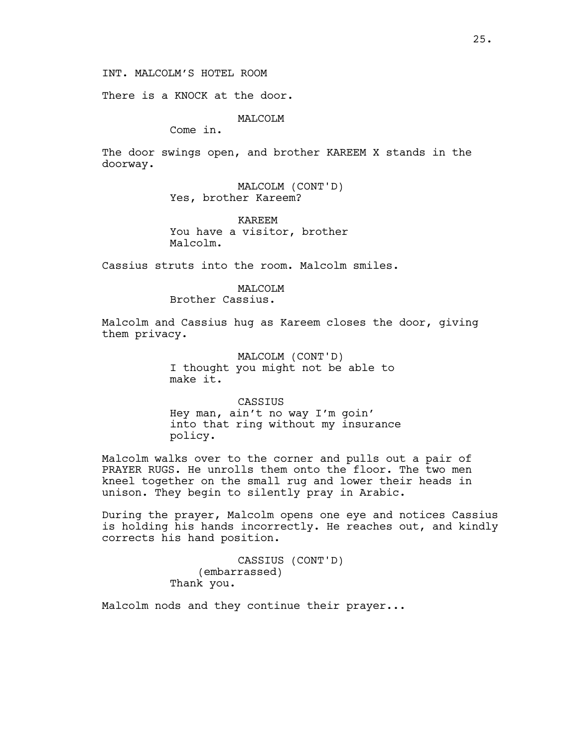INT. MALCOLM'S HOTEL ROOM

There is a KNOCK at the door.

MALCOLM
Come in.

The door swings open, and brother KAREEM X stands in the doorway.

MALCOLM (CONT'D)
Yes, brother Kareem?

KAREEM
You have a visitor, brother Malcolm.

Cassius struts into the room. Malcolm smiles.

MALCOLM
Brother Cassius.

Malcolm and Cassius hug as Kareem closes the door, giving them privacy.

MALCOLM (CONT'D)
I thought you might not be able to make it.

CASSIUS
Hey man, ain't no way I'm goin' into that ring without my insurance policy.

Malcolm walks over to the corner and pulls out a pair of PRAYER RUGS. He unrolls them onto the floor. The two men kneel together on the small rug and lower their heads in unison. They begin to silently pray in Arabic.

During the prayer, Malcolm opens one eye and notices Cassius is holding his hands incorrectly. He reaches out, and kindly corrects his hand position.

CASSIUS (CONT'D)
(embarrassed)
Thank you.

Malcolm nods and they continue their prayer...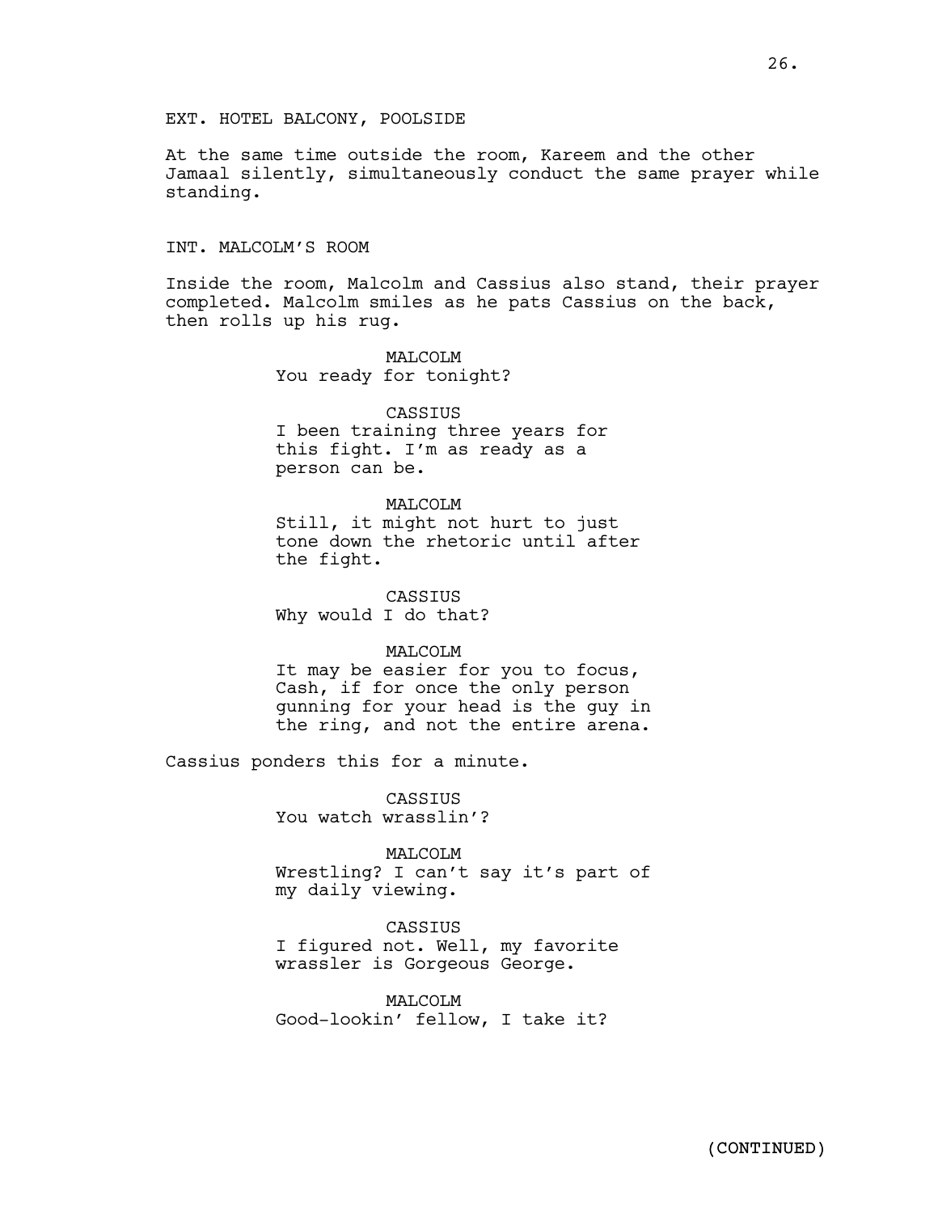EXT. HOTEL BALCONY, POOLSIDE

At the same time outside the room, Kareem and the other Jamaal silently, simultaneously conduct the same prayer while standing.

INT. MALCOLM'S ROOM

Inside the room, Malcolm and Cassius also stand, their prayer completed. Malcolm smiles as he pats Cassius on the back, then rolls up his rug.

MALCOLM
You ready for tonight?

CASSIUS
I been training three years for this fight. I'm as ready as a person can be.

MALCOLM
Still, it might not hurt to just tone down the rhetoric until after the fight.

CASSIUS
Why would I do that?

MALCOLM
It may be easier for you to focus, Cash, if for once the only person gunning for your head is the guy in the ring, and not the entire arena.

Cassius ponders this for a minute.

CASSIUS
You watch wrasslin'?

MALCOLM
Wrestling? I can't say it's part of my daily viewing.

CASSIUS
I figured not. Well, my favorite wrassler is Gorgeous George.

MALCOLM
Good-lookin' fellow, I take it?

(CONTINUED)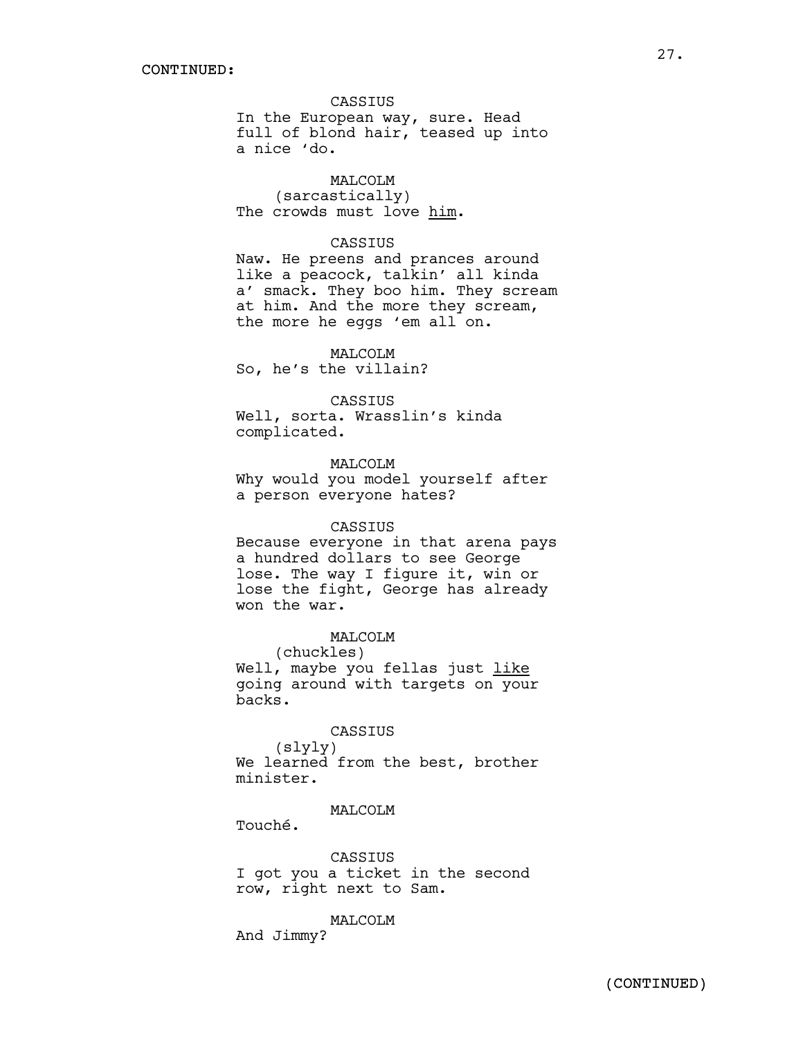CONTINUED:

CASSIUS
In the European way, sure. Head full of blond hair, teased up into a nice 'do.

MALCOLM
(sarcastically)
The crowds must love <u>him</u>.

CASSIUS
Naw. He preens and prances around like a peacock, talkin' all kinda a' smack. They boo him. They scream at him. And the more they scream, the more he eggs 'em all on.

MALCOLM
So, he's the villain?

CASSIUS
Well, sorta. Wrasslin's kinda complicated.

MALCOLM
Why would you model yourself after a person everyone hates?

CASSIUS
Because everyone in that arena pays a hundred dollars to see George lose. The way I figure it, win or lose the fight, George has already won the war.

MALCOLM
(chuckles)
Well, maybe you fellas just <u>like</u> going around with targets on your backs.

CASSIUS
(slyly)
We learned from the best, brother minister.

MALCOLM
Touché.

CASSIUS
I got you a ticket in the second row, right next to Sam.

MALCOLM
And Jimmy?

(CONTINUED)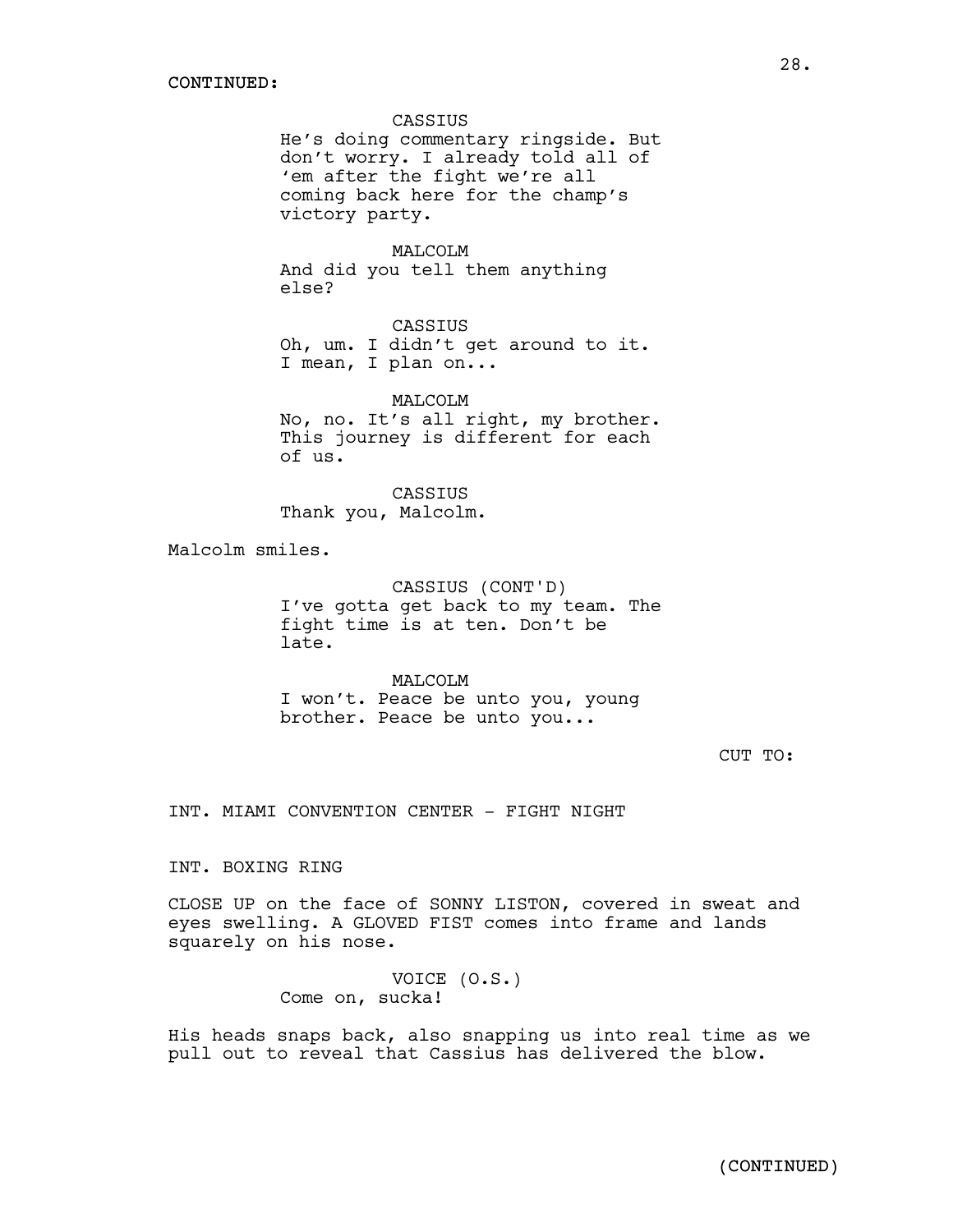CONTINUED:

CASSIUS
He's doing commentary ringside. But don't worry. I already told all of 'em after the fight we're all coming back here for the champ's victory party.

MALCOLM
And did you tell them anything else?

CASSIUS
Oh, um. I didn't get around to it. I mean, I plan on...

MALCOLM
No, no. It's all right, my brother. This journey is different for each of us.

CASSIUS
Thank you, Malcolm.

Malcolm smiles.

CASSIUS (CONT'D)
I've gotta get back to my team. The fight time is at ten. Don't be late.

MALCOLM
I won't. Peace be unto you, young brother. Peace be unto you...

CUT TO:

INT. MIAMI CONVENTION CENTER - FIGHT NIGHT

INT. BOXING RING

CLOSE UP on the face of SONNY LISTON, covered in sweat and eyes swelling. A GLOVED FIST comes into frame and lands squarely on his nose.

VOICE (O.S.)
Come on, sucka!

His heads snaps back, also snapping us into real time as we pull out to reveal that Cassius has delivered the blow.

(CONTINUED)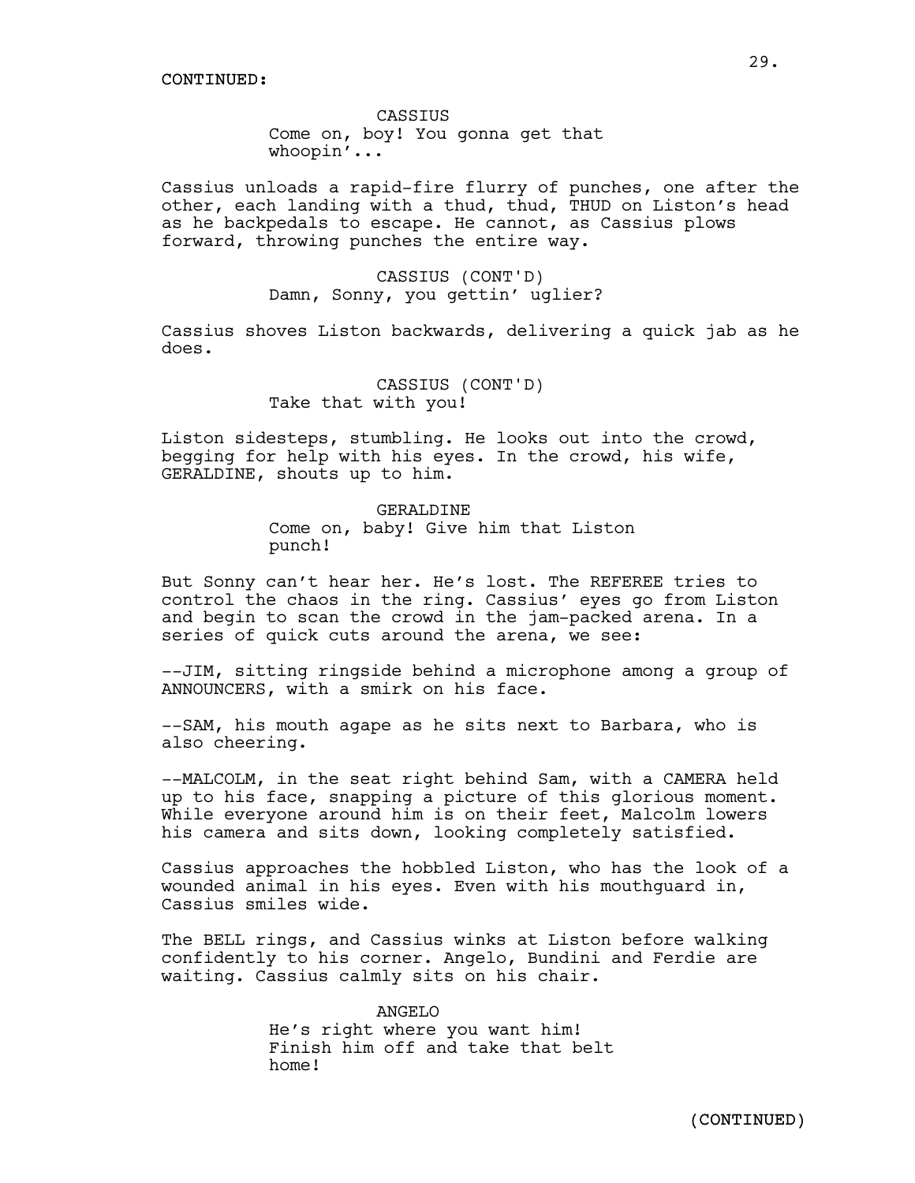CONTINUED:

CASSIUS
Come on, boy! You gonna get that whoopin'...

Cassius unloads a rapid-fire flurry of punches, one after the other, each landing with a thud, thud, THUD on Liston's head as he backpedals to escape. He cannot, as Cassius plows forward, throwing punches the entire way.

CASSIUS (CONT'D)
Damn, Sonny, you gettin' uglier?

Cassius shoves Liston backwards, delivering a quick jab as he does.

CASSIUS (CONT'D)
Take that with you!

Liston sidesteps, stumbling. He looks out into the crowd, begging for help with his eyes. In the crowd, his wife, GERALDINE, shouts up to him.

GERALDINE
Come on, baby! Give him that Liston punch!

But Sonny can't hear her. He's lost. The REFEREE tries to control the chaos in the ring. Cassius' eyes go from Liston and begin to scan the crowd in the jam-packed arena. In a series of quick cuts around the arena, we see:

--JIM, sitting ringside behind a microphone among a group of ANNOUNCERS, with a smirk on his face.

--SAM, his mouth agape as he sits next to Barbara, who is also cheering.

--MALCOLM, in the seat right behind Sam, with a CAMERA held up to his face, snapping a picture of this glorious moment. While everyone around him is on their feet, Malcolm lowers his camera and sits down, looking completely satisfied.

Cassius approaches the hobbled Liston, who has the look of a wounded animal in his eyes. Even with his mouthguard in, Cassius smiles wide.

The BELL rings, and Cassius winks at Liston before walking confidently to his corner. Angelo, Bundini and Ferdie are waiting. Cassius calmly sits on his chair.

ANGELO
He's right where you want him! Finish him off and take that belt home!

(CONTINUED)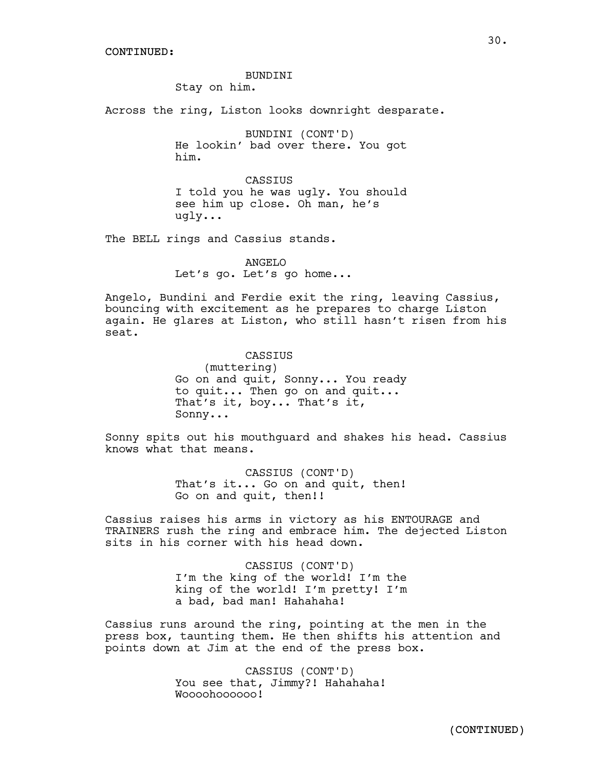CONTINUED:

BUNDINI
Stay on him.

Across the ring, Liston looks downright desparate.

BUNDINI (CONT'D)
He lookin' bad over there. You got him.

CASSIUS
I told you he was ugly. You should see him up close. Oh man, he's ugly...

The BELL rings and Cassius stands.

ANGELO
Let's go. Let's go home...

Angelo, Bundini and Ferdie exit the ring, leaving Cassius, bouncing with excitement as he prepares to charge Liston again. He glares at Liston, who still hasn't risen from his seat.

CASSIUS
(muttering)
Go on and quit, Sonny... You ready to quit... Then go on and quit... That's it, boy... That's it, Sonny...

Sonny spits out his mouthguard and shakes his head. Cassius knows what that means.

CASSIUS (CONT'D)
That's it... Go on and quit, then! Go on and quit, then!!

Cassius raises his arms in victory as his ENTOURAGE and TRAINERS rush the ring and embrace him. The dejected Liston sits in his corner with his head down.

CASSIUS (CONT'D)
I'm the king of the world! I'm the king of the world! I'm pretty! I'm a bad, bad man! Hahahaha!

Cassius runs around the ring, pointing at the men in the press box, taunting them. He then shifts his attention and points down at Jim at the end of the press box.

CASSIUS (CONT'D)
You see that, Jimmy?! Hahahaha! Woooohoooooo!

(CONTINUED)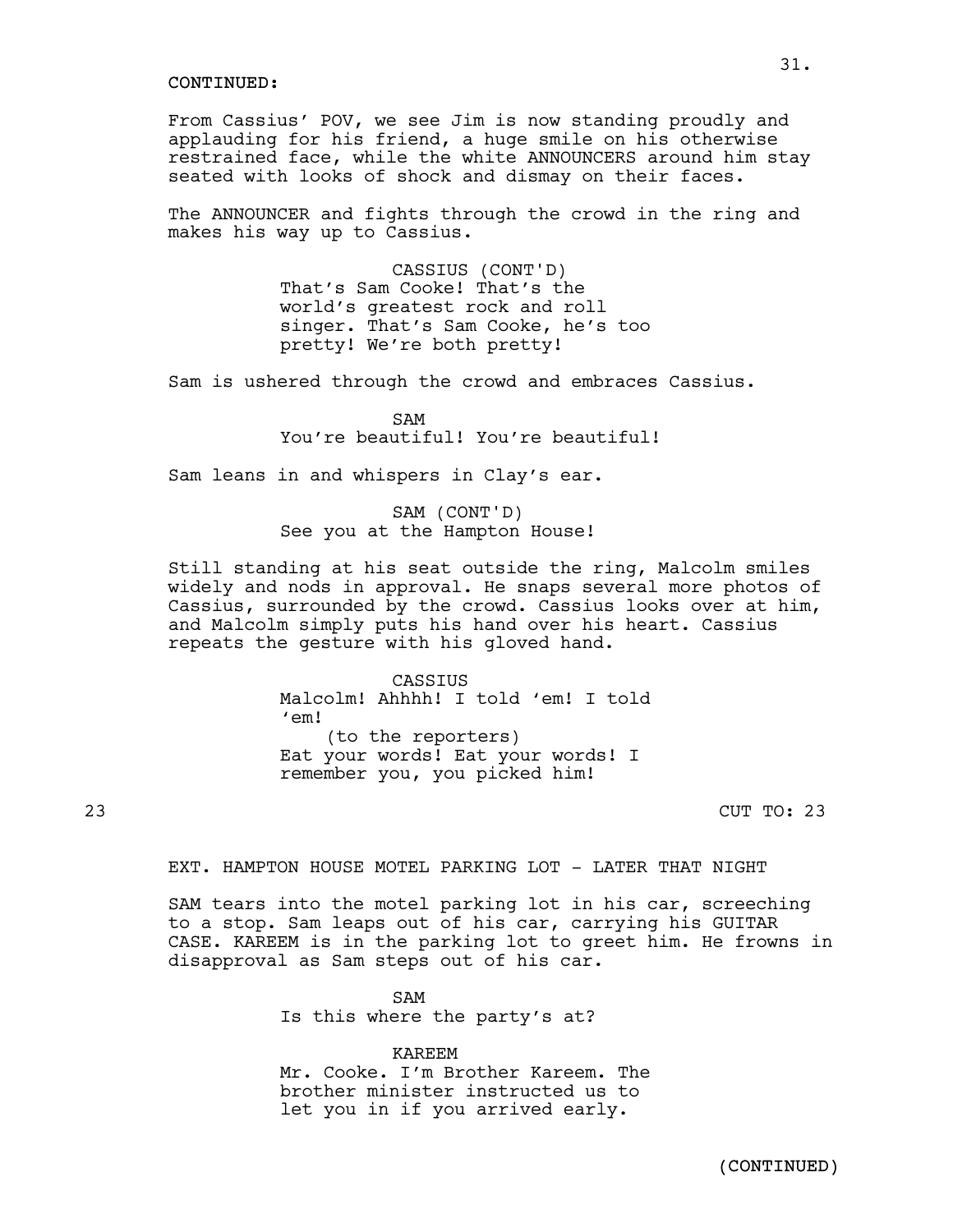CONTINUED:

From Cassius' POV, we see Jim is now standing proudly and applauding for his friend, a huge smile on his otherwise restrained face, while the white ANNOUNCERS around him stay seated with looks of shock and dismay on their faces.

The ANNOUNCER and fights through the crowd in the ring and makes his way up to Cassius.

CASSIUS (CONT'D)
That's Sam Cooke! That's the world's greatest rock and roll singer. That's Sam Cooke, he's too pretty! We're both pretty!

Sam is ushered through the crowd and embraces Cassius.

SAM
You're beautiful! You're beautiful!

Sam leans in and whispers in Clay's ear.

SAM (CONT'D)
See you at the Hampton House!

Still standing at his seat outside the ring, Malcolm smiles widely and nods in approval. He snaps several more photos of Cassius, surrounded by the crowd. Cassius looks over at him, and Malcolm simply puts his hand over his heart. Cassius repeats the gesture with his gloved hand.

CASSIUS
Malcolm! Ahhhh! I told 'em! I told 'em!
(to the reporters)
Eat your words! Eat your words! I remember you, you picked him!

23 CUT TO: 23

EXT. HAMPTON HOUSE MOTEL PARKING LOT - LATER THAT NIGHT

SAM tears into the motel parking lot in his car, screeching to a stop. Sam leaps out of his car, carrying his GUITAR CASE. KAREEM is in the parking lot to greet him. He frowns in disapproval as Sam steps out of his car.

SAM
Is this where the party's at?

KAREEM
Mr. Cooke. I'm Brother Kareem. The brother minister instructed us to let you in if you arrived early.

(CONTINUED)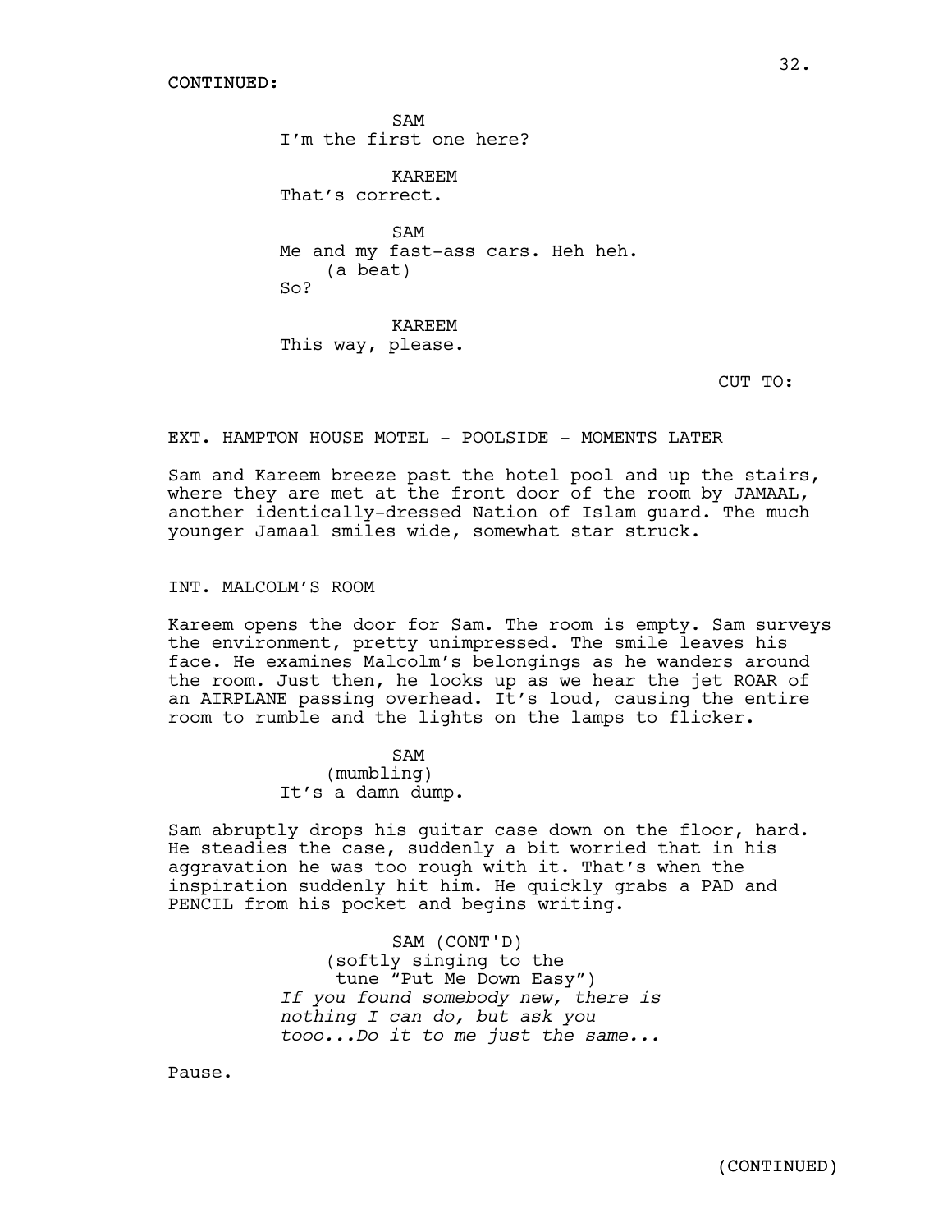CONTINUED:

SAM
I'm the first one here?

KAREEM
That's correct.

SAM
Me and my fast-ass cars. Heh heh.
(a beat)
So?

KAREEM
This way, please.

CUT TO:

EXT. HAMPTON HOUSE MOTEL - POOLSIDE - MOMENTS LATER

Sam and Kareem breeze past the hotel pool and up the stairs, where they are met at the front door of the room by JAMAAL, another identically-dressed Nation of Islam guard. The much younger Jamaal smiles wide, somewhat star struck.

INT. MALCOLM'S ROOM

Kareem opens the door for Sam. The room is empty. Sam surveys the environment, pretty unimpressed. The smile leaves his face. He examines Malcolm's belongings as he wanders around the room. Just then, he looks up as we hear the jet ROAR of an AIRPLANE passing overhead. It's loud, causing the entire room to rumble and the lights on the lamps to flicker.

SAM
(mumbling)
It's a damn dump.

Sam abruptly drops his guitar case down on the floor, hard. He steadies the case, suddenly a bit worried that in his aggravation he was too rough with it. That's when the inspiration suddenly hit him. He quickly grabs a PAD and PENCIL from his pocket and begins writing.

SAM (CONT'D)
(softly singing to the tune "Put Me Down Easy")
*If you found somebody new, there is nothing I can do, but ask you tooo...Do it to me just the same...*

Pause.

(CONTINUED)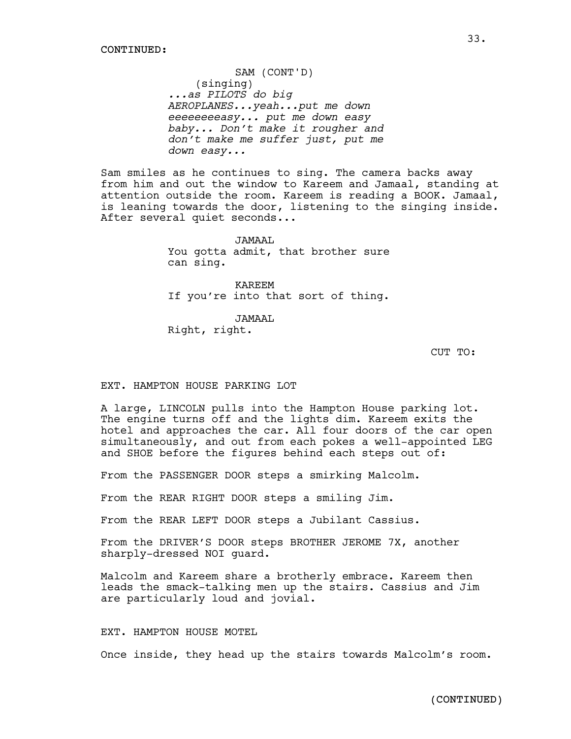CONTINUED:

SAM (CONT'D)
(singing)
*...as PILOTS do big AEROPLANES...yeah...put me down eeeeeeeeasy... put me down easy baby... Don't make it rougher and don't make me suffer just, put me down easy...*

Sam smiles as he continues to sing. The camera backs away from him and out the window to Kareem and Jamaal, standing at attention outside the room. Kareem is reading a BOOK. Jamaal, is leaning towards the door, listening to the singing inside. After several quiet seconds...

JAMAAL
You gotta admit, that brother sure can sing.

KAREEM
If you're into that sort of thing.

JAMAAL
Right, right.

CUT TO:

EXT. HAMPTON HOUSE PARKING LOT

A large, LINCOLN pulls into the Hampton House parking lot. The engine turns off and the lights dim. Kareem exits the hotel and approaches the car. All four doors of the car open simultaneously, and out from each pokes a well-appointed LEG and SHOE before the figures behind each steps out of:

From the PASSENGER DOOR steps a smirking Malcolm.

From the REAR RIGHT DOOR steps a smiling Jim.

From the REAR LEFT DOOR steps a Jubilant Cassius.

From the DRIVER'S DOOR steps BROTHER JEROME 7X, another sharply-dressed NOI guard.

Malcolm and Kareem share a brotherly embrace. Kareem then leads the smack-talking men up the stairs. Cassius and Jim are particularly loud and jovial.

EXT. HAMPTON HOUSE MOTEL

Once inside, they head up the stairs towards Malcolm's room.

(CONTINUED)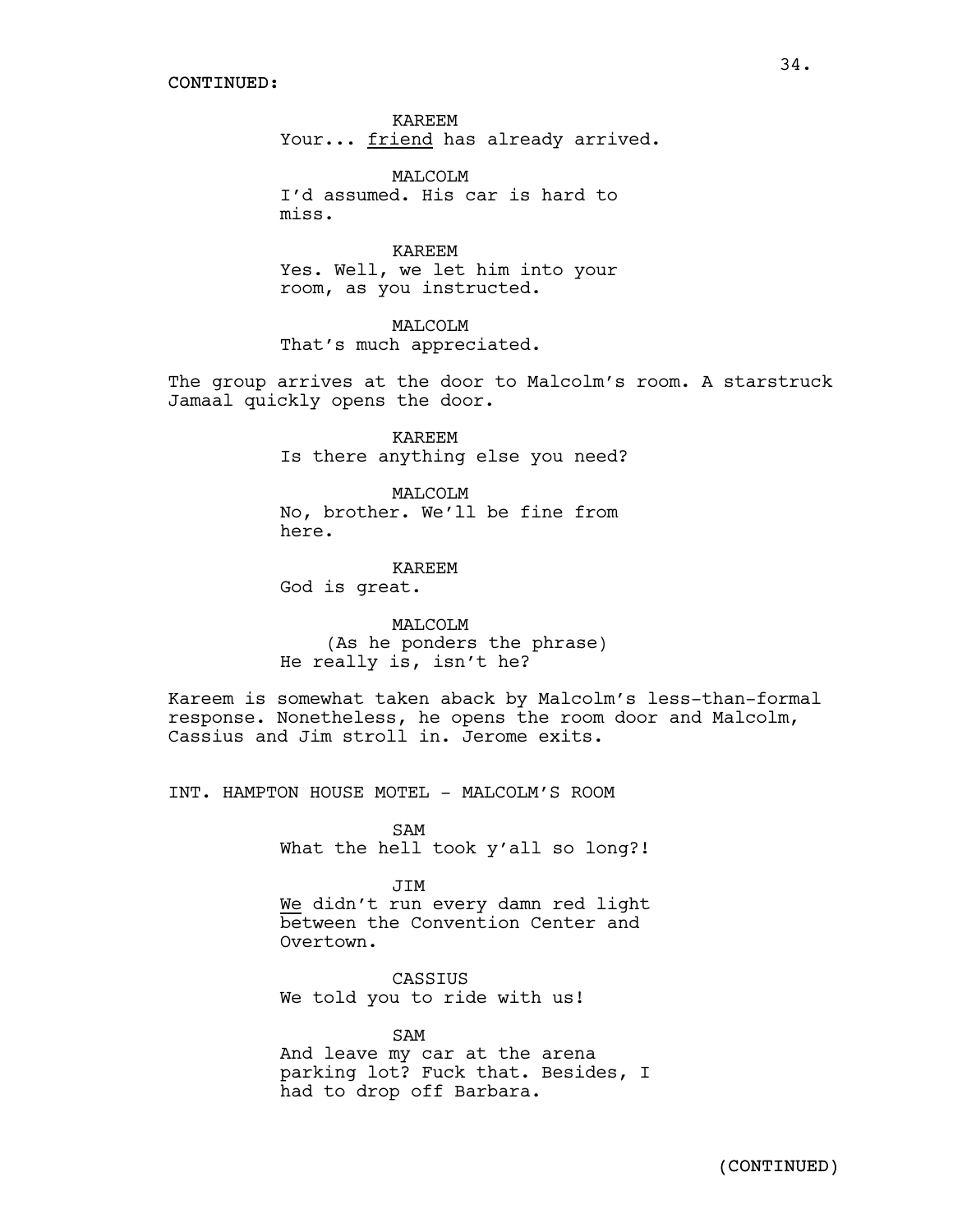CONTINUED:

KAREEM
Your... <u>friend</u> has already arrived.

MALCOLM
I'd assumed. His car is hard to miss.

KAREEM
Yes. Well, we let him into your room, as you instructed.

MALCOLM
That's much appreciated.

The group arrives at the door to Malcolm's room. A starstruck Jamaal quickly opens the door.

KAREEM
Is there anything else you need?

MALCOLM
No, brother. We'll be fine from here.

KAREEM
God is great.

MALCOLM
(As he ponders the phrase)
He really is, isn't he?

Kareem is somewhat taken aback by Malcolm's less-than-formal response. Nonetheless, he opens the room door and Malcolm, Cassius and Jim stroll in. Jerome exits.

INT. HAMPTON HOUSE MOTEL - MALCOLM'S ROOM

SAM
What the hell took y'all so long?!

JIM
<u>We</u> didn't run every damn red light between the Convention Center and Overtown.

CASSIUS
We told you to ride with us!

SAM
And leave my car at the arena parking lot? Fuck that. Besides, I had to drop off Barbara.

(CONTINUED)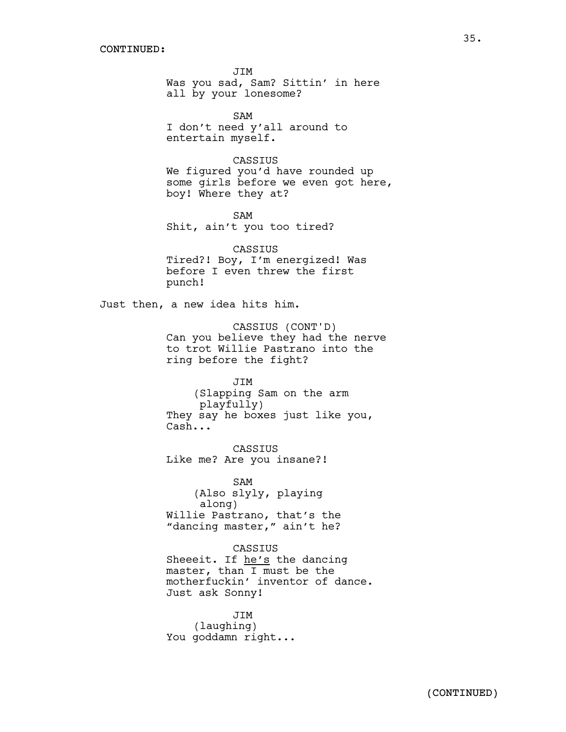CONTINUED:

JIM
Was you sad, Sam? Sittin' in here all by your lonesome?

SAM
I don't need y'all around to entertain myself.

CASSIUS
We figured you'd have rounded up some girls before we even got here, boy! Where they at?

SAM
Shit, ain't you too tired?

CASSIUS
Tired?! Boy, I'm energized! Was before I even threw the first punch!

Just then, a new idea hits him.

CASSIUS (CONT'D)
Can you believe they had the nerve to trot Willie Pastrano into the ring before the fight?

JIM
(Slapping Sam on the arm playfully)
They say he boxes just like you, Cash...

CASSIUS
Like me? Are you insane?!

SAM
(Also slyly, playing along)
Willie Pastrano, that's the "dancing master," ain't he?

CASSIUS
Sheeeit. If <u>he's</u> the dancing master, than I must be the motherfuckin' inventor of dance. Just ask Sonny!

JIM
(laughing)
You goddamn right...

(CONTINUED)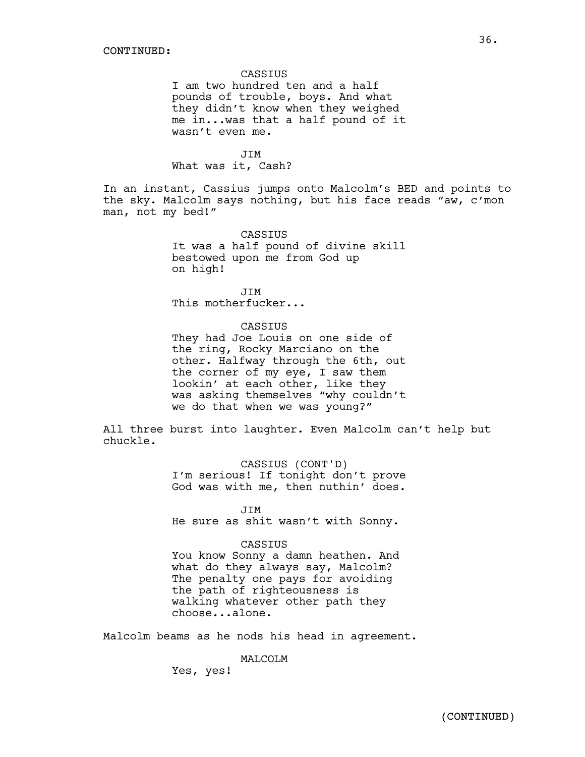CONTINUED:

CASSIUS
I am two hundred ten and a half pounds of trouble, boys. And what they didn't know when they weighed me in...was that a half pound of it wasn't even me.

JIM
What was it, Cash?

In an instant, Cassius jumps onto Malcolm's BED and points to the sky. Malcolm says nothing, but his face reads "aw, c'mon man, not my bed!"

CASSIUS
It was a half pound of divine skill bestowed upon me from God up on high!

JIM
This motherfucker...

CASSIUS
They had Joe Louis on one side of the ring, Rocky Marciano on the other. Halfway through the 6th, out the corner of my eye, I saw them lookin' at each other, like they was asking themselves "why couldn't we do that when we was young?"

All three burst into laughter. Even Malcolm can't help but chuckle.

CASSIUS (CONT'D)
I'm serious! If tonight don't prove God was with me, then nuthin' does.

JIM
He sure as shit wasn't with Sonny.

CASSIUS
You know Sonny a damn heathen. And what do they always say, Malcolm? The penalty one pays for avoiding the path of righteousness is walking whatever other path they choose...alone.

Malcolm beams as he nods his head in agreement.

MALCOLM
Yes, yes!

(CONTINUED)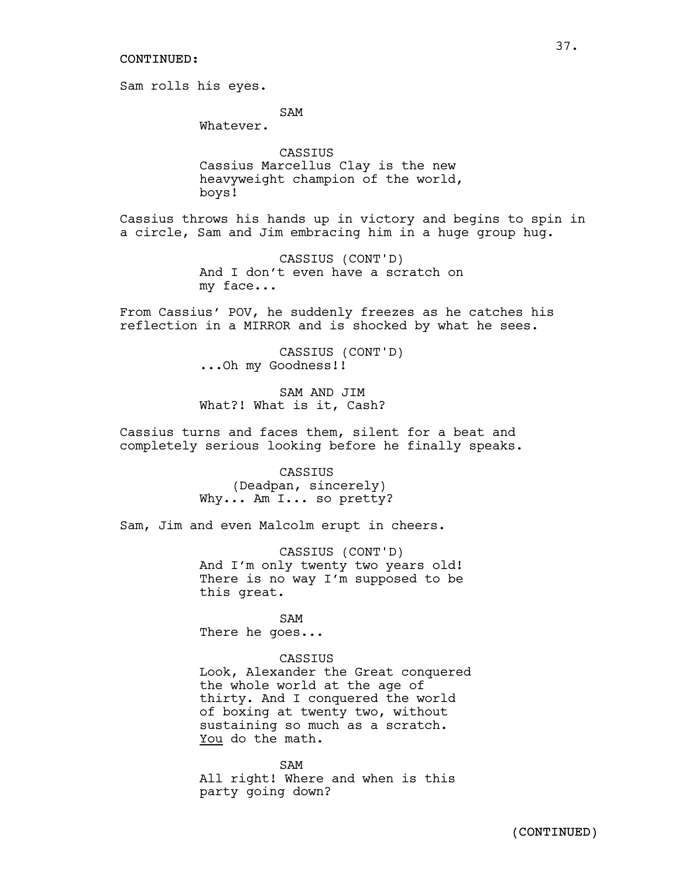CONTINUED:

Sam rolls his eyes.

SAM
Whatever.

CASSIUS
Cassius Marcellus Clay is the new heavyweight champion of the world, boys!

Cassius throws his hands up in victory and begins to spin in a circle, Sam and Jim embracing him in a huge group hug.

CASSIUS (CONT'D)
And I don't even have a scratch on my face...

From Cassius' POV, he suddenly freezes as he catches his reflection in a MIRROR and is shocked by what he sees.

CASSIUS (CONT'D)
...Oh my Goodness!!

SAM AND JIM
What?! What is it, Cash?

Cassius turns and faces them, silent for a beat and completely serious looking before he finally speaks.

CASSIUS
(Deadpan, sincerely)
Why... Am I... so pretty?

Sam, Jim and even Malcolm erupt in cheers.

CASSIUS (CONT'D)
And I'm only twenty two years old! There is no way I'm supposed to be this great.

SAM
There he goes...

CASSIUS
Look, Alexander the Great conquered the whole world at the age of thirty. And I conquered the world of boxing at twenty two, without sustaining so much as a scratch. <u>You</u> do the math.

SAM
All right! Where and when is this party going down?

(CONTINUED)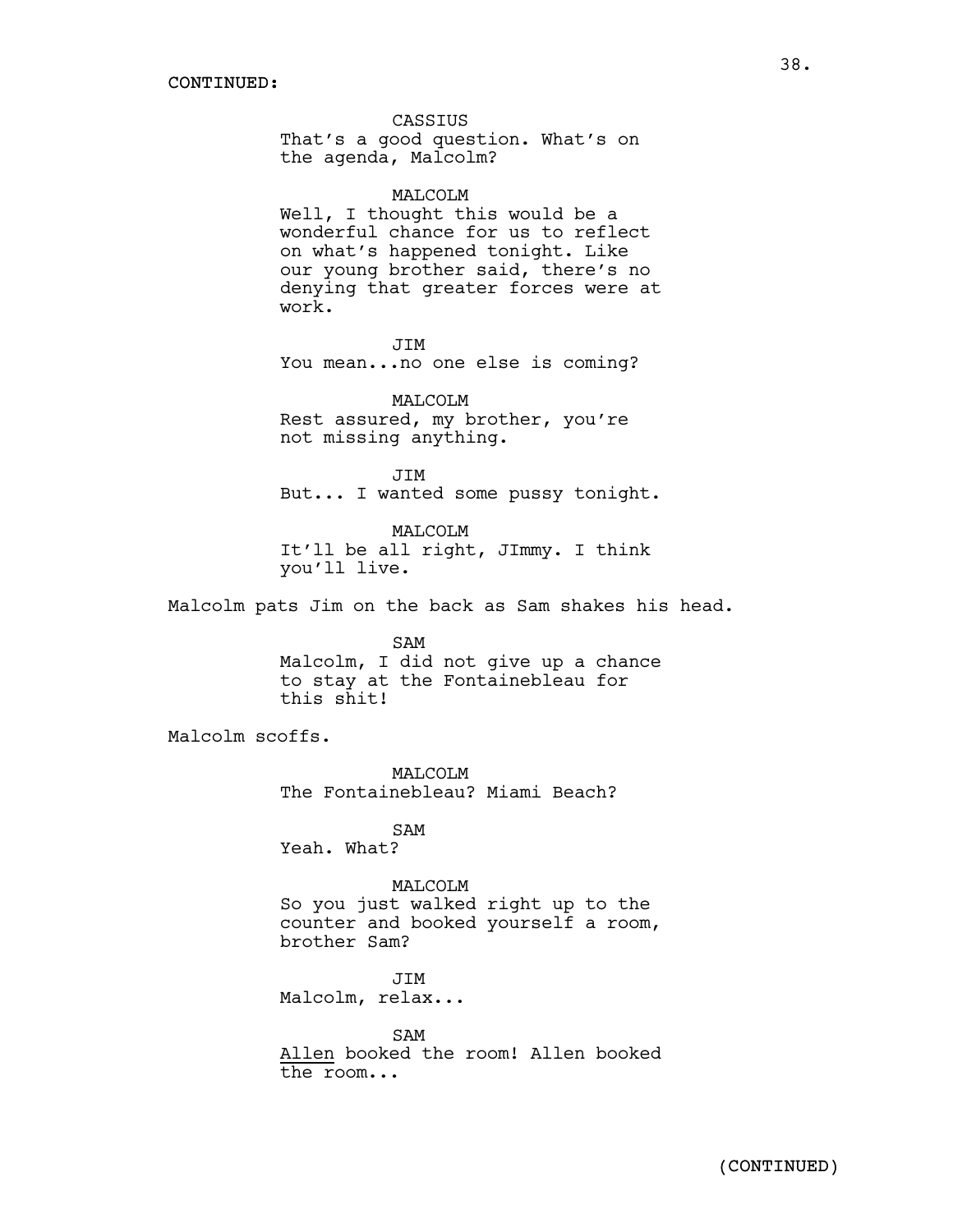CONTINUED:

CASSIUS
That's a good question. What's on the agenda, Malcolm?

MALCOLM
Well, I thought this would be a wonderful chance for us to reflect on what's happened tonight. Like our young brother said, there's no denying that greater forces were at work.

JIM
You mean...no one else is coming?

MALCOLM
Rest assured, my brother, you're not missing anything.

JIM
But... I wanted some pussy tonight.

MALCOLM
It'll be all right, JImmy. I think you'll live.

Malcolm pats Jim on the back as Sam shakes his head.

SAM
Malcolm, I did not give up a chance to stay at the Fontainebleau for this shit!

Malcolm scoffs.

MALCOLM
The Fontainebleau? Miami Beach?

SAM
Yeah. What?

MALCOLM
So you just walked right up to the counter and booked yourself a room, brother Sam?

JIM
Malcolm, relax...

SAM
<u>Allen</u> booked the room! Allen booked the room...

(CONTINUED)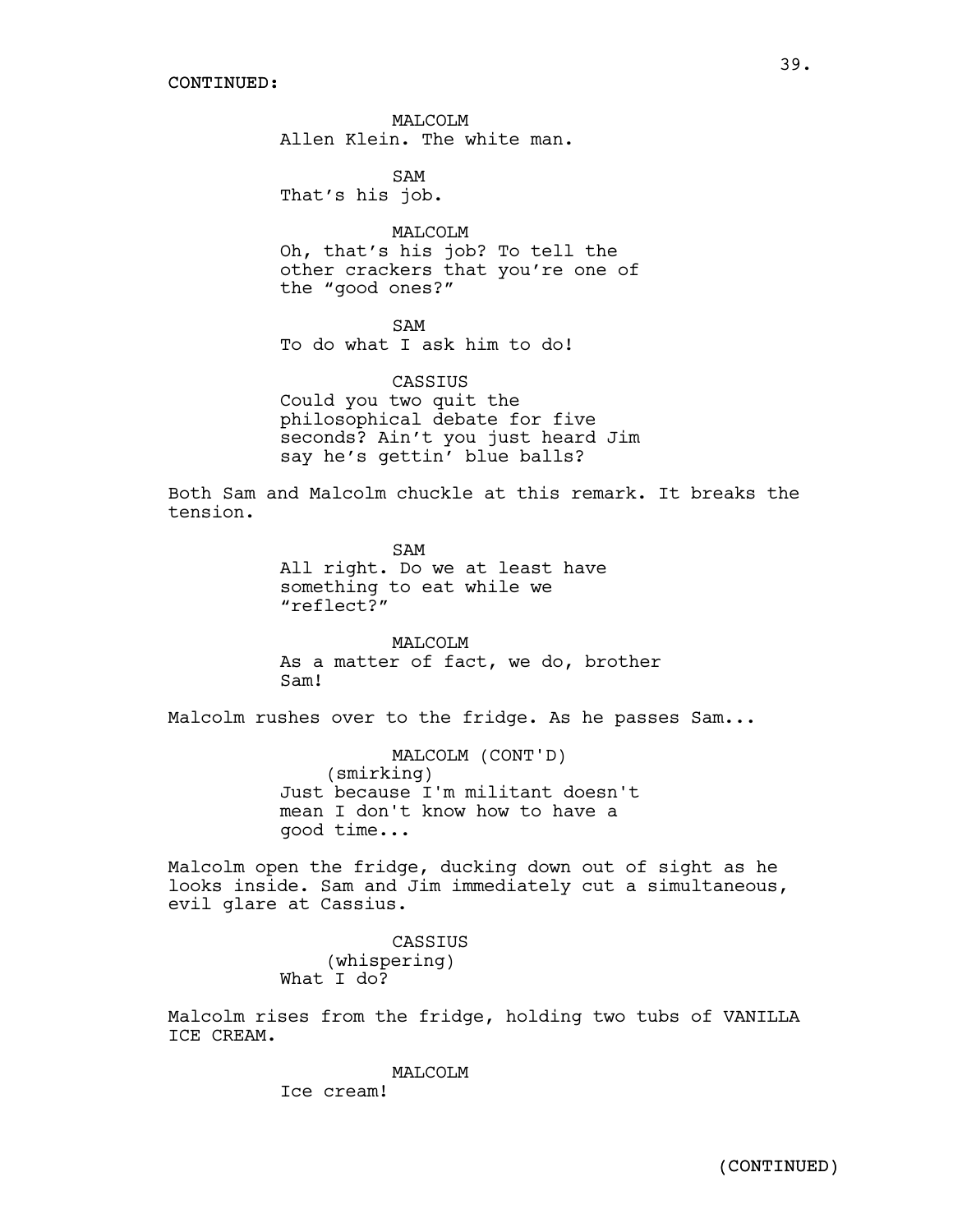CONTINUED:

MALCOLM
Allen Klein. The white man.

SAM
That's his job.

MALCOLM
Oh, that's his job? To tell the other crackers that you're one of the "good ones?"

SAM
To do what I ask him to do!

CASSIUS
Could you two quit the philosophical debate for five seconds? Ain't you just heard Jim say he's gettin' blue balls?

Both Sam and Malcolm chuckle at this remark. It breaks the tension.

SAM
All right. Do we at least have something to eat while we "reflect?"

MALCOLM
As a matter of fact, we do, brother Sam!

Malcolm rushes over to the fridge. As he passes Sam...

MALCOLM (CONT'D)
(smirking)
Just because I'm militant doesn't mean I don't know how to have a good time...

Malcolm open the fridge, ducking down out of sight as he looks inside. Sam and Jim immediately cut a simultaneous, evil glare at Cassius.

CASSIUS
(whispering)
What I do?

Malcolm rises from the fridge, holding two tubs of VANILLA ICE CREAM.

MALCOLM
Ice cream!

(CONTINUED)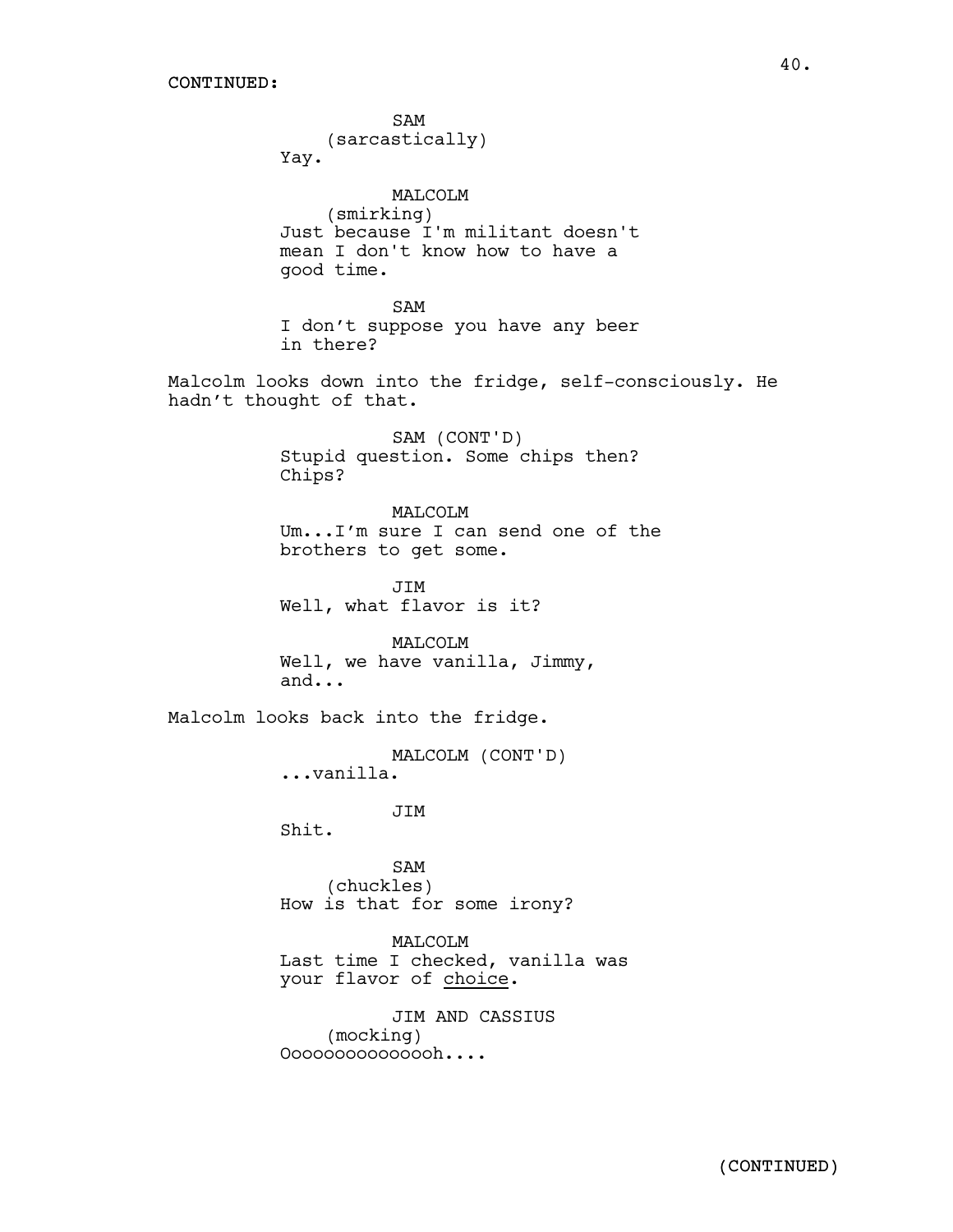CONTINUED:

SAM
(sarcastically)
Yay.

MALCOLM
(smirking)
Just because I'm militant doesn't mean I don't know how to have a good time.

SAM
I don't suppose you have any beer in there?

Malcolm looks down into the fridge, self-consciously. He hadn't thought of that.

SAM (CONT'D)
Stupid question. Some chips then? Chips?

MALCOLM
Um...I'm sure I can send one of the brothers to get some.

JIM
Well, what flavor is it?

MALCOLM
Well, we have vanilla, Jimmy, and...

Malcolm looks back into the fridge.

MALCOLM (CONT'D)
...vanilla.

JIM
Shit.

SAM
(chuckles)
How is that for some irony?

MALCOLM
Last time I checked, vanilla was your flavor of <u>choice</u>.

JIM AND CASSIUS
(mocking)
Ooooooooooooooh....

(CONTINUED)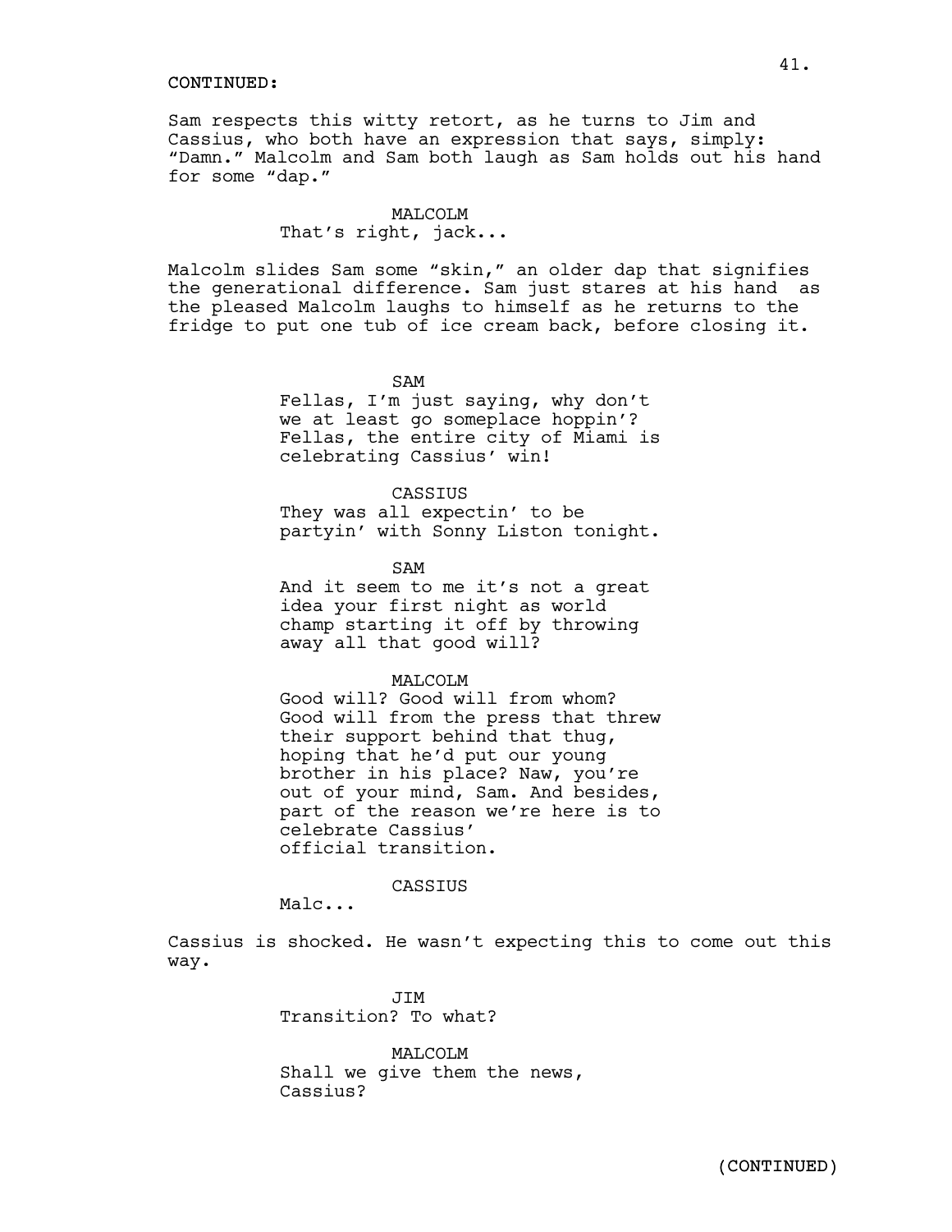CONTINUED:

Sam respects this witty retort, as he turns to Jim and Cassius, who both have an expression that says, simply: “Damn.” Malcolm and Sam both laugh as Sam holds out his hand for some “dap.”

MALCOLM
That’s right, jack...

Malcolm slides Sam some “skin,” an older dap that signifies the generational difference. Sam just stares at his hand as the pleased Malcolm laughs to himself as he returns to the fridge to put one tub of ice cream back, before closing it.

SAM
Fellas, I’m just saying, why don’t we at least go someplace hoppin’? Fellas, the entire city of Miami is celebrating Cassius’ win!

CASSIUS
They was all expectin’ to be partyin’ with Sonny Liston tonight.

SAM
And it seem to me it’s not a great idea your first night as world champ starting it off by throwing away all that good will?

MALCOLM
Good will? Good will from whom? Good will from the press that threw their support behind that thug, hoping that he’d put our young brother in his place? Naw, you’re out of your mind, Sam. And besides, part of the reason we’re here is to celebrate Cassius’ official transition.

CASSIUS
Malc...

Cassius is shocked. He wasn’t expecting this to come out this way.

JIM
Transition? To what?

MALCOLM
Shall we give them the news, Cassius?

(CONTINUED)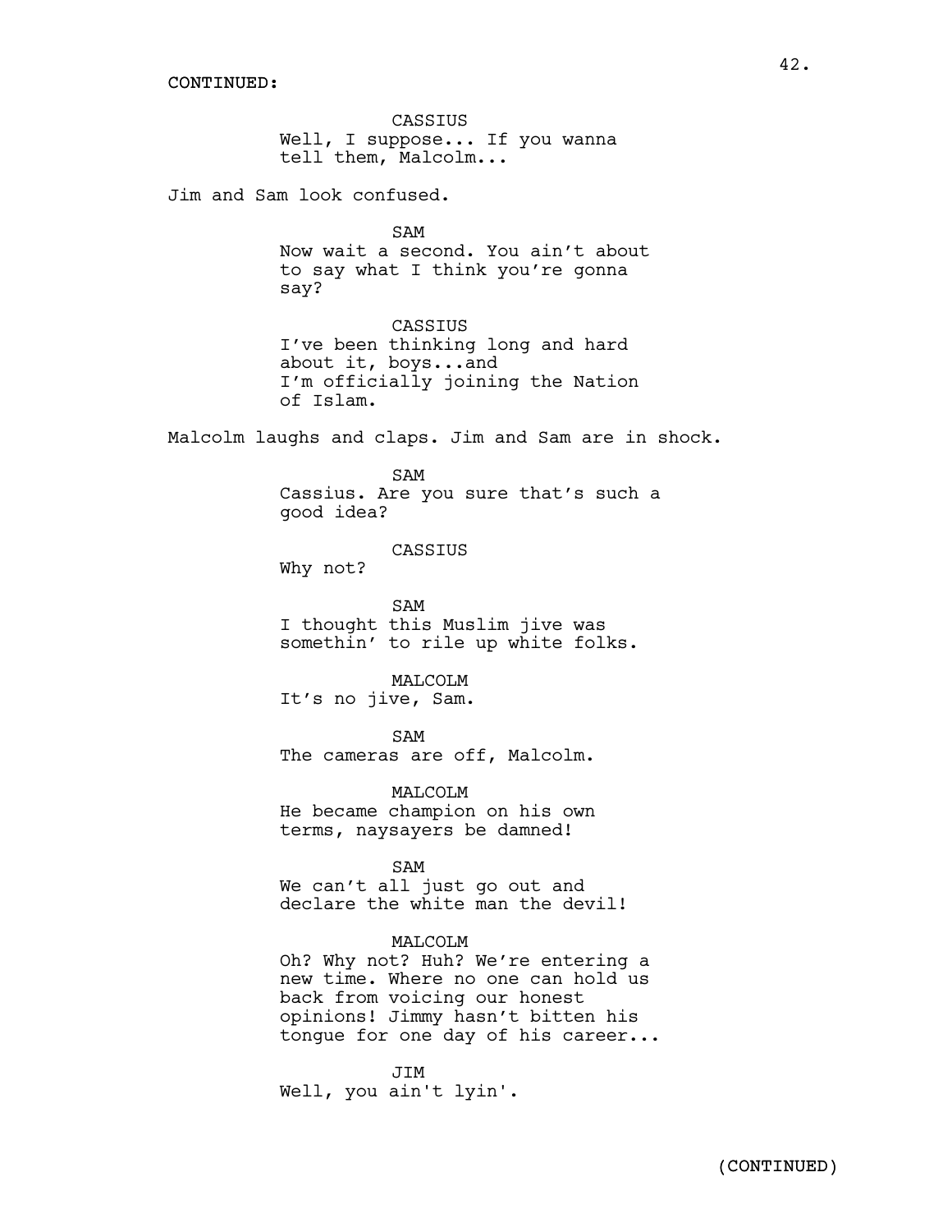CONTINUED:

CASSIUS
Well, I suppose... If you wanna tell them, Malcolm...

Jim and Sam look confused.

SAM
Now wait a second. You ain't about to say what I think you're gonna say?

CASSIUS
I've been thinking long and hard about it, boys...and I'm officially joining the Nation of Islam.

Malcolm laughs and claps. Jim and Sam are in shock.

SAM
Cassius. Are you sure that's such a good idea?

CASSIUS
Why not?

SAM
I thought this Muslim jive was somethin' to rile up white folks.

MALCOLM
It's no jive, Sam.

SAM
The cameras are off, Malcolm.

MALCOLM
He became champion on his own terms, naysayers be damned!

SAM
We can't all just go out and declare the white man the devil!

MALCOLM
Oh? Why not? Huh? We're entering a new time. Where no one can hold us back from voicing our honest opinions! Jimmy hasn't bitten his tongue for one day of his career...

JIM
Well, you ain't lyin'.

(CONTINUED)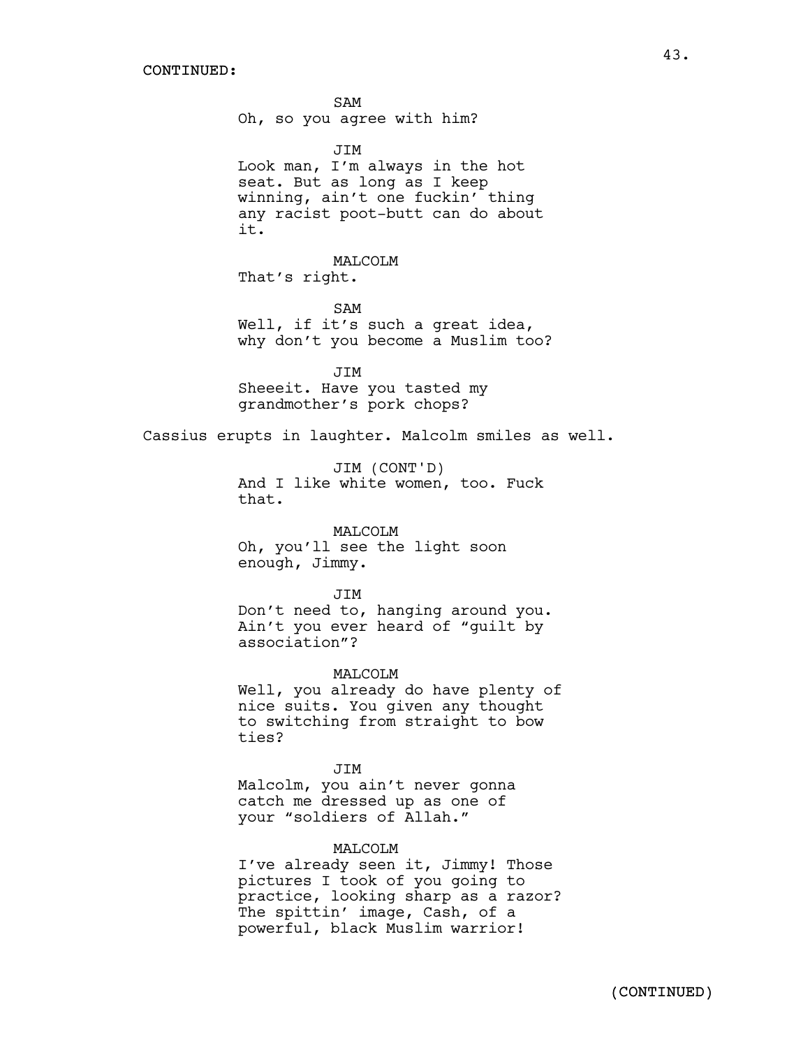CONTINUED:

SAM
Oh, so you agree with him?

JIM
Look man, I'm always in the hot seat. But as long as I keep winning, ain't one fuckin' thing any racist poot-butt can do about it.

MALCOLM
That's right.

SAM
Well, if it's such a great idea, why don't you become a Muslim too?

JIM
Sheeeit. Have you tasted my grandmother's pork chops?

Cassius erupts in laughter. Malcolm smiles as well.

JIM (CONT'D)
And I like white women, too. Fuck that.

MALCOLM
Oh, you'll see the light soon enough, Jimmy.

JIM
Don't need to, hanging around you. Ain't you ever heard of "guilt by association"?

MALCOLM
Well, you already do have plenty of nice suits. You given any thought to switching from straight to bow ties?

JIM
Malcolm, you ain't never gonna catch me dressed up as one of your "soldiers of Allah."

MALCOLM
I've already seen it, Jimmy! Those pictures I took of you going to practice, looking sharp as a razor? The spittin' image, Cash, of a powerful, black Muslim warrior!

(CONTINUED)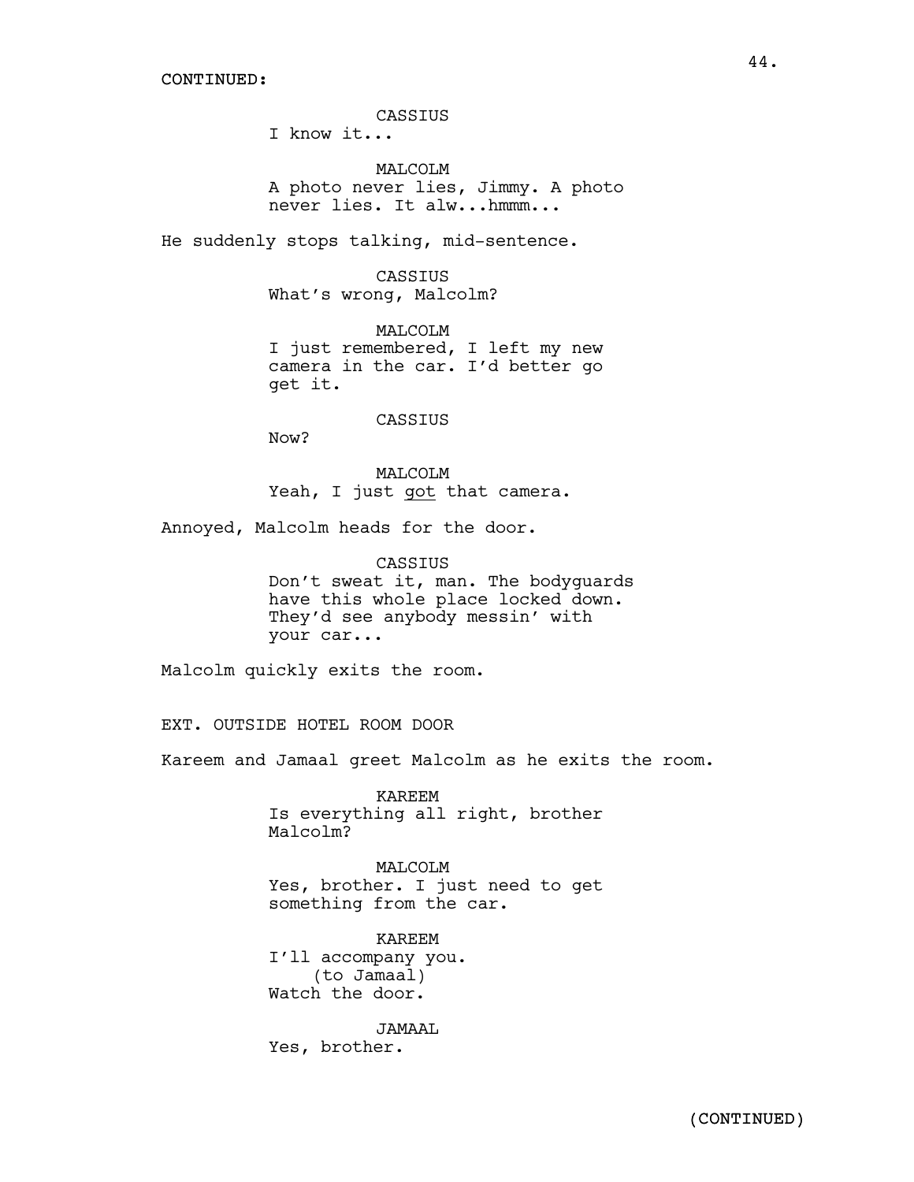CONTINUED:

CASSIUS
I know it...

MALCOLM
A photo never lies, Jimmy. A photo never lies. It alw...hmmm...

He suddenly stops talking, mid-sentence.

CASSIUS
What's wrong, Malcolm?

MALCOLM
I just remembered, I left my new camera in the car. I'd better go get it.

CASSIUS
Now?

MALCOLM
Yeah, I just <u>got</u> that camera.

Annoyed, Malcolm heads for the door.

CASSIUS
Don't sweat it, man. The bodyguards have this whole place locked down. They'd see anybody messin' with your car...

Malcolm quickly exits the room.

EXT. OUTSIDE HOTEL ROOM DOOR

Kareem and Jamaal greet Malcolm as he exits the room.

KAREEM
Is everything all right, brother Malcolm?

MALCOLM
Yes, brother. I just need to get something from the car.

KAREEM
I'll accompany you.
(to Jamaal)
Watch the door.

JAMAAL
Yes, brother.

(CONTINUED)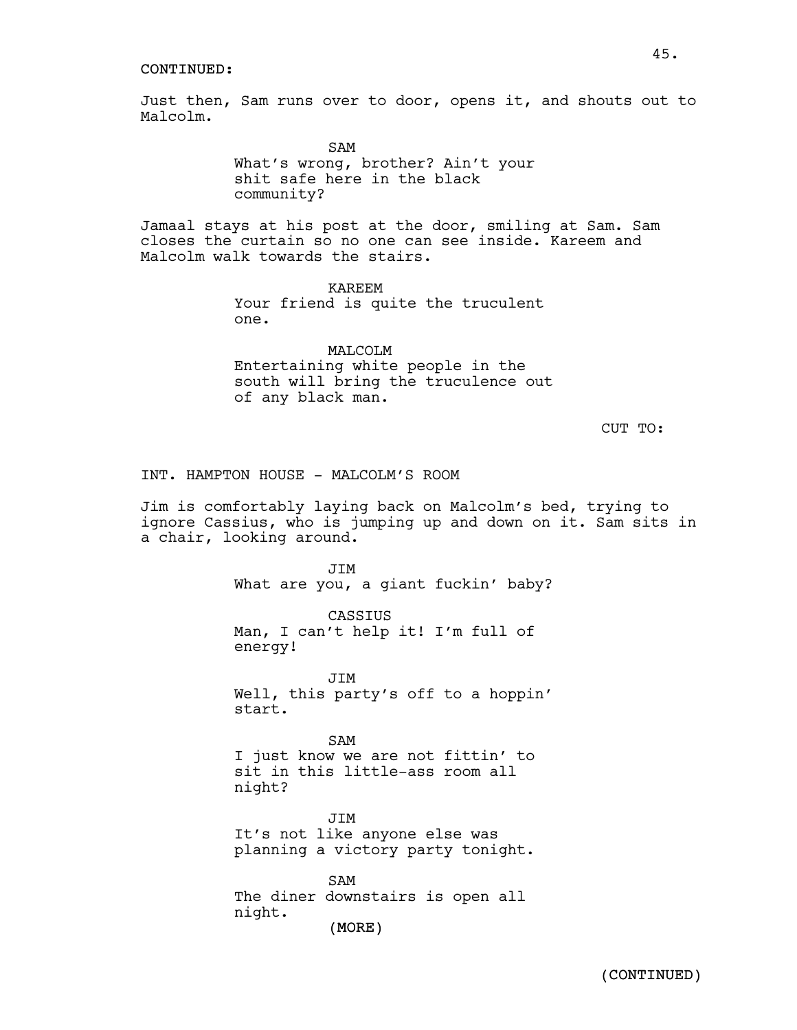CONTINUED:

Just then, Sam runs over to door, opens it, and shouts out to Malcolm.

SAM
What's wrong, brother? Ain't your shit safe here in the black community?

Jamaal stays at his post at the door, smiling at Sam. Sam closes the curtain so no one can see inside. Kareem and Malcolm walk towards the stairs.

KAREEM
Your friend is quite the truculent one.

MALCOLM
Entertaining white people in the south will bring the truculence out of any black man.

CUT TO:

INT. HAMPTON HOUSE - MALCOLM'S ROOM

Jim is comfortably laying back on Malcolm's bed, trying to ignore Cassius, who is jumping up and down on it. Sam sits in a chair, looking around.

JIM
What are you, a giant fuckin' baby?

CASSIUS
Man, I can't help it! I'm full of energy!

JIM
Well, this party's off to a hoppin' start.

SAM
I just know we are not fittin' to sit in this little-ass room all night?

JIM
It's not like anyone else was planning a victory party tonight.

SAM
The diner downstairs is open all night.
(MORE)

(CONTINUED)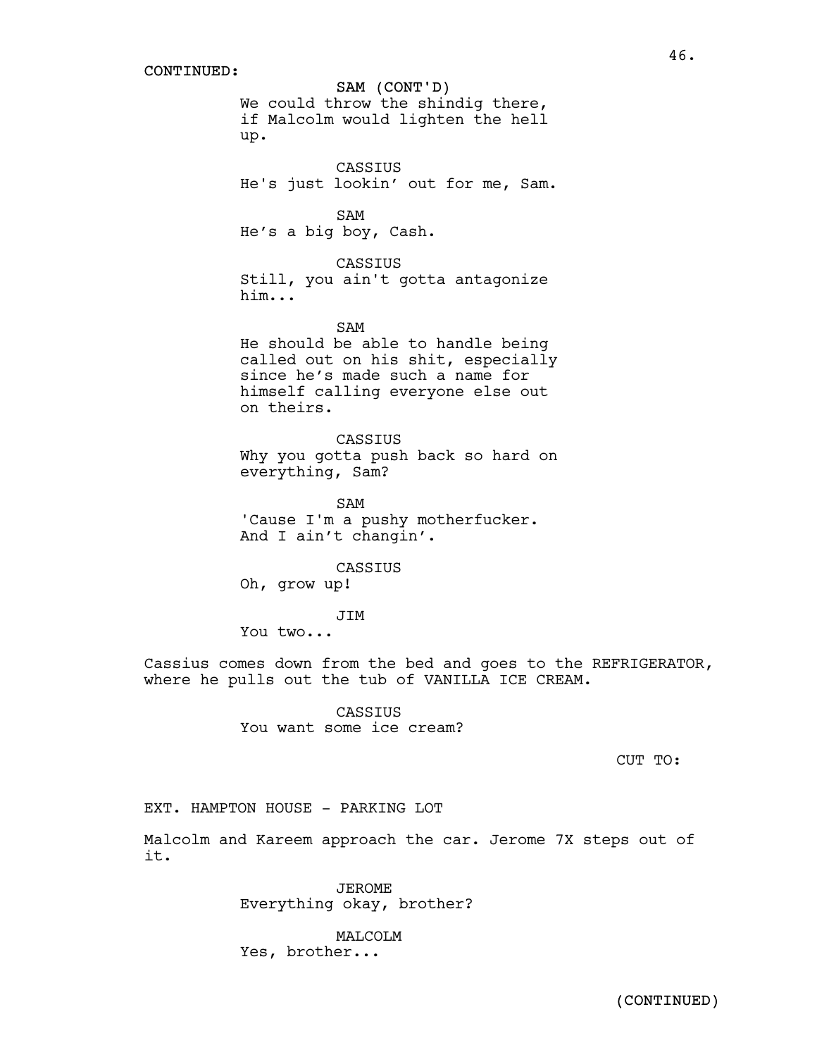CONTINUED:

SAM (CONT'D)
We could throw the shindig there, if Malcolm would lighten the hell up.

CASSIUS
He's just lookin' out for me, Sam.

SAM
He's a big boy, Cash.

CASSIUS
Still, you ain't gotta antagonize him...

SAM
He should be able to handle being called out on his shit, especially since he's made such a name for himself calling everyone else out on theirs.

CASSIUS
Why you gotta push back so hard on everything, Sam?

SAM
'Cause I'm a pushy motherfucker. And I ain't changin'.

CASSIUS
Oh, grow up!

JIM
You two...

Cassius comes down from the bed and goes to the REFRIGERATOR, where he pulls out the tub of VANILLA ICE CREAM.

CASSIUS
You want some ice cream?

CUT TO:

EXT. HAMPTON HOUSE - PARKING LOT

Malcolm and Kareem approach the car. Jerome 7X steps out of it.

JEROME
Everything okay, brother?

MALCOLM
Yes, brother...

(CONTINUED)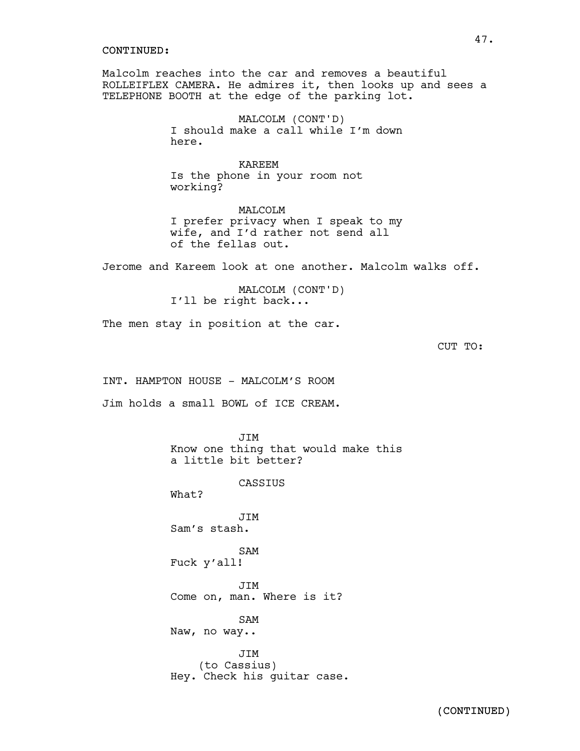CONTINUED:

Malcolm reaches into the car and removes a beautiful ROLLEIFLEX CAMERA. He admires it, then looks up and sees a TELEPHONE BOOTH at the edge of the parking lot.

MALCOLM (CONT'D)
I should make a call while I'm down here.

KAREEM
Is the phone in your room not working?

MALCOLM
I prefer privacy when I speak to my wife, and I'd rather not send all of the fellas out.

Jerome and Kareem look at one another. Malcolm walks off.

MALCOLM (CONT'D)
I'll be right back...

The men stay in position at the car.

CUT TO:

INT. HAMPTON HOUSE - MALCOLM'S ROOM

Jim holds a small BOWL of ICE CREAM.

JIM
Know one thing that would make this a little bit better?

CASSIUS
What?

JIM
Sam's stash.

SAM
Fuck y'all!

JIM
Come on, man. Where is it?

SAM
Naw, no way..

JIM
(to Cassius)
Hey. Check his guitar case.

(CONTINUED)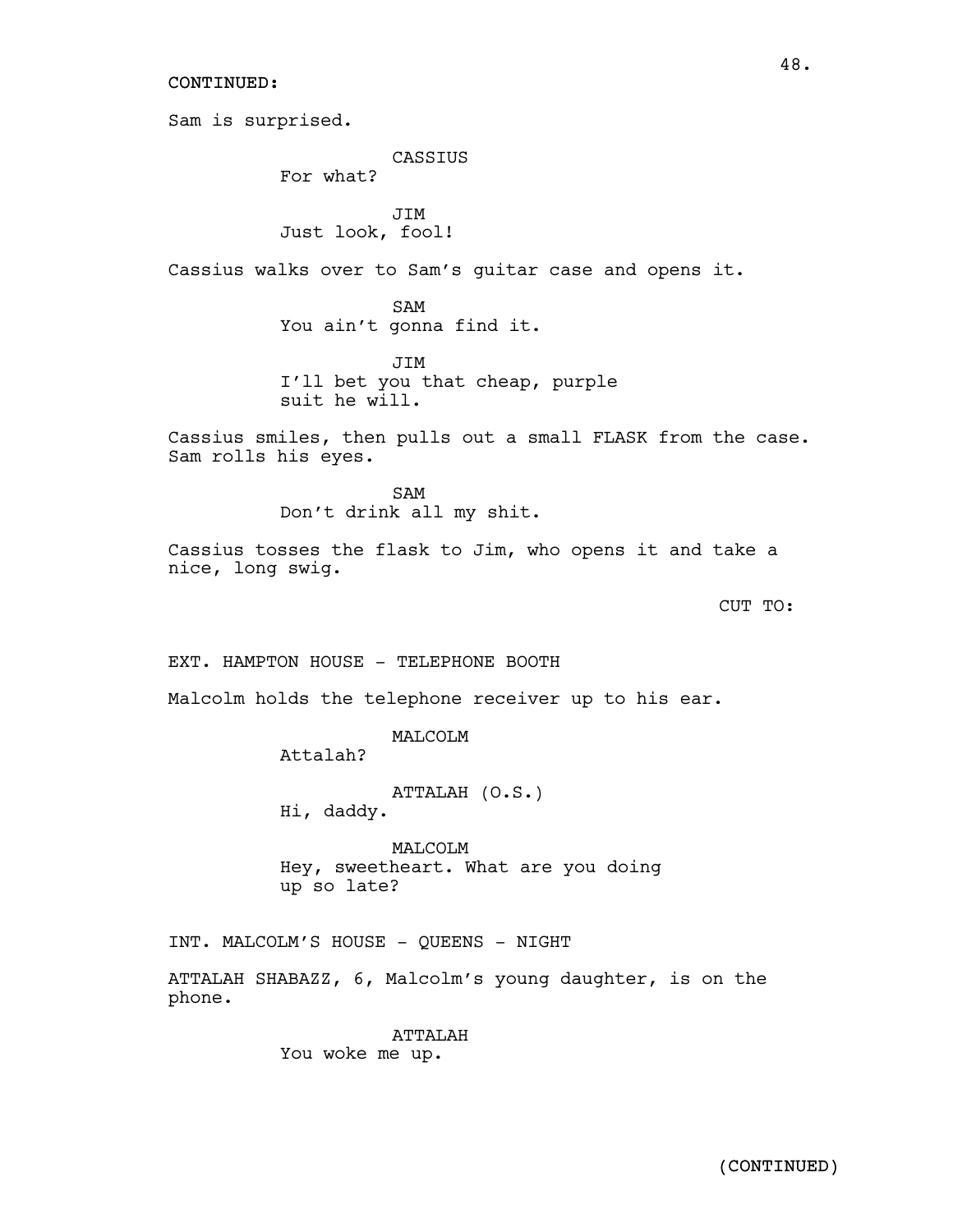CONTINUED:

Sam is surprised.

CASSIUS
For what?

JIM
Just look, fool!

Cassius walks over to Sam's guitar case and opens it.

SAM
You ain't gonna find it.

JIM
I'll bet you that cheap, purple suit he will.

Cassius smiles, then pulls out a small FLASK from the case. Sam rolls his eyes.

SAM
Don't drink all my shit.

Cassius tosses the flask to Jim, who opens it and take a nice, long swig.

CUT TO:

EXT. HAMPTON HOUSE - TELEPHONE BOOTH

Malcolm holds the telephone receiver up to his ear.

MALCOLM
Attalah?

ATTALAH (O.S.)
Hi, daddy.

MALCOLM
Hey, sweetheart. What are you doing up so late?

INT. MALCOLM'S HOUSE - QUEENS - NIGHT

ATTALAH SHABAZZ, 6, Malcolm's young daughter, is on the phone.

ATTALAH
You woke me up.

(CONTINUED)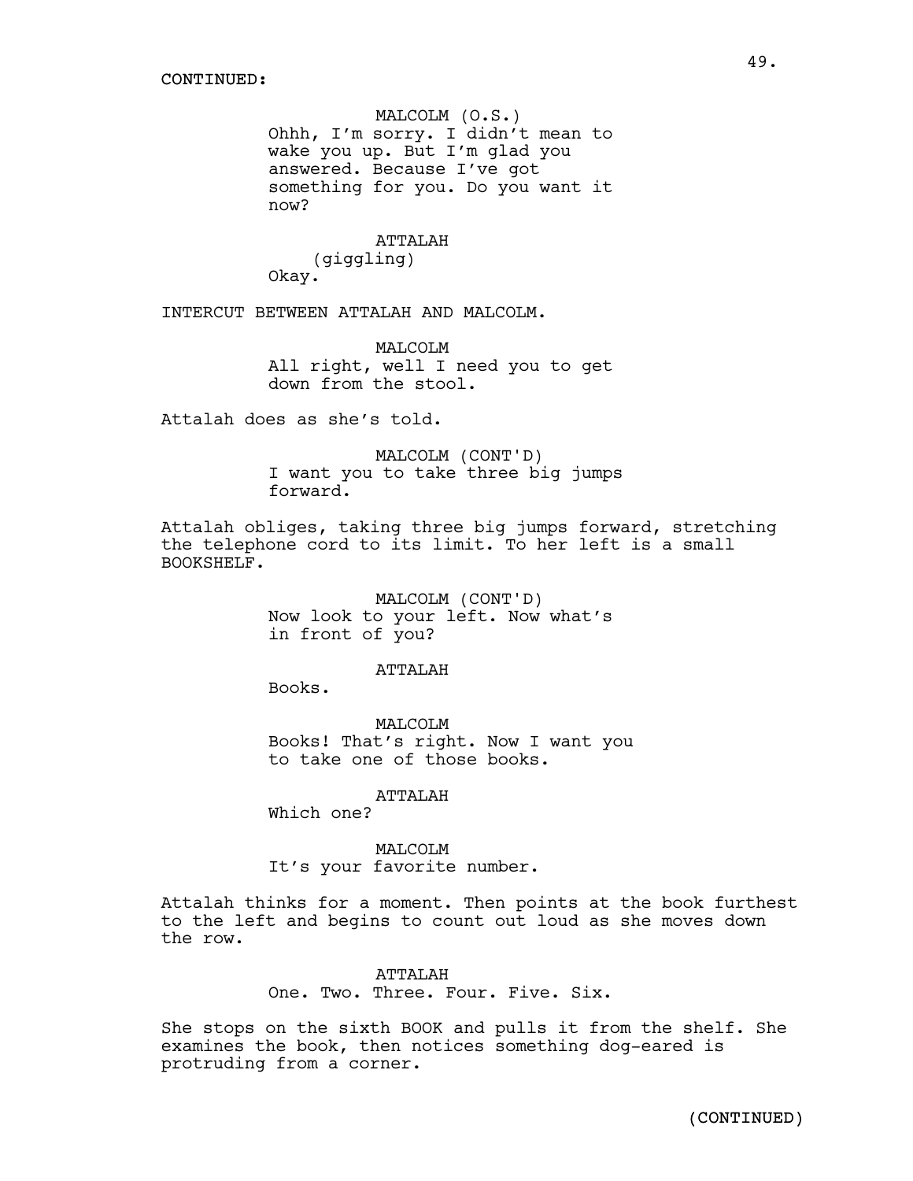CONTINUED:

MALCOLM (O.S.)
Ohhh, I'm sorry. I didn't mean to wake you up. But I'm glad you answered. Because I've got something for you. Do you want it now?

ATTALAH
(giggling)
Okay.

INTERCUT BETWEEN ATTALAH AND MALCOLM.

MALCOLM
All right, well I need you to get down from the stool.

Attalah does as she's told.

MALCOLM (CONT'D)
I want you to take three big jumps forward.

Attalah obliges, taking three big jumps forward, stretching the telephone cord to its limit. To her left is a small BOOKSHELF.

MALCOLM (CONT'D)
Now look to your left. Now what's in front of you?

ATTALAH
Books.

MALCOLM
Books! That's right. Now I want you to take one of those books.

ATTALAH
Which one?

MALCOLM
It's your favorite number.

Attalah thinks for a moment. Then points at the book furthest to the left and begins to count out loud as she moves down the row.

ATTALAH
One. Two. Three. Four. Five. Six.

She stops on the sixth BOOK and pulls it from the shelf. She examines the book, then notices something dog-eared is protruding from a corner.

(CONTINUED)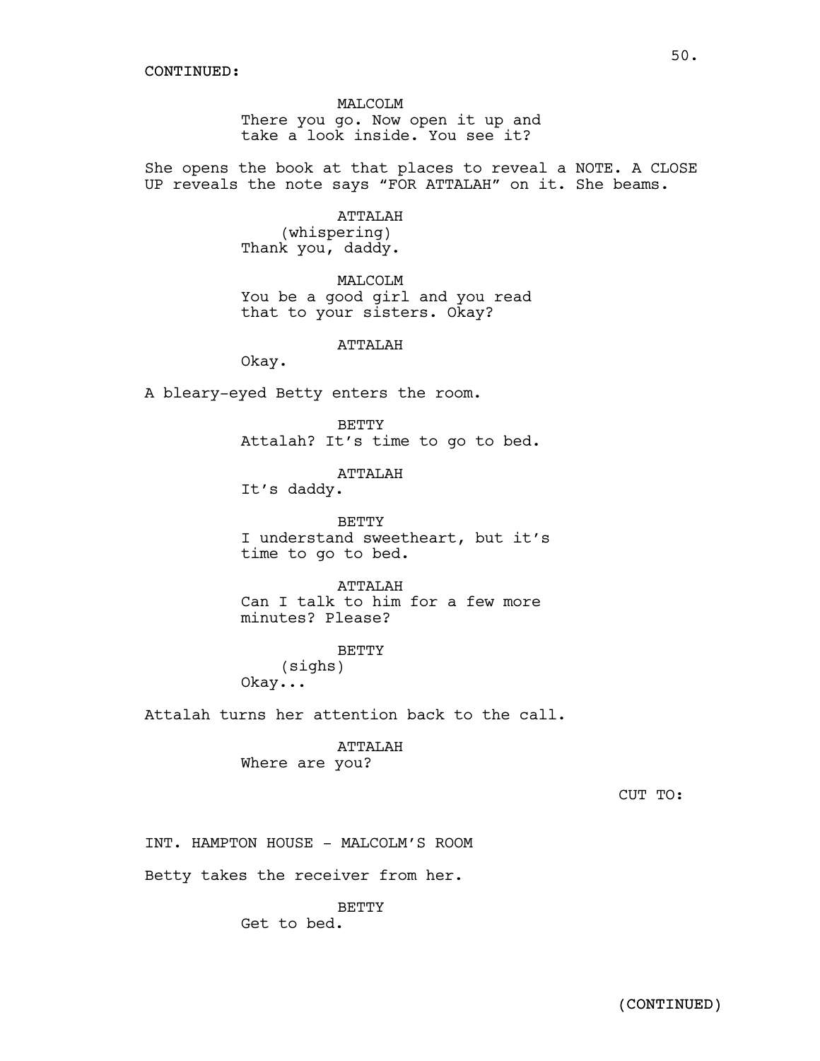CONTINUED:

MALCOLM
There you go. Now open it up and take a look inside. You see it?

She opens the book at that places to reveal a NOTE. A CLOSE UP reveals the note says "FOR ATTALAH" on it. She beams.

ATTALAH
(whispering)
Thank you, daddy.

MALCOLM
You be a good girl and you read that to your sisters. Okay?

ATTALAH
Okay.

A bleary-eyed Betty enters the room.

BETTY
Attalah? It's time to go to bed.

ATTALAH
It's daddy.

BETTY
I understand sweetheart, but it's time to go to bed.

ATTALAH
Can I talk to him for a few more minutes? Please?

BETTY
(sighs)
Okay...

Attalah turns her attention back to the call.

ATTALAH
Where are you?

CUT TO:

INT. HAMPTON HOUSE - MALCOLM'S ROOM

Betty takes the receiver from her.

BETTY
Get to bed.

(CONTINUED)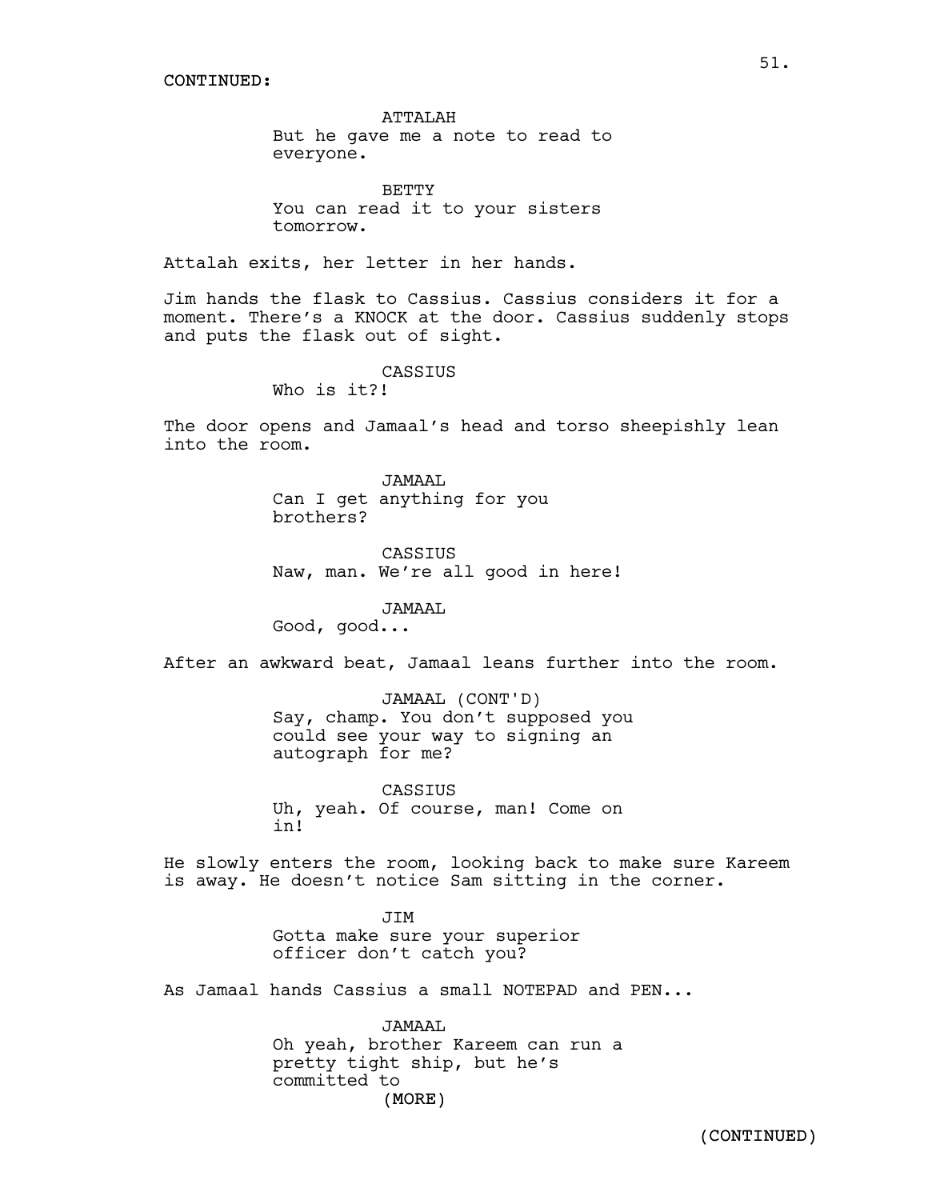CONTINUED:

ATTALAH
But he gave me a note to read to everyone.

BETTY
You can read it to your sisters tomorrow.

Attalah exits, her letter in her hands.

Jim hands the flask to Cassius. Cassius considers it for a moment. There's a KNOCK at the door. Cassius suddenly stops and puts the flask out of sight.

CASSIUS
Who is it?!

The door opens and Jamaal's head and torso sheepishly lean into the room.

JAMAAL
Can I get anything for you brothers?

CASSIUS
Naw, man. We're all good in here!

JAMAAL
Good, good...

After an awkward beat, Jamaal leans further into the room.

JAMAAL (CONT'D)
Say, champ. You don't supposed you could see your way to signing an autograph for me?

CASSIUS
Uh, yeah. Of course, man! Come on in!

He slowly enters the room, looking back to make sure Kareem is away. He doesn't notice Sam sitting in the corner.

JIM
Gotta make sure your superior officer don't catch you?

As Jamaal hands Cassius a small NOTEPAD and PEN...

JAMAAL
Oh yeah, brother Kareem can run a pretty tight ship, but he's committed to
(MORE)

(CONTINUED)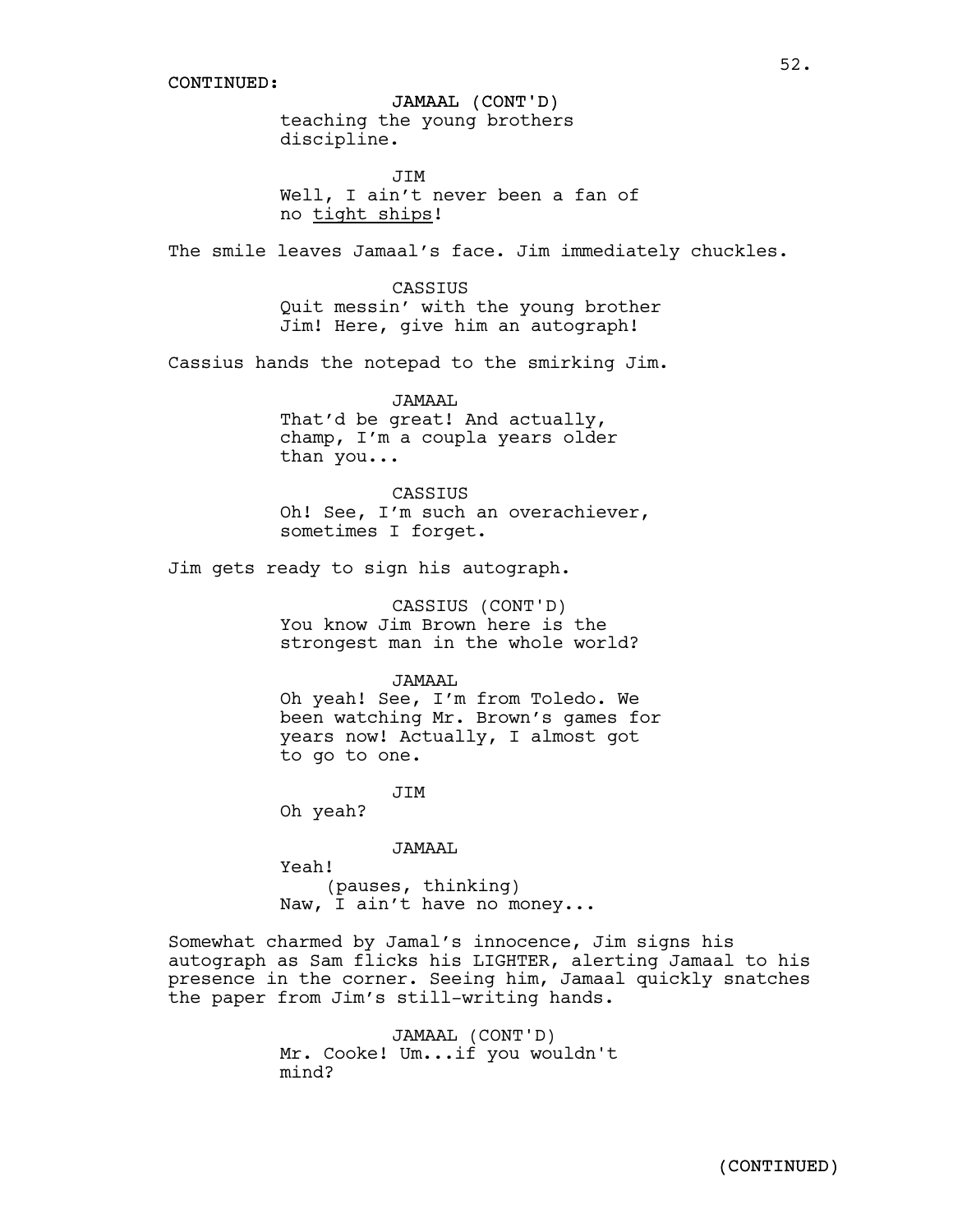CONTINUED:

JAMAAL (CONT'D)
teaching the young brothers discipline.

JIM
Well, I ain't never been a fan of no <u>tight ships</u>!

The smile leaves Jamaal's face. Jim immediately chuckles.

CASSIUS
Quit messin' with the young brother Jim! Here, give him an autograph!

Cassius hands the notepad to the smirking Jim.

JAMAAL
That'd be great! And actually, champ, I'm a coupla years older than you...

CASSIUS
Oh! See, I'm such an overachiever, sometimes I forget.

Jim gets ready to sign his autograph.

CASSIUS (CONT'D)
You know Jim Brown here is the strongest man in the whole world?

JAMAAL
Oh yeah! See, I'm from Toledo. We been watching Mr. Brown's games for years now! Actually, I almost got to go to one.

JIM
Oh yeah?

JAMAAL
Yeah!
(pauses, thinking)
Naw, I ain't have no money...

Somewhat charmed by Jamal's innocence, Jim signs his autograph as Sam flicks his LIGHTER, alerting Jamaal to his presence in the corner. Seeing him, Jamaal quickly snatches the paper from Jim's still-writing hands.

JAMAAL (CONT'D)
Mr. Cooke! Um...if you wouldn't mind?

(CONTINUED)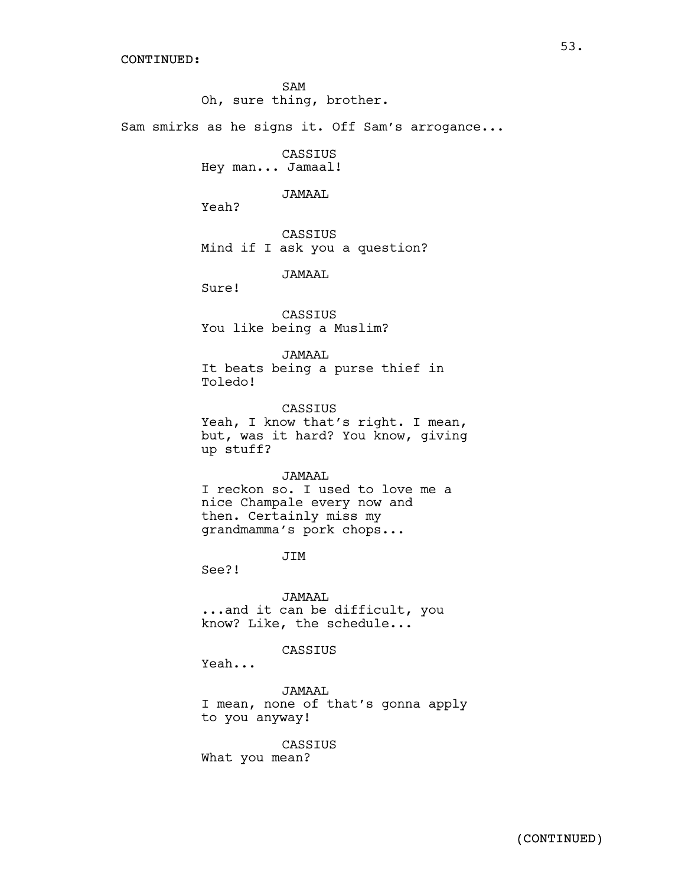CONTINUED:

SAM
Oh, sure thing, brother.

Sam smirks as he signs it. Off Sam's arrogance...

CASSIUS
Hey man... Jamaal!

JAMAAL
Yeah?

CASSIUS
Mind if I ask you a question?

JAMAAL
Sure!

CASSIUS
You like being a Muslim?

JAMAAL
It beats being a purse thief in Toledo!

CASSIUS
Yeah, I know that's right. I mean, but, was it hard? You know, giving up stuff?

JAMAAL
I reckon so. I used to love me a nice Champale every now and then. Certainly miss my grandmamma's pork chops...

JIM
See?!

JAMAAL
...and it can be difficult, you know? Like, the schedule...

CASSIUS
Yeah...

JAMAAL
I mean, none of that's gonna apply to you anyway!

CASSIUS
What you mean?

(CONTINUED)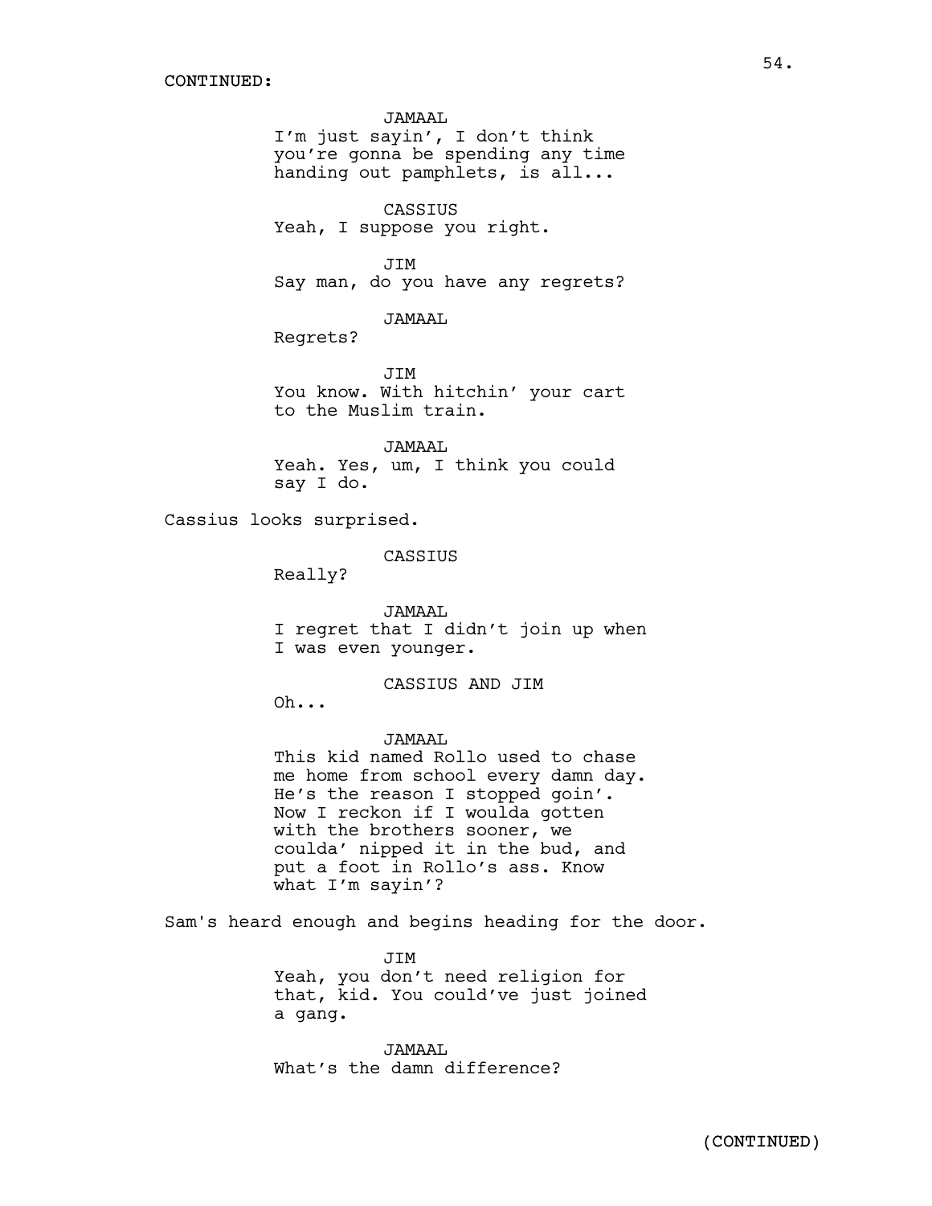CONTINUED:

JAMAAL
I'm just sayin', I don't think you're gonna be spending any time handing out pamphlets, is all...

CASSIUS
Yeah, I suppose you right.

JIM
Say man, do you have any regrets?

JAMAAL
Regrets?

JIM
You know. With hitchin' your cart to the Muslim train.

JAMAAL
Yeah. Yes, um, I think you could say I do.

Cassius looks surprised.

CASSIUS
Really?

JAMAAL
I regret that I didn't join up when I was even younger.

CASSIUS AND JIM
Oh...

JAMAAL
This kid named Rollo used to chase me home from school every damn day. He's the reason I stopped goin'. Now I reckon if I woulda gotten with the brothers sooner, we coulda' nipped it in the bud, and put a foot in Rollo's ass. Know what I'm sayin'?

Sam's heard enough and begins heading for the door.

JIM
Yeah, you don't need religion for that, kid. You could've just joined a gang.

JAMAAL
What's the damn difference?

(CONTINUED)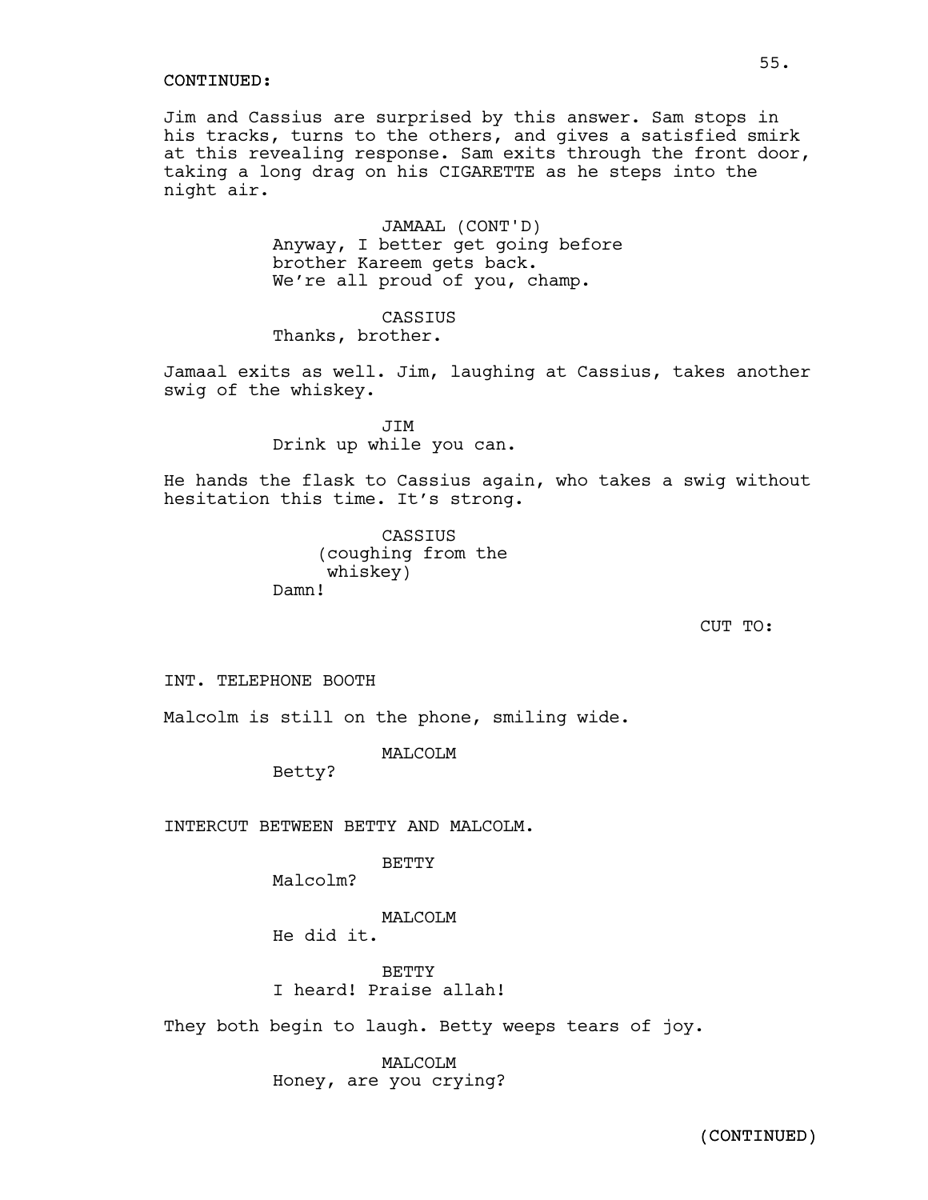CONTINUED:

Jim and Cassius are surprised by this answer. Sam stops in his tracks, turns to the others, and gives a satisfied smirk at this revealing response. Sam exits through the front door, taking a long drag on his CIGARETTE as he steps into the night air.

JAMAAL (CONT'D)
Anyway, I better get going before brother Kareem gets back. We're all proud of you, champ.

CASSIUS
Thanks, brother.

Jamaal exits as well. Jim, laughing at Cassius, takes another swig of the whiskey.

JIM
Drink up while you can.

He hands the flask to Cassius again, who takes a swig without hesitation this time. It's strong.

CASSIUS
(coughing from the whiskey)
Damn!

CUT TO:

INT. TELEPHONE BOOTH

Malcolm is still on the phone, smiling wide.

MALCOLM
Betty?

INTERCUT BETWEEN BETTY AND MALCOLM.

BETTY
Malcolm?

MALCOLM
He did it.

BETTY
I heard! Praise allah!

They both begin to laugh. Betty weeps tears of joy.

MALCOLM
Honey, are you crying?

(CONTINUED)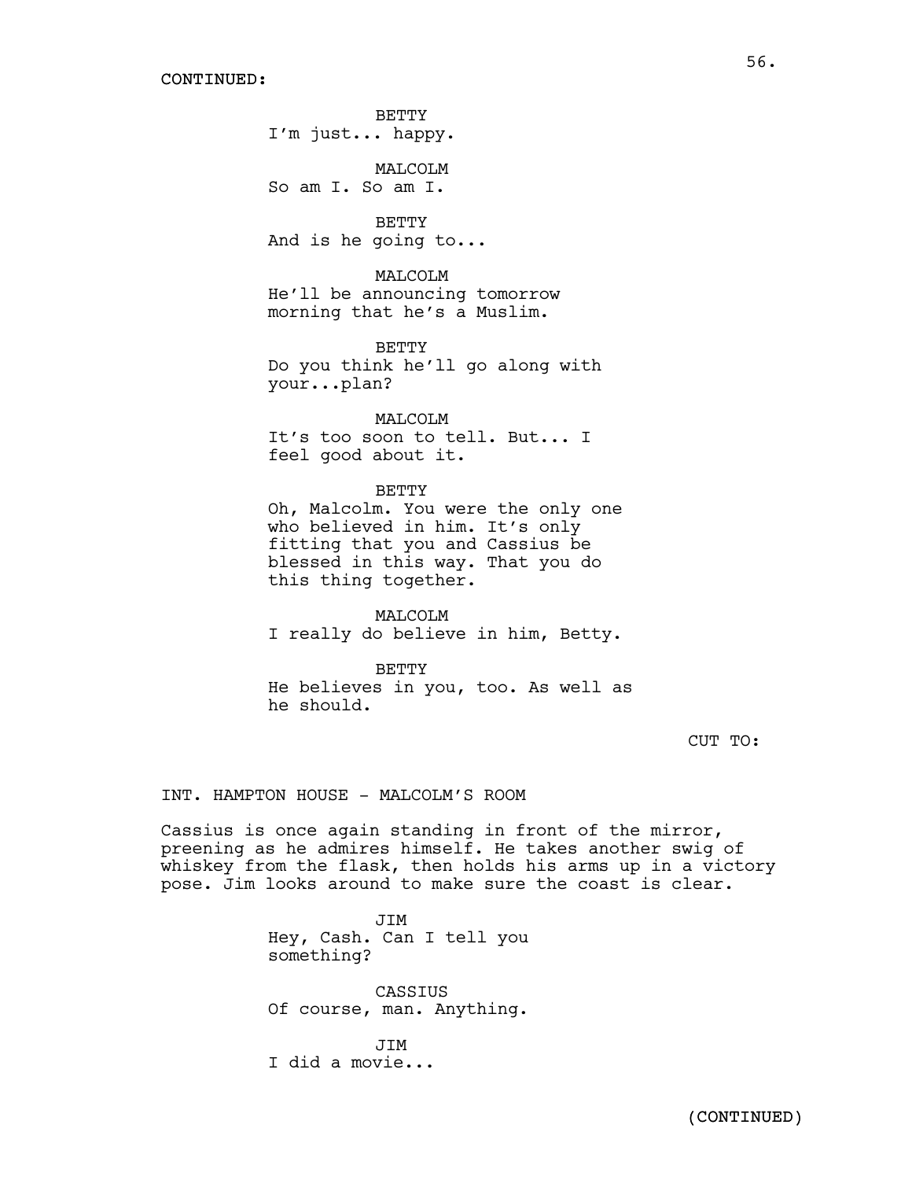CONTINUED:

BETTY
I'm just... happy.

MALCOLM
So am I. So am I.

BETTY
And is he going to...

MALCOLM
He'll be announcing tomorrow morning that he's a Muslim.

BETTY
Do you think he'll go along with your...plan?

MALCOLM
It's too soon to tell. But... I feel good about it.

BETTY
Oh, Malcolm. You were the only one who believed in him. It's only fitting that you and Cassius be blessed in this way. That you do this thing together.

MALCOLM
I really do believe in him, Betty.

BETTY
He believes in you, too. As well as he should.

CUT TO:

INT. HAMPTON HOUSE - MALCOLM'S ROOM

Cassius is once again standing in front of the mirror, preening as he admires himself. He takes another swig of whiskey from the flask, then holds his arms up in a victory pose. Jim looks around to make sure the coast is clear.

JIM
Hey, Cash. Can I tell you something?

CASSIUS
Of course, man. Anything.

JIM
I did a movie...

(CONTINUED)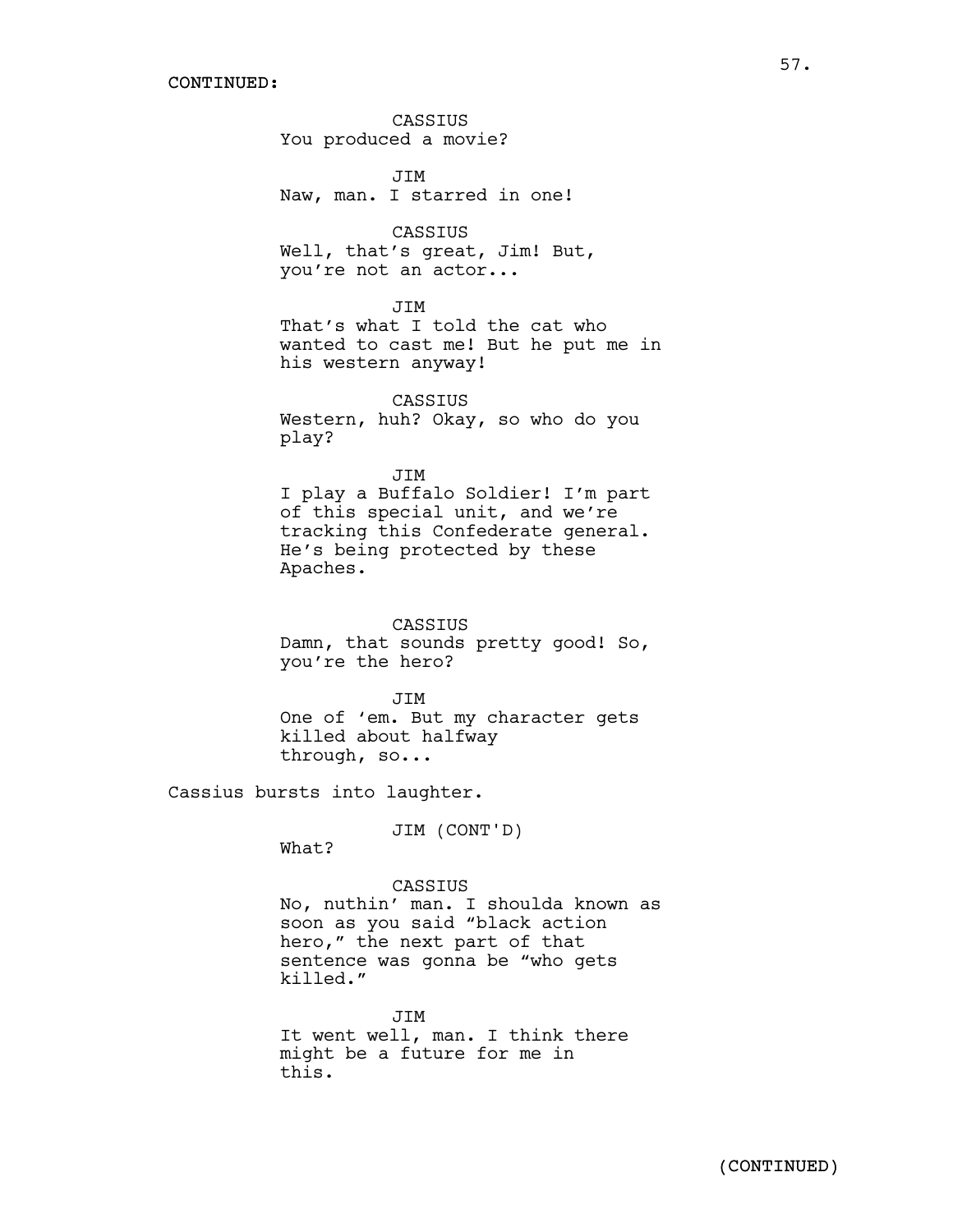CONTINUED:

CASSIUS
You produced a movie?

JIM
Naw, man. I starred in one!

CASSIUS
Well, that's great, Jim! But, you're not an actor...

JIM
That's what I told the cat who wanted to cast me! But he put me in his western anyway!

CASSIUS
Western, huh? Okay, so who do you play?

JIM
I play a Buffalo Soldier! I'm part of this special unit, and we're tracking this Confederate general. He's being protected by these Apaches.

CASSIUS
Damn, that sounds pretty good! So, you're the hero?

JIM
One of 'em. But my character gets killed about halfway through, so...

Cassius bursts into laughter.

JIM (CONT'D)
What?

CASSIUS
No, nuthin' man. I shoulda known as soon as you said "black action hero," the next part of that sentence was gonna be "who gets killed."

JIM
It went well, man. I think there might be a future for me in this.

(CONTINUED)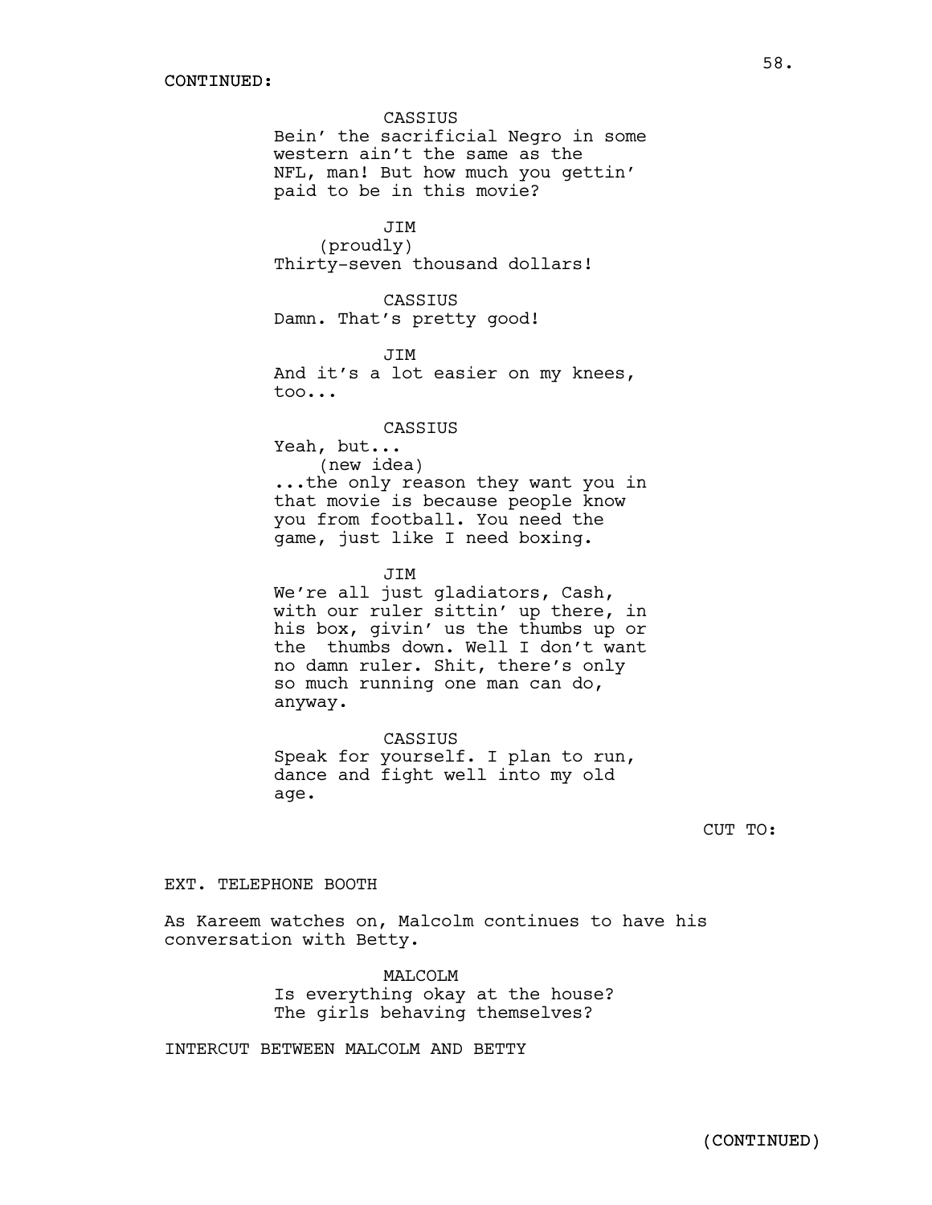CONTINUED:

CASSIUS
Bein' the sacrificial Negro in some western ain't the same as the NFL, man! But how much you gettin' paid to be in this movie?

JIM
(proudly)
Thirty-seven thousand dollars!

CASSIUS
Damn. That's pretty good!

JIM
And it's a lot easier on my knees, too...

CASSIUS
Yeah, but...
(new idea)
...the only reason they want you in that movie is because people know you from football. You need the game, just like I need boxing.

JIM
We're all just gladiators, Cash, with our ruler sittin' up there, in his box, givin' us the thumbs up or the thumbs down. Well I don't want no damn ruler. Shit, there's only so much running one man can do, anyway.

CASSIUS
Speak for yourself. I plan to run, dance and fight well into my old age.

CUT TO:

EXT. TELEPHONE BOOTH

As Kareem watches on, Malcolm continues to have his conversation with Betty.

MALCOLM
Is everything okay at the house? The girls behaving themselves?

INTERCUT BETWEEN MALCOLM AND BETTY

(CONTINUED)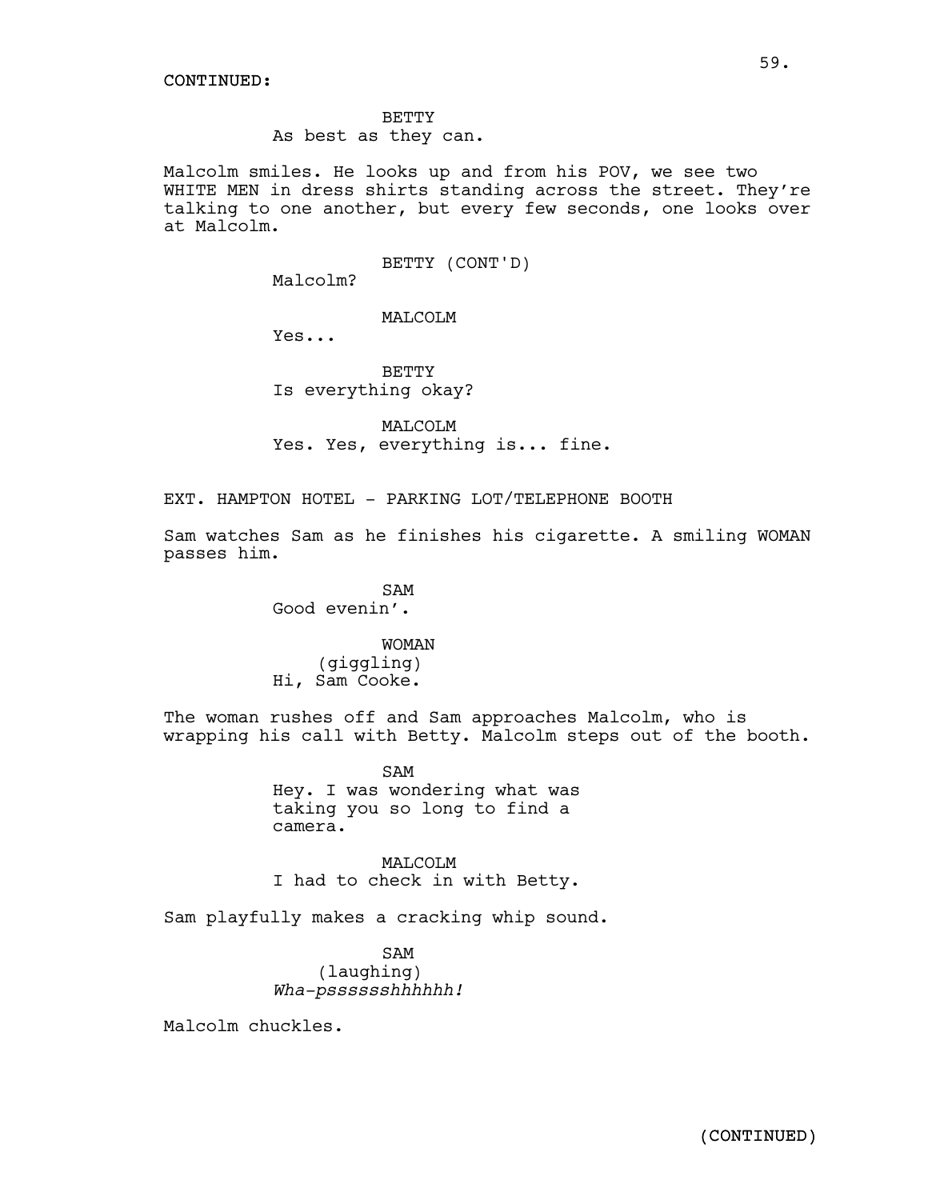CONTINUED:

BETTY
As best as they can.

Malcolm smiles. He looks up and from his POV, we see two WHITE MEN in dress shirts standing across the street. They're talking to one another, but every few seconds, one looks over at Malcolm.

BETTY (CONT'D)
Malcolm?

MALCOLM
Yes...

BETTY
Is everything okay?

MALCOLM
Yes. Yes, everything is... fine.

EXT. HAMPTON HOTEL - PARKING LOT/TELEPHONE BOOTH

Sam watches Sam as he finishes his cigarette. A smiling WOMAN passes him.

SAM
Good evenin'.

WOMAN
(giggling)
Hi, Sam Cooke.

The woman rushes off and Sam approaches Malcolm, who is wrapping his call with Betty. Malcolm steps out of the booth.

SAM
Hey. I was wondering what was taking you so long to find a camera.

MALCOLM
I had to check in with Betty.

Sam playfully makes a cracking whip sound.

SAM
(laughing)
*Wha-psssssshhhhhh!*

Malcolm chuckles.

(CONTINUED)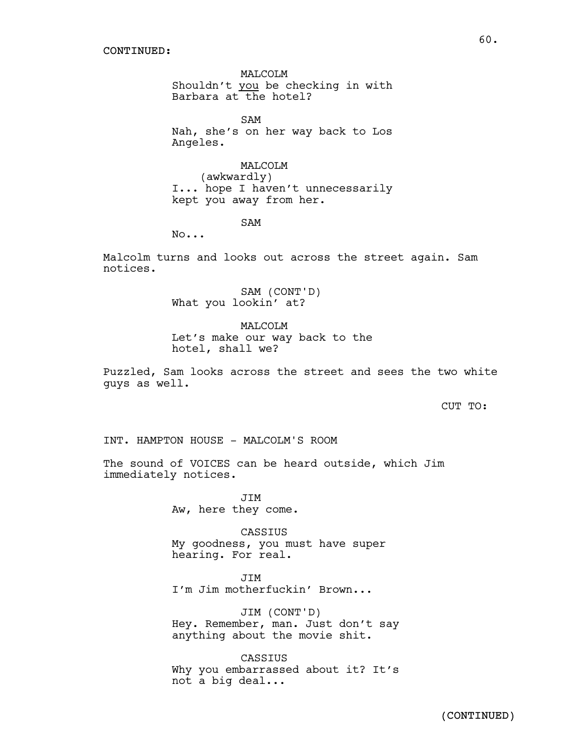CONTINUED:

MALCOLM
Shouldn't _you_ be checking in with Barbara at the hotel?

SAM
Nah, she's on her way back to Los Angeles.

MALCOLM
(awkwardly)
I... hope I haven't unnecessarily kept you away from her.

SAM
No...

Malcolm turns and looks out across the street again. Sam notices.

SAM (CONT'D)
What you lookin' at?

MALCOLM
Let's make our way back to the hotel, shall we?

Puzzled, Sam looks across the street and sees the two white guys as well.

CUT TO:

INT. HAMPTON HOUSE - MALCOLM'S ROOM

The sound of VOICES can be heard outside, which Jim immediately notices.

JIM
Aw, here they come.

CASSIUS
My goodness, you must have super hearing. For real.

JIM
I'm Jim motherfuckin' Brown...

JIM (CONT'D)
Hey. Remember, man. Just don't say anything about the movie shit.

CASSIUS
Why you embarrassed about it? It's not a big deal...

(CONTINUED)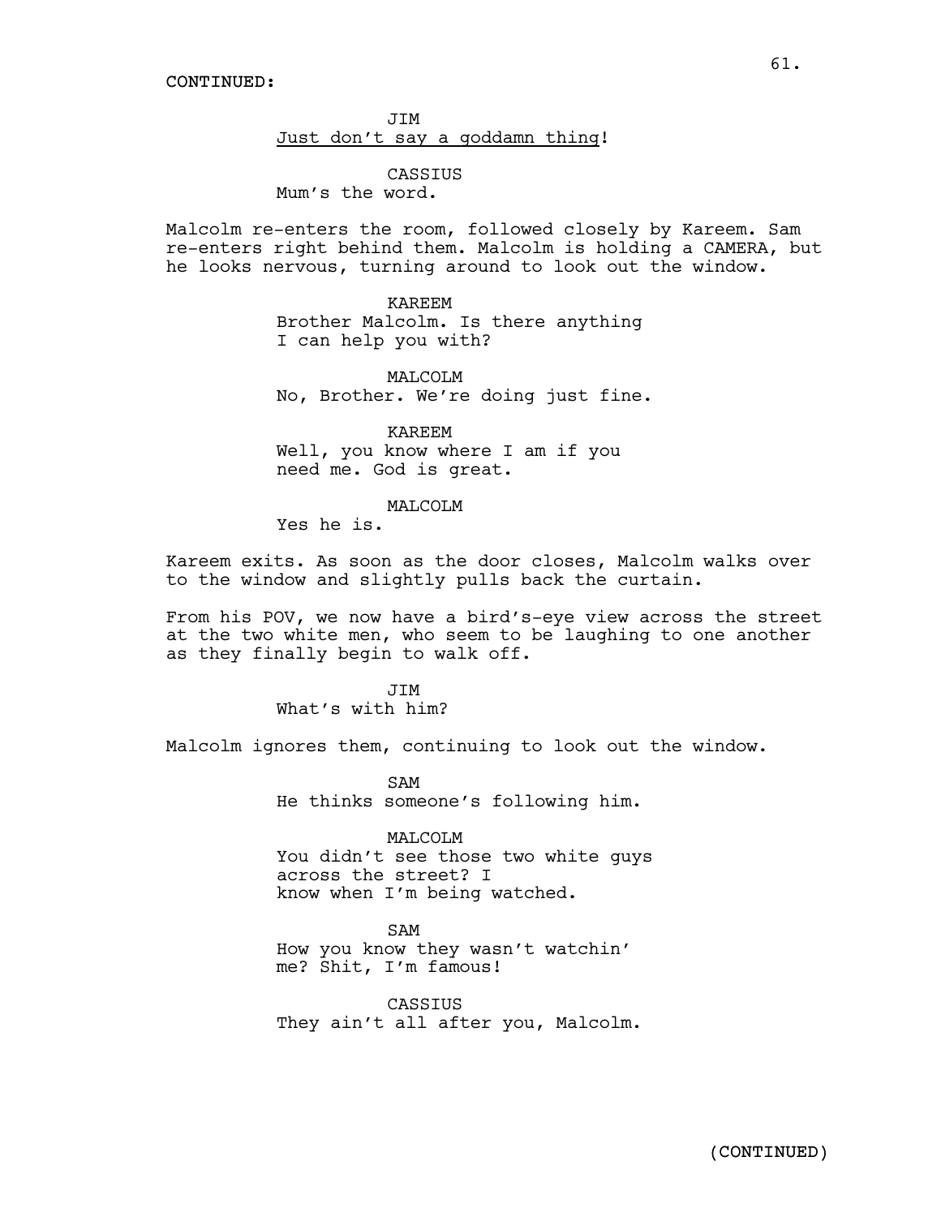CONTINUED:

JIM
<u>Just don't say a goddamn thing</u>!

CASSIUS
Mum's the word.

Malcolm re-enters the room, followed closely by Kareem. Sam re-enters right behind them. Malcolm is holding a CAMERA, but he looks nervous, turning around to look out the window.

KAREEM
Brother Malcolm. Is there anything I can help you with?

MALCOLM
No, Brother. We're doing just fine.

KAREEM
Well, you know where I am if you need me. God is great.

MALCOLM
Yes he is.

Kareem exits. As soon as the door closes, Malcolm walks over to the window and slightly pulls back the curtain.

From his POV, we now have a bird's-eye view across the street at the two white men, who seem to be laughing to one another as they finally begin to walk off.

JIM
What's with him?

Malcolm ignores them, continuing to look out the window.

SAM
He thinks someone's following him.

MALCOLM
You didn't see those two white guys across the street? I know when I'm being watched.

SAM
How you know they wasn't watchin' me? Shit, I'm famous!

CASSIUS
They ain't all after you, Malcolm.

(CONTINUED)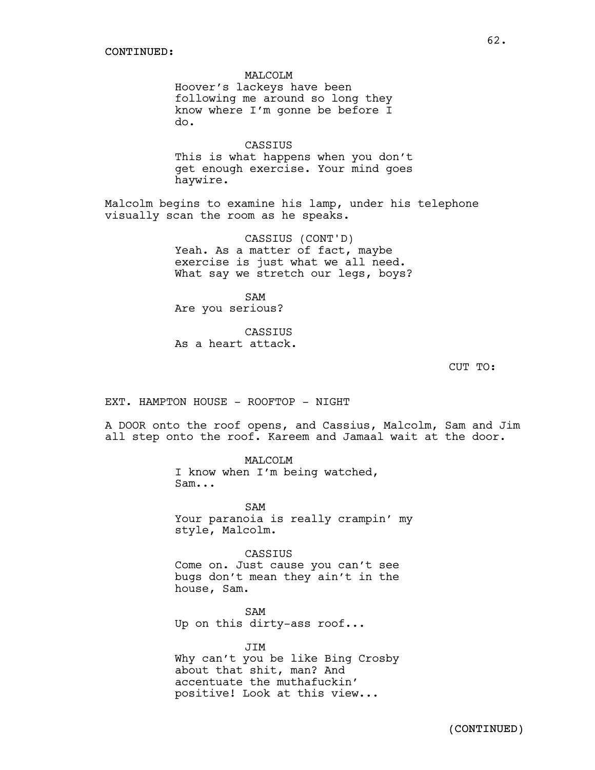CONTINUED:

MALCOLM
Hoover's lackeys have been following me around so long they know where I'm gonne be before I do.

CASSIUS
This is what happens when you don't get enough exercise. Your mind goes haywire.

Malcolm begins to examine his lamp, under his telephone visually scan the room as he speaks.

CASSIUS (CONT'D)
Yeah. As a matter of fact, maybe exercise is just what we all need. What say we stretch our legs, boys?

SAM
Are you serious?

CASSIUS
As a heart attack.

CUT TO:

EXT. HAMPTON HOUSE - ROOFTOP - NIGHT

A DOOR onto the roof opens, and Cassius, Malcolm, Sam and Jim all step onto the roof. Kareem and Jamaal wait at the door.

MALCOLM
I know when I'm being watched, Sam...

SAM
Your paranoia is really crampin' my style, Malcolm.

CASSIUS
Come on. Just cause you can't see bugs don't mean they ain't in the house, Sam.

SAM
Up on this dirty-ass roof...

JIM
Why can't you be like Bing Crosby about that shit, man? And accentuate the muthafuckin' positive! Look at this view...

(CONTINUED)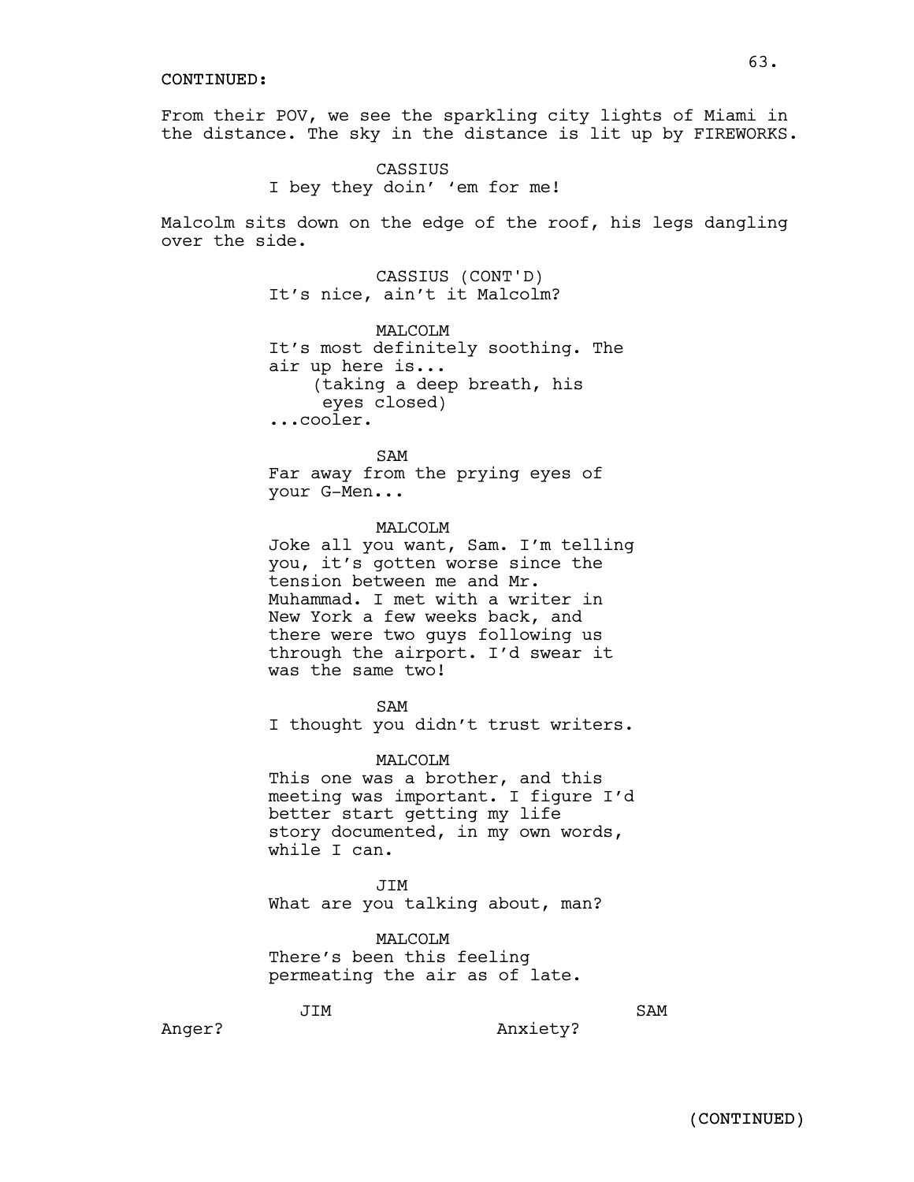CONTINUED:

From their POV, we see the sparkling city lights of Miami in the distance. The sky in the distance is lit up by FIREWORKS.

CASSIUS
I bey they doin' 'em for me!

Malcolm sits down on the edge of the roof, his legs dangling over the side.

CASSIUS (CONT'D)
It's nice, ain't it Malcolm?

MALCOLM
It's most definitely soothing. The air up here is...
(taking a deep breath, his eyes closed)
...cooler.

SAM
Far away from the prying eyes of your G-Men...

MALCOLM
Joke all you want, Sam. I'm telling you, it's gotten worse since the tension between me and Mr. Muhammad. I met with a writer in New York a few weeks back, and there were two guys following us through the airport. I'd swear it was the same two!

SAM
I thought you didn't trust writers.

MALCOLM
This one was a brother, and this meeting was important. I figure I'd better start getting my life story documented, in my own words, while I can.

JIM
What are you talking about, man?

MALCOLM
There's been this feeling permeating the air as of late.

JIM
Anger?

SAM
Anxiety?

(CONTINUED)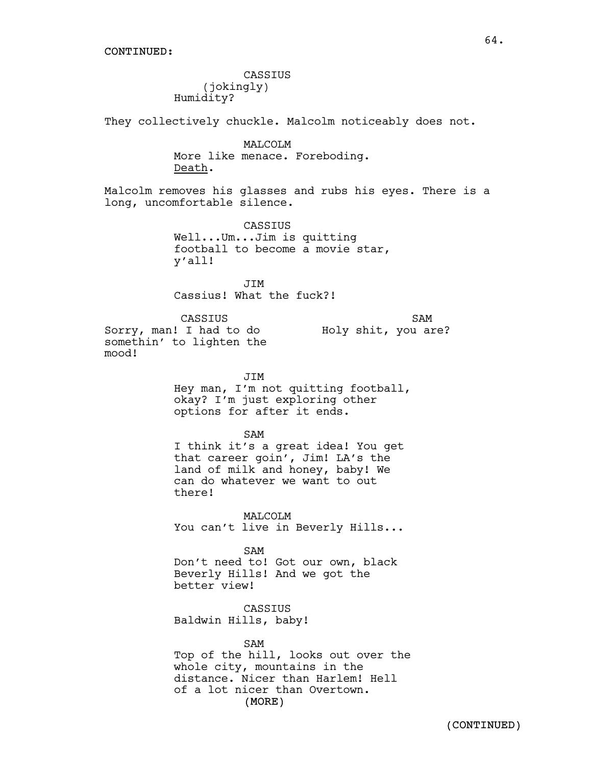CONTINUED:

CASSIUS
(jokingly)
Humidity?

They collectively chuckle. Malcolm noticeably does not.

MALCOLM
More like menace. Foreboding.
Death.

Malcolm removes his glasses and rubs his eyes. There is a long, uncomfortable silence.

CASSIUS
Well...Um...Jim is quitting football to become a movie star, y'all!

JIM
Cassius! What the fuck?!

CASSIUS
Sorry, man! I had to do somethin' to lighten the mood!

SAM
Holy shit, you are?

JIM
Hey man, I'm not quitting football, okay? I'm just exploring other options for after it ends.

SAM
I think it's a great idea! You get that career goin', Jim! LA's the land of milk and honey, baby! We can do whatever we want to out there!

MALCOLM
You can't live in Beverly Hills...

SAM
Don't need to! Got our own, black Beverly Hills! And we got the better view!

CASSIUS
Baldwin Hills, baby!

SAM
Top of the hill, looks out over the whole city, mountains in the distance. Nicer than Harlem! Hell of a lot nicer than Overtown.
(MORE)

(CONTINUED)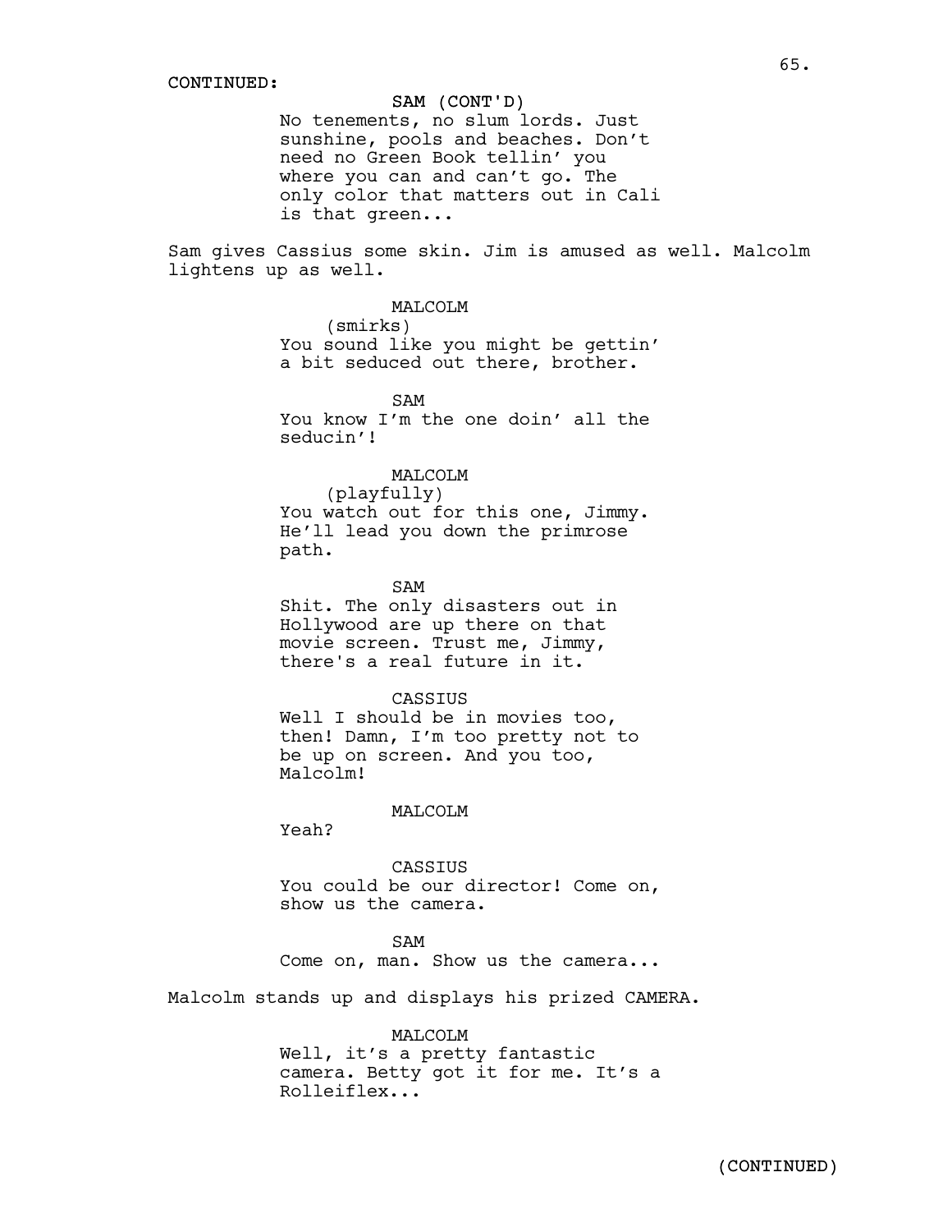CONTINUED:

SAM (CONT'D)
No tenements, no slum lords. Just sunshine, pools and beaches. Don't need no Green Book tellin' you where you can and can't go. The only color that matters out in Cali is that green...

Sam gives Cassius some skin. Jim is amused as well. Malcolm lightens up as well.

MALCOLM
(smirks)
You sound like you might be gettin' a bit seduced out there, brother.

SAM
You know I'm the one doin' all the seducin'!

MALCOLM
(playfully)
You watch out for this one, Jimmy. He'll lead you down the primrose path.

SAM
Shit. The only disasters out in Hollywood are up there on that movie screen. Trust me, Jimmy, there's a real future in it.

CASSIUS
Well I should be in movies too, then! Damn, I'm too pretty not to be up on screen. And you too, Malcolm!

MALCOLM
Yeah?

CASSIUS
You could be our director! Come on, show us the camera.

SAM
Come on, man. Show us the camera...

Malcolm stands up and displays his prized CAMERA.

MALCOLM
Well, it's a pretty fantastic camera. Betty got it for me. It's a Rolleiflex...

(CONTINUED)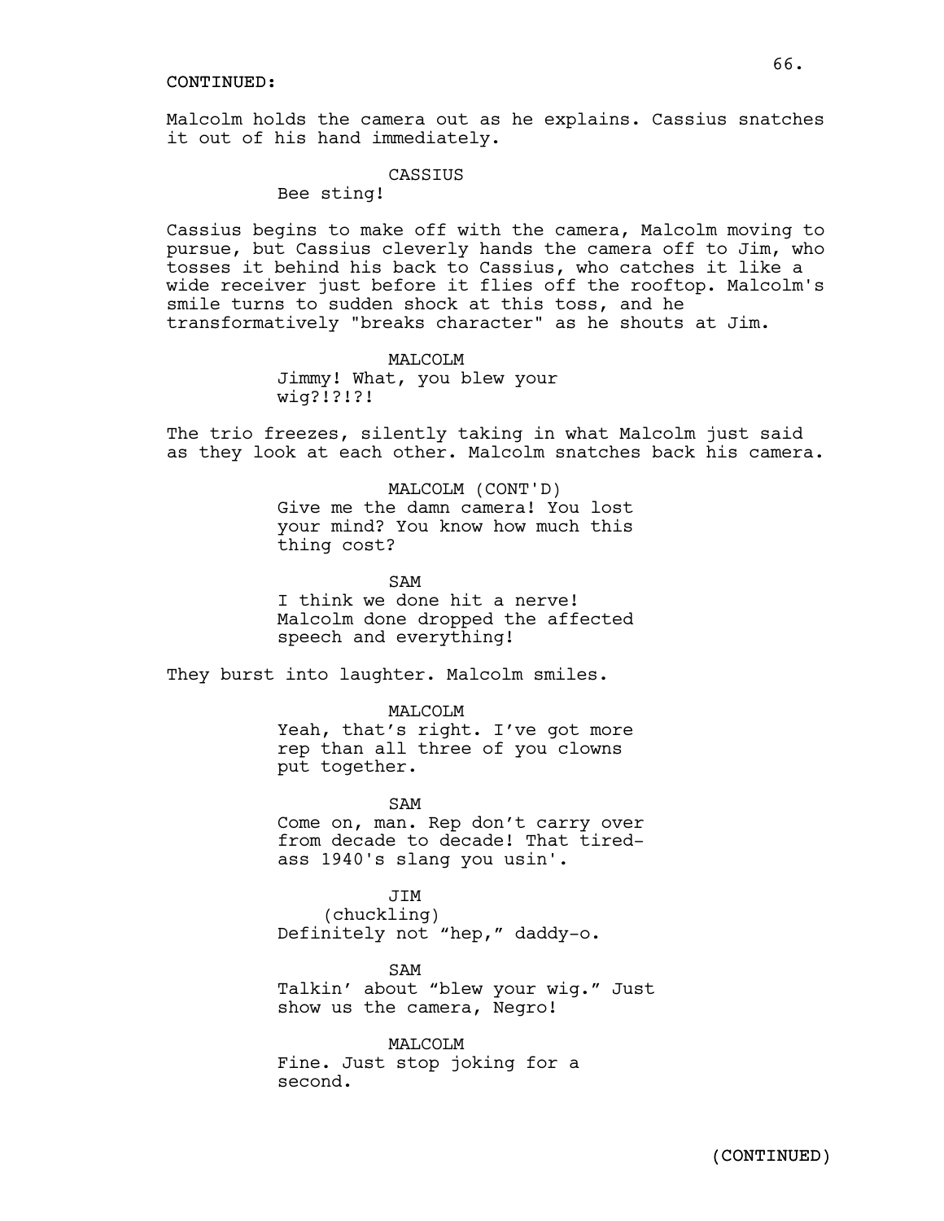CONTINUED:

Malcolm holds the camera out as he explains. Cassius snatches it out of his hand immediately.

CASSIUS
Bee sting!

Cassius begins to make off with the camera, Malcolm moving to pursue, but Cassius cleverly hands the camera off to Jim, who tosses it behind his back to Cassius, who catches it like a wide receiver just before it flies off the rooftop. Malcolm's smile turns to sudden shock at this toss, and he transformatively "breaks character" as he shouts at Jim.

MALCOLM
Jimmy! What, you blew your wig?!?!?!

The trio freezes, silently taking in what Malcolm just said as they look at each other. Malcolm snatches back his camera.

MALCOLM (CONT'D)
Give me the damn camera! You lost your mind? You know how much this thing cost?

SAM
I think we done hit a nerve! Malcolm done dropped the affected speech and everything!

They burst into laughter. Malcolm smiles.

MALCOLM
Yeah, that's right. I've got more rep than all three of you clowns put together.

SAM
Come on, man. Rep don't carry over from decade to decade! That tired-ass 1940's slang you usin'.

JIM
(chuckling)
Definitely not "hep," daddy-o.

SAM
Talkin' about "blew your wig." Just show us the camera, Negro!

MALCOLM
Fine. Just stop joking for a second.

(CONTINUED)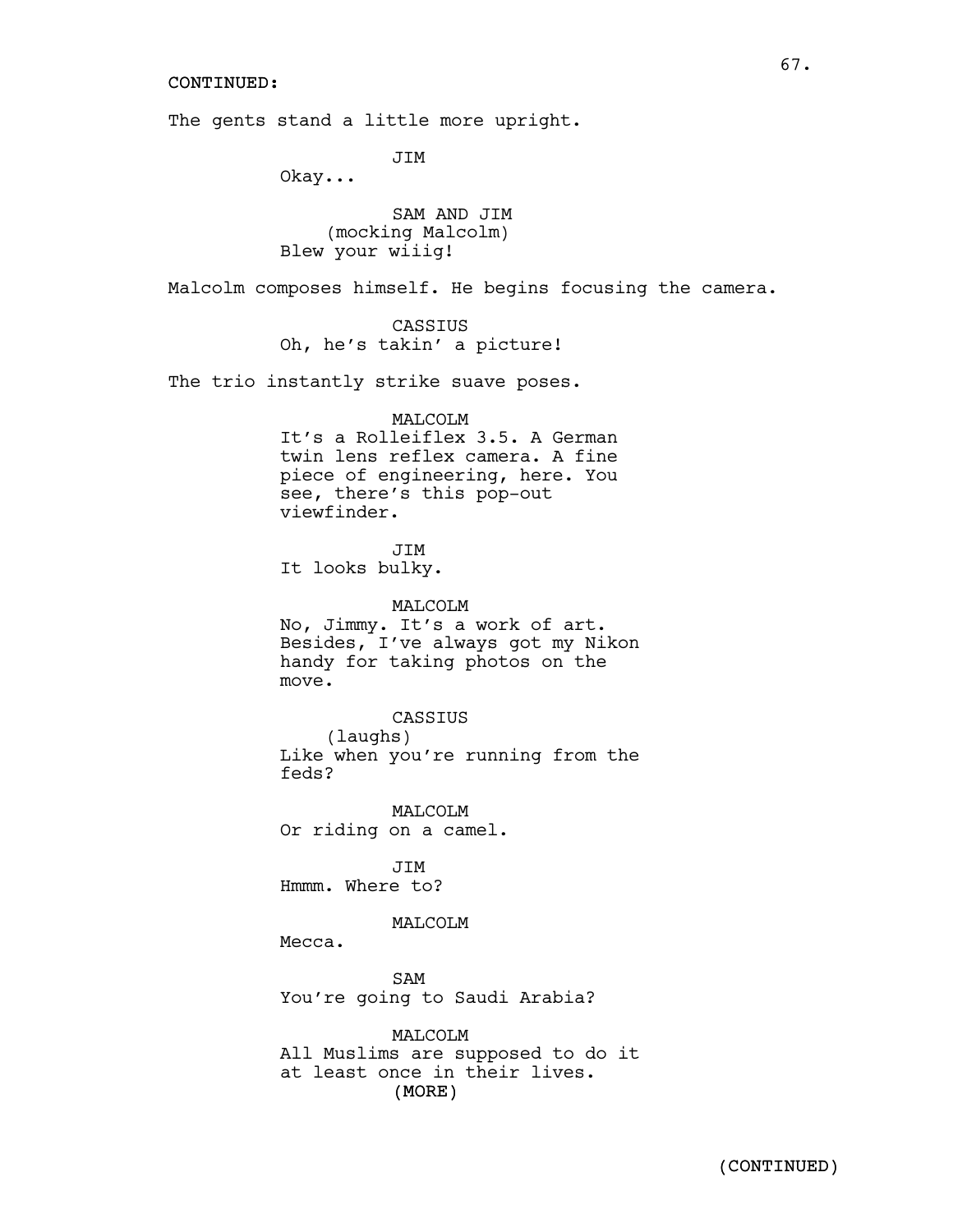CONTINUED:

The gents stand a little more upright.

JIM
Okay...

SAM AND JIM
(mocking Malcolm)
Blew your wiiig!

Malcolm composes himself. He begins focusing the camera.

CASSIUS
Oh, he's takin' a picture!

The trio instantly strike suave poses.

MALCOLM
It's a Rolleiflex 3.5. A German twin lens reflex camera. A fine piece of engineering, here. You see, there's this pop-out viewfinder.

JIM
It looks bulky.

MALCOLM
No, Jimmy. It's a work of art. Besides, I've always got my Nikon handy for taking photos on the move.

CASSIUS
(laughs)
Like when you're running from the feds?

MALCOLM
Or riding on a camel.

JIM
Hmmm. Where to?

MALCOLM
Mecca.

SAM
You're going to Saudi Arabia?

MALCOLM
All Muslims are supposed to do it at least once in their lives.
(MORE)

(CONTINUED)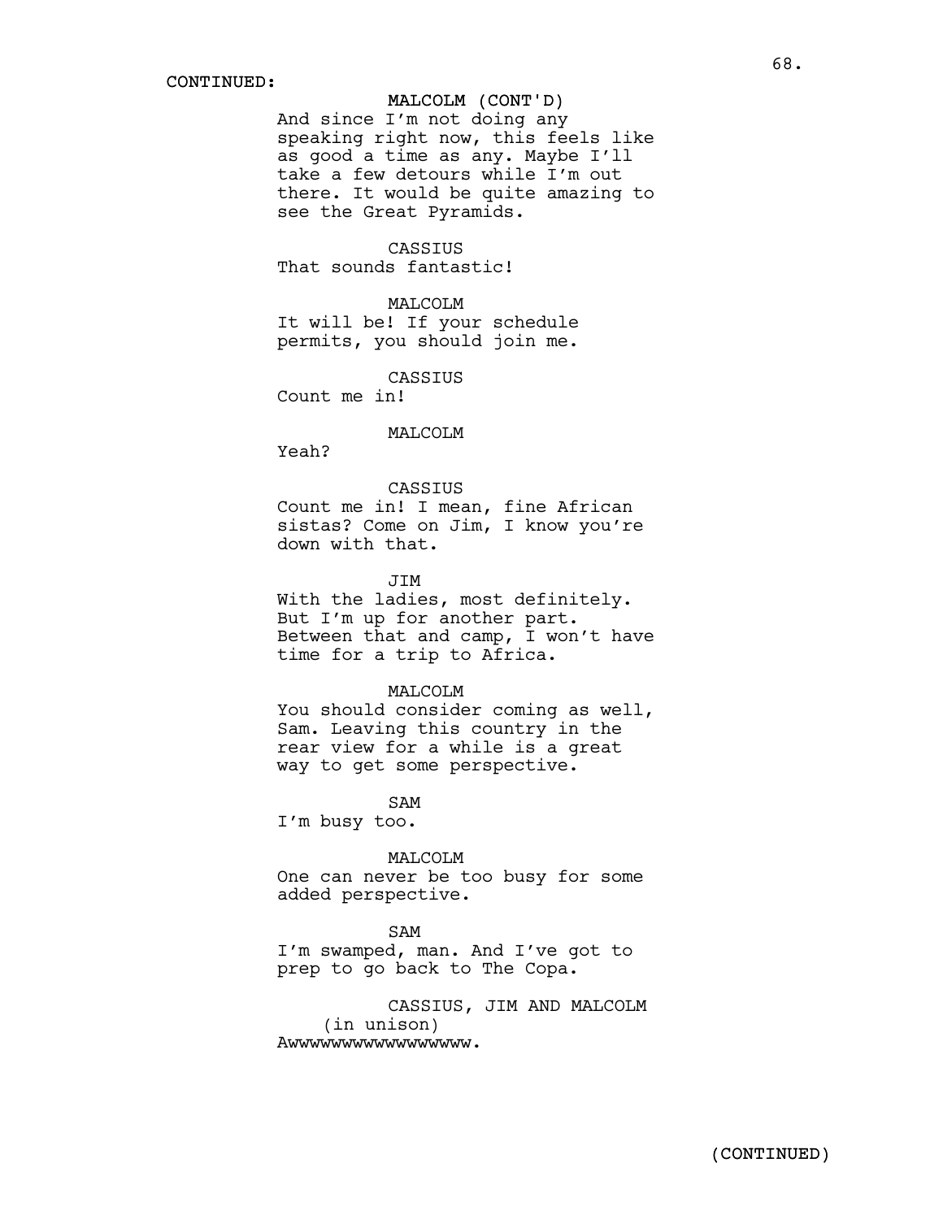CONTINUED:

MALCOLM (CONT'D)
And since I'm not doing any speaking right now, this feels like as good a time as any. Maybe I'll take a few detours while I'm out there. It would be quite amazing to see the Great Pyramids.

CASSIUS
That sounds fantastic!

MALCOLM
It will be! If your schedule permits, you should join me.

CASSIUS
Count me in!

MALCOLM
Yeah?

CASSIUS
Count me in! I mean, fine African sistas? Come on Jim, I know you're down with that.

JIM
With the ladies, most definitely. But I'm up for another part. Between that and camp, I won't have time for a trip to Africa.

MALCOLM
You should consider coming as well, Sam. Leaving this country in the rear view for a while is a great way to get some perspective.

SAM
I'm busy too.

MALCOLM
One can never be too busy for some added perspective.

SAM
I'm swamped, man. And I've got to prep to go back to The Copa.

CASSIUS, JIM AND MALCOLM
(in unison)
Awwwwwwwwwwwwwwww.

(CONTINUED)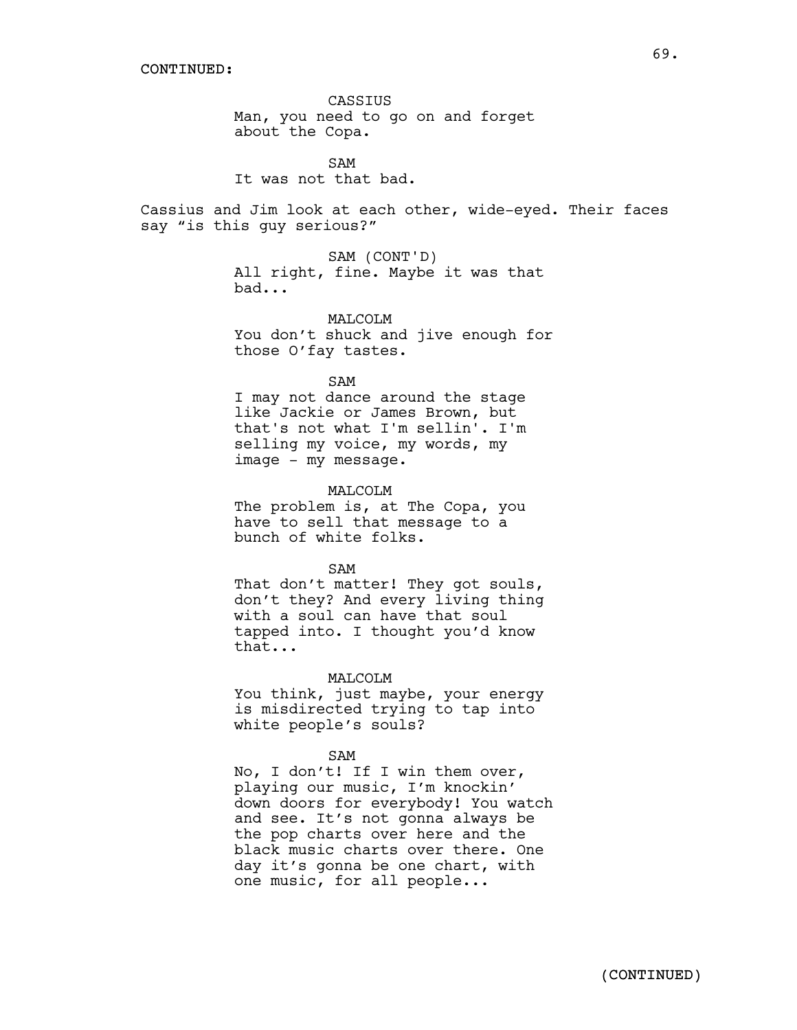CONTINUED:

CASSIUS
Man, you need to go on and forget about the Copa.

SAM
It was not that bad.

Cassius and Jim look at each other, wide-eyed. Their faces say "is this guy serious?"

SAM (CONT'D)
All right, fine. Maybe it was that bad...

MALCOLM
You don't shuck and jive enough for those O'fay tastes.

SAM
I may not dance around the stage like Jackie or James Brown, but that's not what I'm sellin'. I'm selling my voice, my words, my image - my message.

MALCOLM
The problem is, at The Copa, you have to sell that message to a bunch of white folks.

SAM
That don't matter! They got souls, don't they? And every living thing with a soul can have that soul tapped into. I thought you'd know that...

MALCOLM
You think, just maybe, your energy is misdirected trying to tap into white people's souls?

SAM
No, I don't! If I win them over, playing our music, I'm knockin' down doors for everybody! You watch and see. It's not gonna always be the pop charts over here and the black music charts over there. One day it's gonna be one chart, with one music, for all people...

(CONTINUED)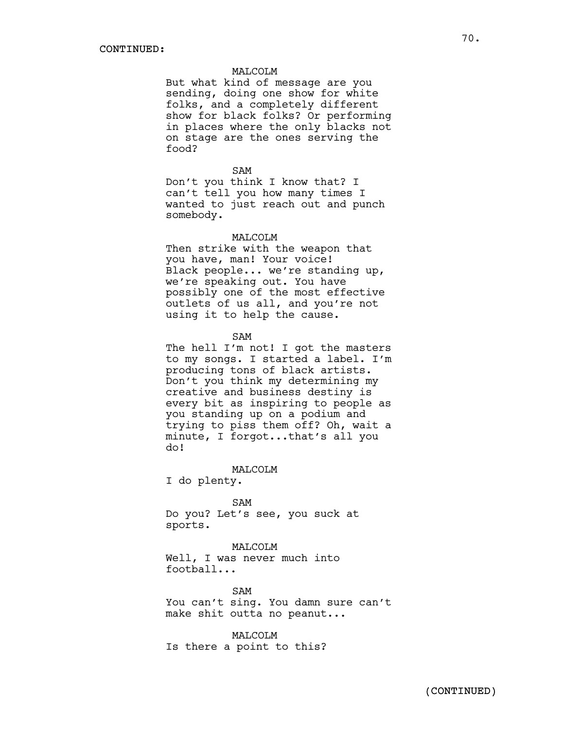CONTINUED:

MALCOLM
But what kind of message are you sending, doing one show for white folks, and a completely different show for black folks? Or performing in places where the only blacks not on stage are the ones serving the food?

SAM
Don't you think I know that? I can't tell you how many times I wanted to just reach out and punch somebody.

MALCOLM
Then strike with the weapon that you have, man! Your voice! Black people... we're standing up, we're speaking out. You have possibly one of the most effective outlets of us all, and you're not using it to help the cause.

SAM
The hell I'm not! I got the masters to my songs. I started a label. I'm producing tons of black artists. Don't you think my determining my creative and business destiny is every bit as inspiring to people as you standing up on a podium and trying to piss them off? Oh, wait a minute, I forgot...that's all you do!

MALCOLM
I do plenty.

SAM
Do you? Let's see, you suck at sports.

MALCOLM
Well, I was never much into football...

SAM
You can't sing. You damn sure can't make shit outta no peanut...

MALCOLM
Is there a point to this?

(CONTINUED)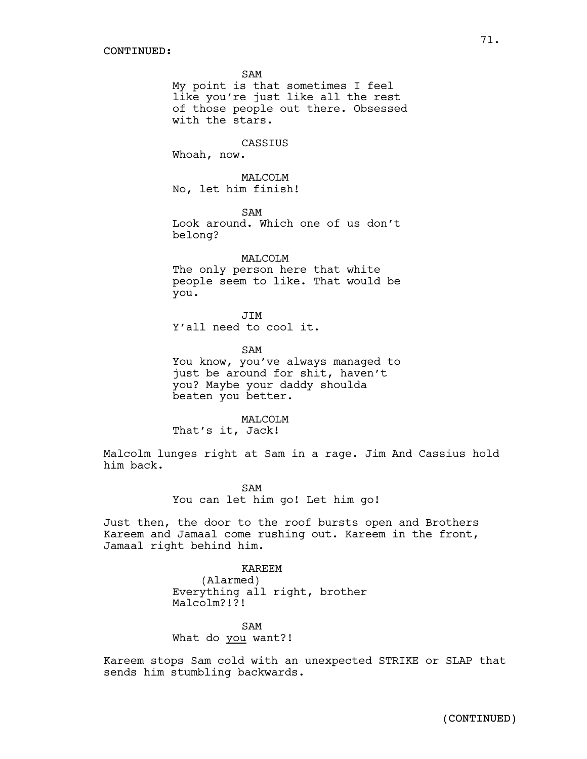CONTINUED:

SAM
My point is that sometimes I feel like you're just like all the rest of those people out there. Obsessed with the stars.

CASSIUS
Whoah, now.

MALCOLM
No, let him finish!

SAM
Look around. Which one of us don't belong?

MALCOLM
The only person here that white people seem to like. That would be you.

JIM
Y'all need to cool it.

SAM
You know, you've always managed to just be around for shit, haven't you? Maybe your daddy shoulda beaten you better.

MALCOLM
That's it, Jack!

Malcolm lunges right at Sam in a rage. Jim And Cassius hold him back.

SAM
You can let him go! Let him go!

Just then, the door to the roof bursts open and Brothers Kareem and Jamaal come rushing out. Kareem in the front, Jamaal right behind him.

KAREEM
(Alarmed)
Everything all right, brother Malcolm?!?!

SAM
What do <u>you</u> want?!

Kareem stops Sam cold with an unexpected STRIKE or SLAP that sends him stumbling backwards.

(CONTINUED)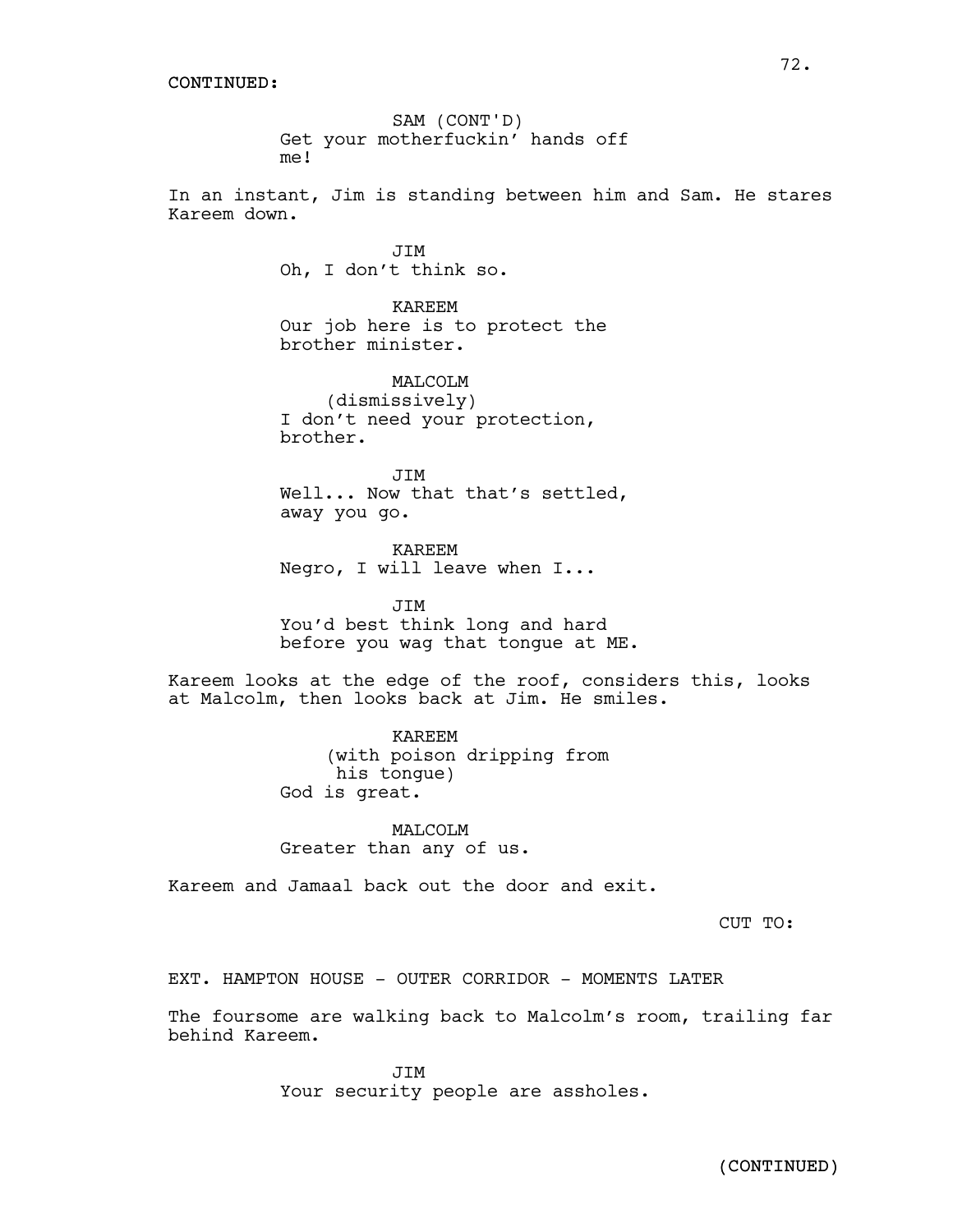CONTINUED:

SAM (CONT'D)
Get your motherfuckin' hands off me!

In an instant, Jim is standing between him and Sam. He stares Kareem down.

JIM
Oh, I don't think so.

KAREEM
Our job here is to protect the brother minister.

MALCOLM
(dismissively)
I don't need your protection, brother.

JIM
Well... Now that that's settled, away you go.

KAREEM
Negro, I will leave when I...

JIM
You'd best think long and hard before you wag that tongue at ME.

Kareem looks at the edge of the roof, considers this, looks at Malcolm, then looks back at Jim. He smiles.

KAREEM
(with poison dripping from his tongue)
God is great.

MALCOLM
Greater than any of us.

Kareem and Jamaal back out the door and exit.

CUT TO:

EXT. HAMPTON HOUSE - OUTER CORRIDOR - MOMENTS LATER

The foursome are walking back to Malcolm's room, trailing far behind Kareem.

JIM
Your security people are assholes.

(CONTINUED)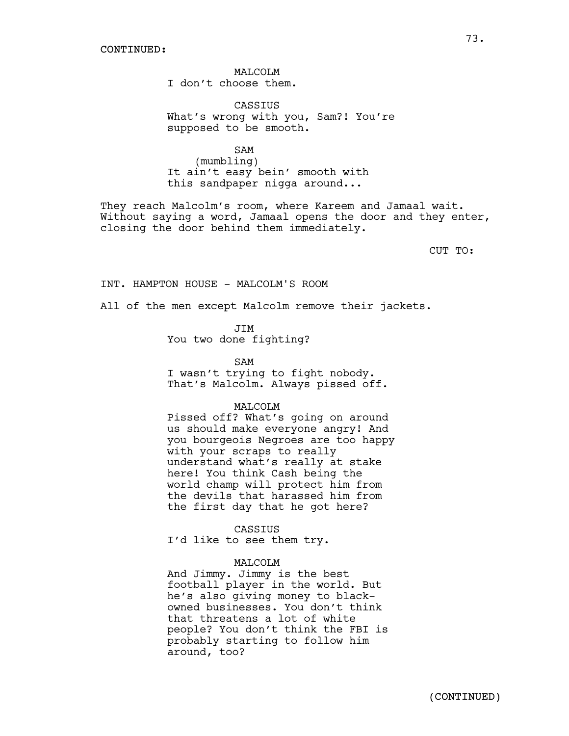CONTINUED:

MALCOLM
I don't choose them.

CASSIUS
What's wrong with you, Sam?! You're supposed to be smooth.

SAM
(mumbling)
It ain't easy bein' smooth with this sandpaper nigga around...

They reach Malcolm's room, where Kareem and Jamaal wait. Without saying a word, Jamaal opens the door and they enter, closing the door behind them immediately.

CUT TO:

INT. HAMPTON HOUSE - MALCOLM'S ROOM

All of the men except Malcolm remove their jackets.

JIM
You two done fighting?

SAM
I wasn't trying to fight nobody. That's Malcolm. Always pissed off.

MALCOLM
Pissed off? What's going on around us should make everyone angry! And you bourgeois Negroes are too happy with your scraps to really understand what's really at stake here! You think Cash being the world champ will protect him from the devils that harassed him from the first day that he got here?

CASSIUS
I'd like to see them try.

MALCOLM
And Jimmy. Jimmy is the best football player in the world. But he's also giving money to black-owned businesses. You don't think that threatens a lot of white people? You don't think the FBI is probably starting to follow him around, too?

(CONTINUED)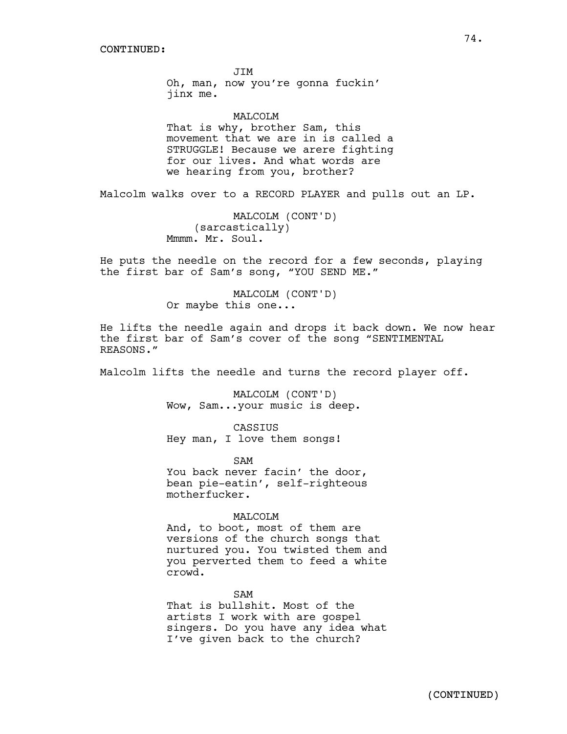CONTINUED:

JIM

Oh, man, now you're gonna fuckin' jinx me.

MALCOLM

That is why, brother Sam, this movement that we are in is called a STRUGGLE! Because we arere fighting for our lives. And what words are we hearing from you, brother?

Malcolm walks over to a RECORD PLAYER and pulls out an LP.

MALCOLM (CONT'D)

(sarcastically)

Mmmm. Mr. Soul.

He puts the needle on the record for a few seconds, playing the first bar of Sam's song, "YOU SEND ME."

MALCOLM (CONT'D)

Or maybe this one...

He lifts the needle again and drops it back down. We now hear the first bar of Sam's cover of the song "SENTIMENTAL REASONS."

Malcolm lifts the needle and turns the record player off.

MALCOLM (CONT'D)

Wow, Sam...your music is deep.

CASSIUS

Hey man, I love them songs!

SAM

You back never facin' the door, bean pie-eatin', self-righteous motherfucker.

MALCOLM

And, to boot, most of them are versions of the church songs that nurtured you. You twisted them and you perverted them to feed a white crowd.

SAM

That is bullshit. Most of the artists I work with are gospel singers. Do you have any idea what I've given back to the church?

(CONTINUED)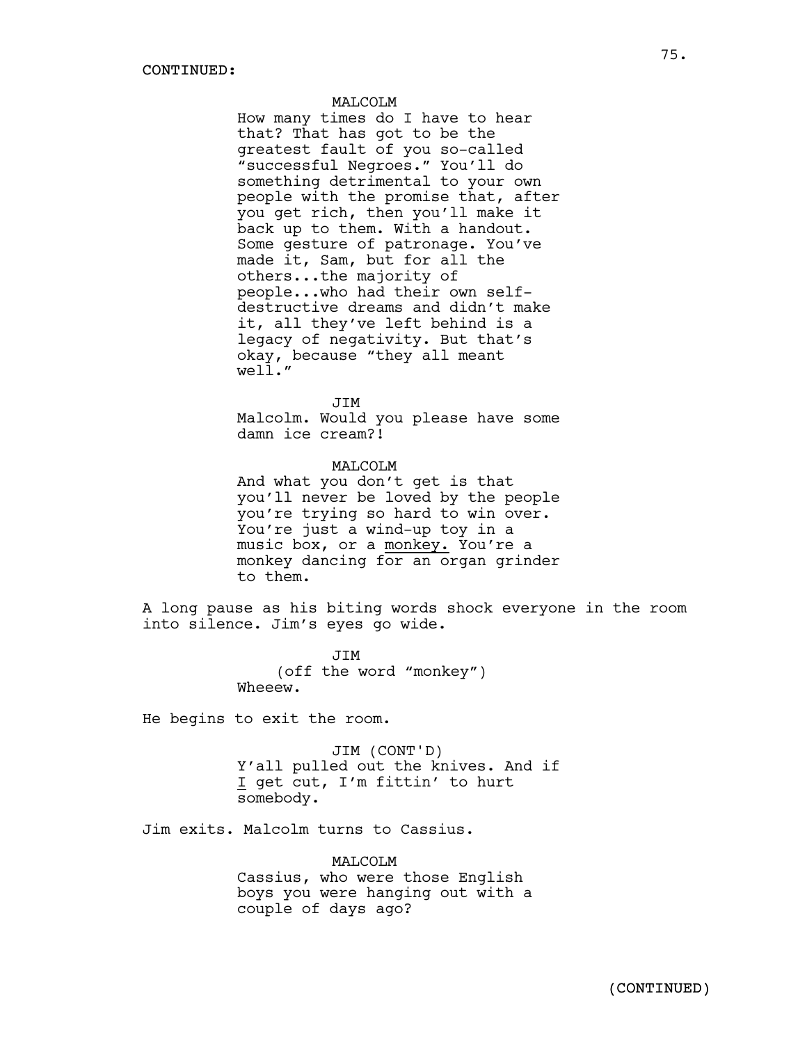CONTINUED:

MALCOLM
How many times do I have to hear that? That has got to be the greatest fault of you so-called "successful Negroes." You'll do something detrimental to your own people with the promise that, after you get rich, then you'll make it back up to them. With a handout. Some gesture of patronage. You've made it, Sam, but for all the others...the majority of people...who had their own self-destructive dreams and didn't make it, all they've left behind is a legacy of negativity. But that's okay, because "they all meant well."

JIM
Malcolm. Would you please have some damn ice cream?!

MALCOLM
And what you don't get is that you'll never be loved by the people you're trying so hard to win over. You're just a wind-up toy in a music box, or a <u>monkey.</u> You're a monkey dancing for an organ grinder to them.

A long pause as his biting words shock everyone in the room into silence. Jim's eyes go wide.

JIM
(off the word "monkey")
Wheeew.

He begins to exit the room.

JIM (CONT'D)
Y'all pulled out the knives. And if <u>I</u> get cut, I'm fittin' to hurt somebody.

Jim exits. Malcolm turns to Cassius.

MALCOLM
Cassius, who were those English boys you were hanging out with a couple of days ago?

(CONTINUED)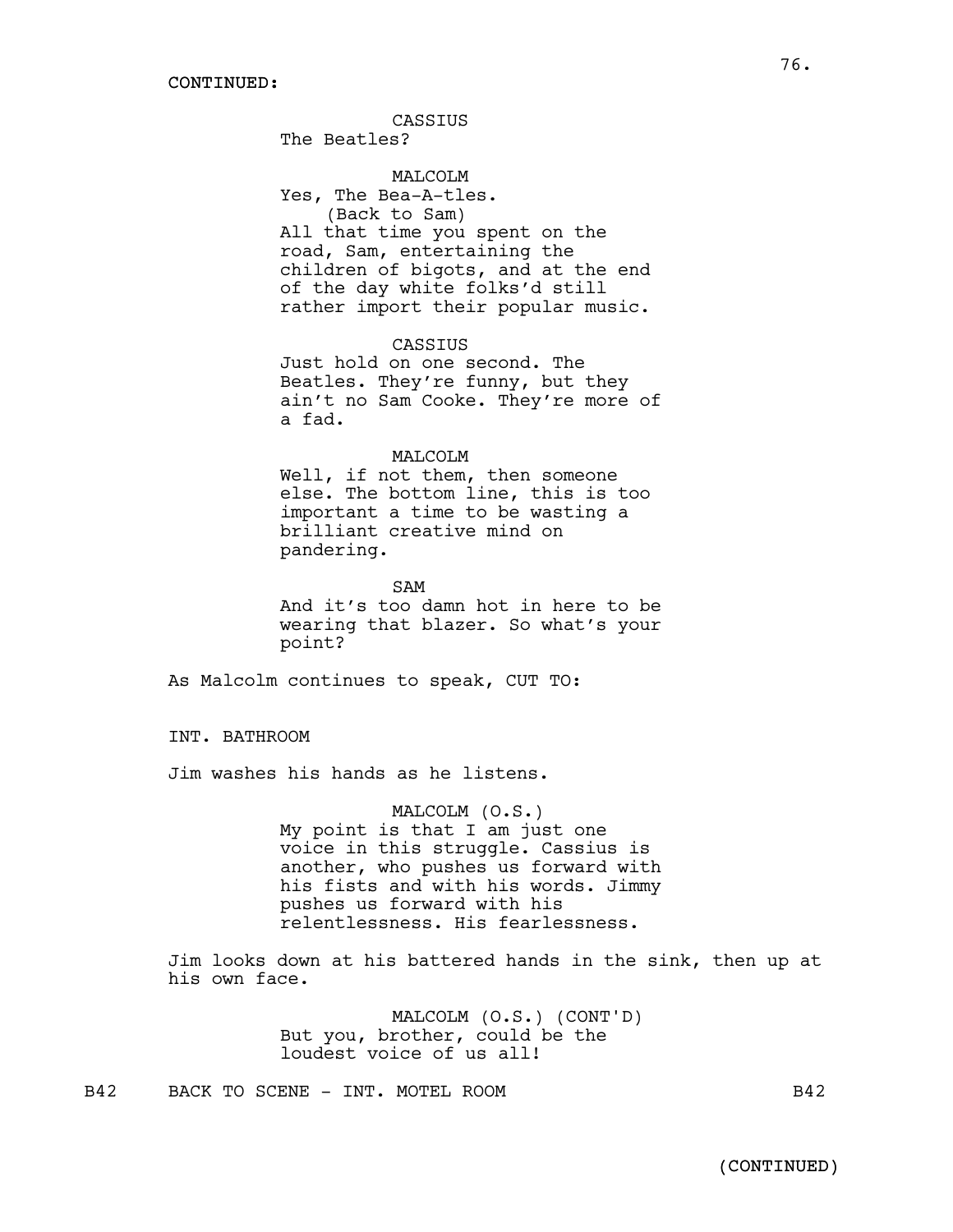CONTINUED:

CASSIUS
The Beatles?

MALCOLM
Yes, The Bea-A-tles.
(Back to Sam)
All that time you spent on the road, Sam, entertaining the children of bigots, and at the end of the day white folks'd still rather import their popular music.

CASSIUS
Just hold on one second. The Beatles. They're funny, but they ain't no Sam Cooke. They're more of a fad.

MALCOLM
Well, if not them, then someone else. The bottom line, this is too important a time to be wasting a brilliant creative mind on pandering.

SAM
And it's too damn hot in here to be wearing that blazer. So what's your point?

As Malcolm continues to speak, CUT TO:

INT. BATHROOM

Jim washes his hands as he listens.

MALCOLM (O.S.)
My point is that I am just one voice in this struggle. Cassius is another, who pushes us forward with his fists and with his words. Jimmy pushes us forward with his relentlessness. His fearlessness.

Jim looks down at his battered hands in the sink, then up at his own face.

MALCOLM (O.S.) (CONT'D)
But you, brother, could be the loudest voice of us all!

B42 BACK TO SCENE - INT. MOTEL ROOM B42

(CONTINUED)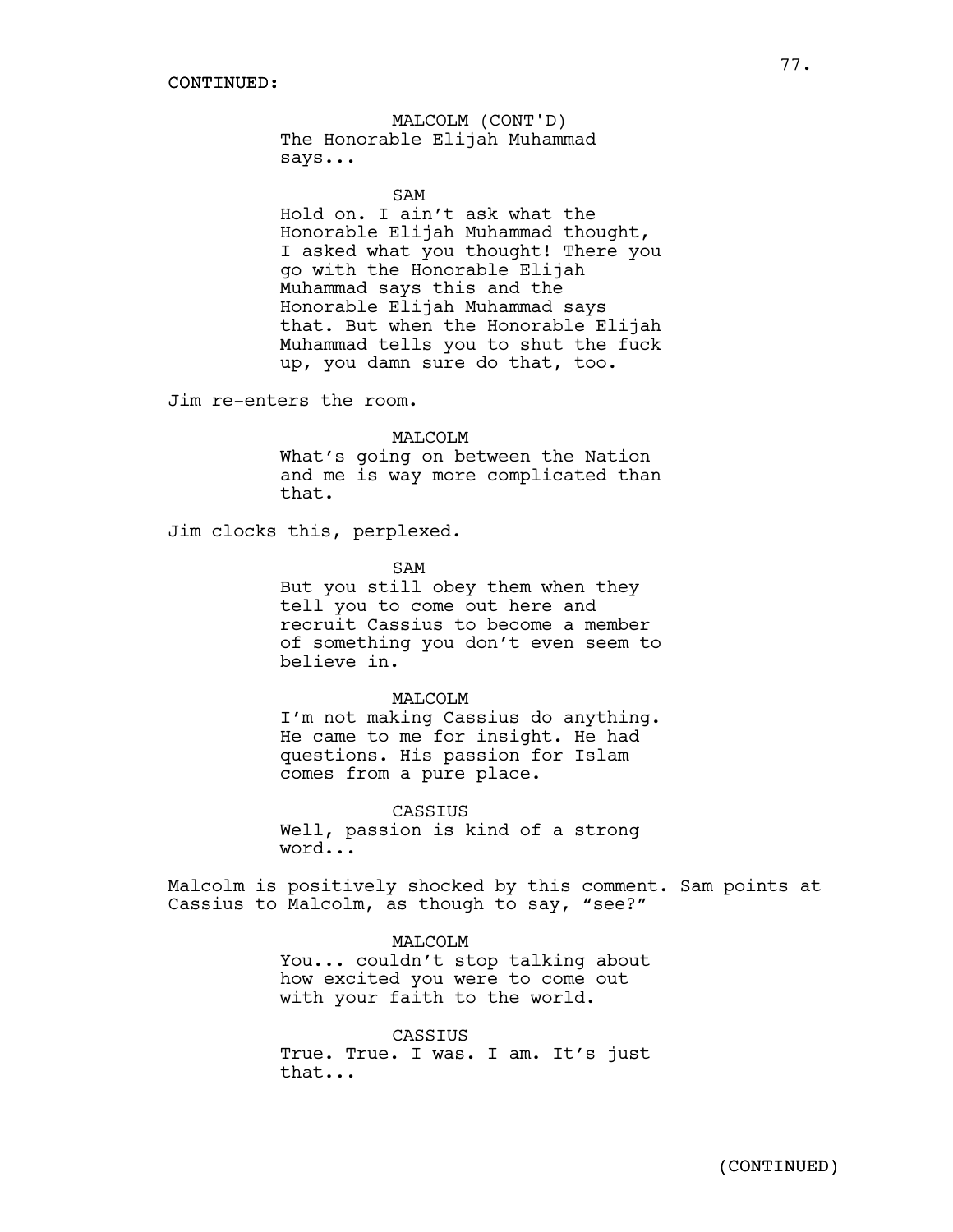CONTINUED:

MALCOLM (CONT'D)
The Honorable Elijah Muhammad says...

SAM
Hold on. I ain't ask what the Honorable Elijah Muhammad thought, I asked what you thought! There you go with the Honorable Elijah Muhammad says this and the Honorable Elijah Muhammad says that. But when the Honorable Elijah Muhammad tells you to shut the fuck up, you damn sure do that, too.

Jim re-enters the room.

MALCOLM
What's going on between the Nation and me is way more complicated than that.

Jim clocks this, perplexed.

SAM
But you still obey them when they tell you to come out here and recruit Cassius to become a member of something you don't even seem to believe in.

MALCOLM
I'm not making Cassius do anything. He came to me for insight. He had questions. His passion for Islam comes from a pure place.

CASSIUS
Well, passion is kind of a strong word...

Malcolm is positively shocked by this comment. Sam points at Cassius to Malcolm, as though to say, "see?"

MALCOLM
You... couldn't stop talking about how excited you were to come out with your faith to the world.

CASSIUS
True. True. I was. I am. It's just that...

(CONTINUED)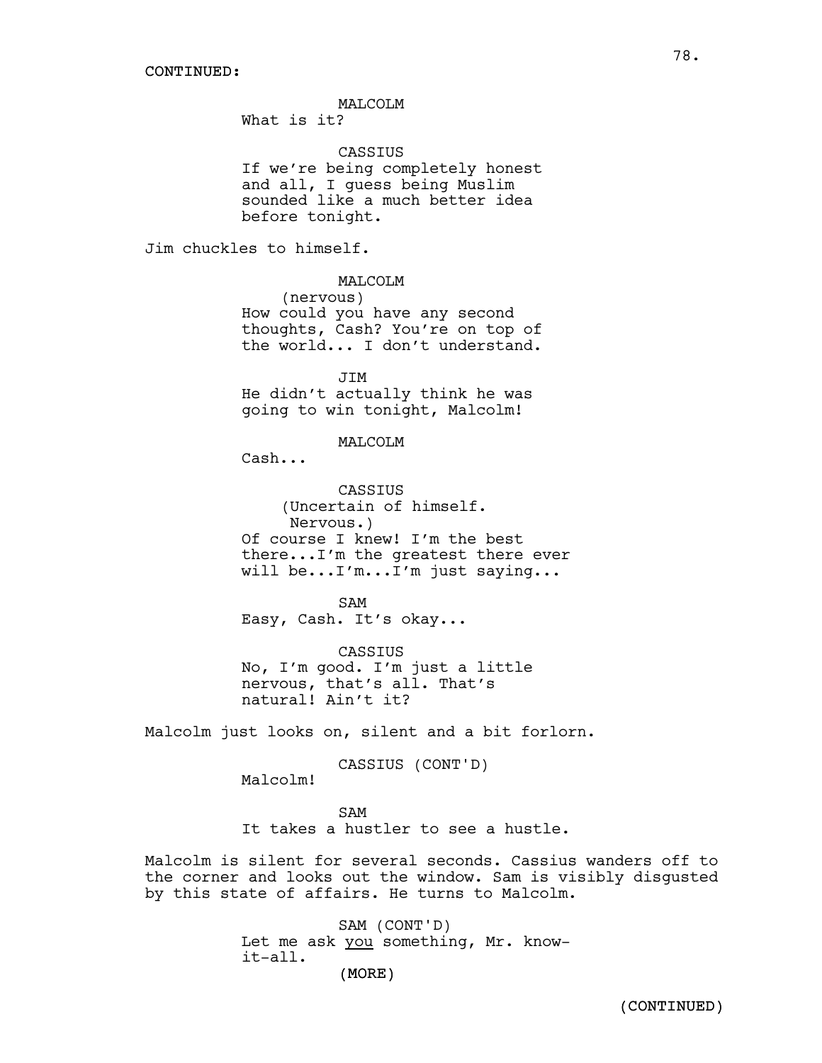CONTINUED:

MALCOLM
What is it?

CASSIUS
If we're being completely honest and all, I guess being Muslim sounded like a much better idea before tonight.

Jim chuckles to himself.

MALCOLM
(nervous)
How could you have any second thoughts, Cash? You're on top of the world... I don't understand.

JIM
He didn't actually think he was going to win tonight, Malcolm!

MALCOLM
Cash...

CASSIUS
(Uncertain of himself. Nervous.)
Of course I knew! I'm the best there...I'm the greatest there ever will be...I'm...I'm just saying...

SAM
Easy, Cash. It's okay...

CASSIUS
No, I'm good. I'm just a little nervous, that's all. That's natural! Ain't it?

Malcolm just looks on, silent and a bit forlorn.

CASSIUS (CONT'D)
Malcolm!

SAM
It takes a hustler to see a hustle.

Malcolm is silent for several seconds. Cassius wanders off to the corner and looks out the window. Sam is visibly disgusted by this state of affairs. He turns to Malcolm.

SAM (CONT'D)
Let me ask you something, Mr. know-it-all.
(MORE)

(CONTINUED)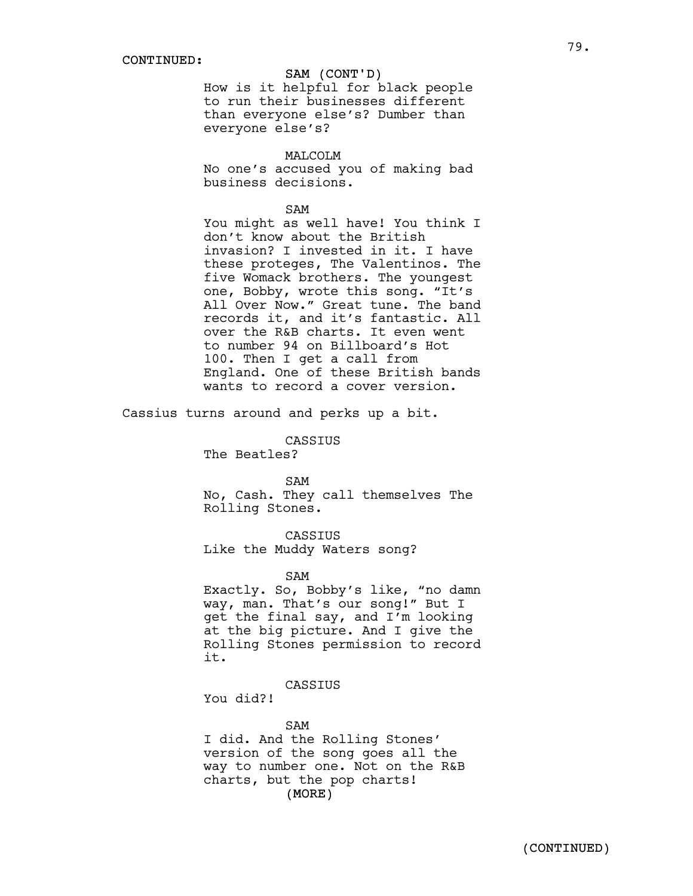CONTINUED:

SAM (CONT'D)
How is it helpful for black people to run their businesses different than everyone else's? Dumber than everyone else's?

MALCOLM
No one's accused you of making bad business decisions.

SAM
You might as well have! You think I don't know about the British invasion? I invested in it. I have these proteges, The Valentinos. The five Womack brothers. The youngest one, Bobby, wrote this song. "It's All Over Now." Great tune. The band records it, and it's fantastic. All over the R&B charts. It even went to number 94 on Billboard's Hot 100. Then I get a call from England. One of these British bands wants to record a cover version.

Cassius turns around and perks up a bit.

CASSIUS
The Beatles?

SAM
No, Cash. They call themselves The Rolling Stones.

CASSIUS
Like the Muddy Waters song?

SAM
Exactly. So, Bobby's like, "no damn way, man. That's our song!" But I get the final say, and I'm looking at the big picture. And I give the Rolling Stones permission to record it.

CASSIUS
You did?!

SAM
I did. And the Rolling Stones' version of the song goes all the way to number one. Not on the R&B charts, but the pop charts!
(MORE)

(CONTINUED)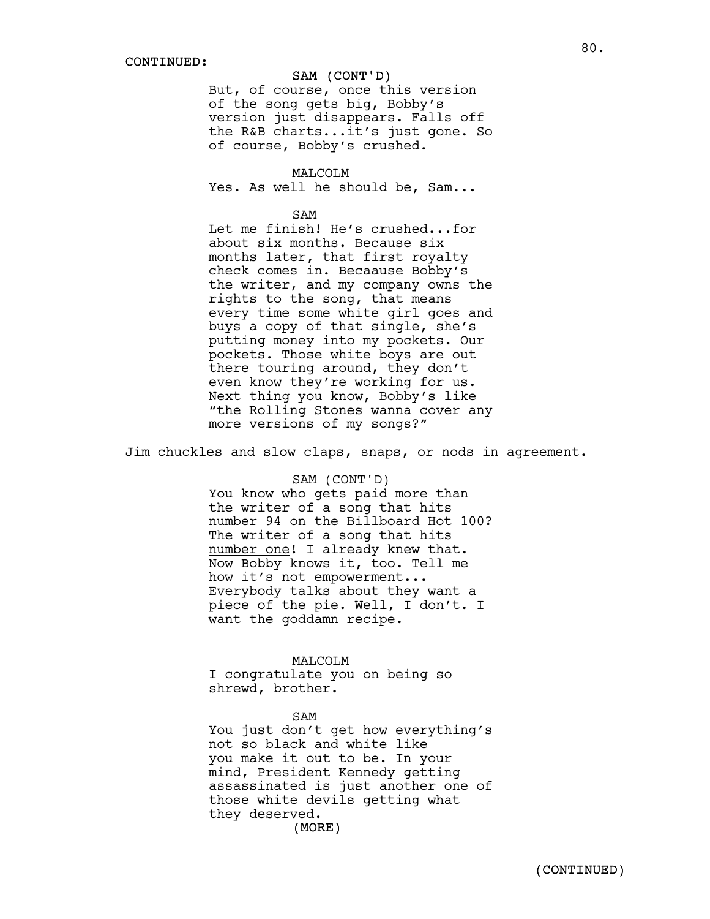CONTINUED:

SAM (CONT'D)

But, of course, once this version of the song gets big, Bobby's version just disappears. Falls off the R&B charts...it's just gone. So of course, Bobby's crushed.

MALCOLM

Yes. As well he should be, Sam...

SAM

Let me finish! He's crushed...for about six months. Because six months later, that first royalty check comes in. Becaause Bobby's the writer, and my company owns the rights to the song, that means every time some white girl goes and buys a copy of that single, she's putting money into my pockets. Our pockets. Those white boys are out there touring around, they don't even know they're working for us. Next thing you know, Bobby's like "the Rolling Stones wanna cover any more versions of my songs?"

Jim chuckles and slow claps, snaps, or nods in agreement.

SAM (CONT'D)

You know who gets paid more than the writer of a song that hits number 94 on the Billboard Hot 100? The writer of a song that hits <u>number one</u>! I already knew that. Now Bobby knows it, too. Tell me how it's not empowerment... Everybody talks about they want a piece of the pie. Well, I don't. I want the goddamn recipe.

MALCOLM

I congratulate you on being so shrewd, brother.

SAM

You just don't get how everything's not so black and white like you make it out to be. In your mind, President Kennedy getting assassinated is just another one of those white devils getting what they deserved.

(MORE)

(CONTINUED)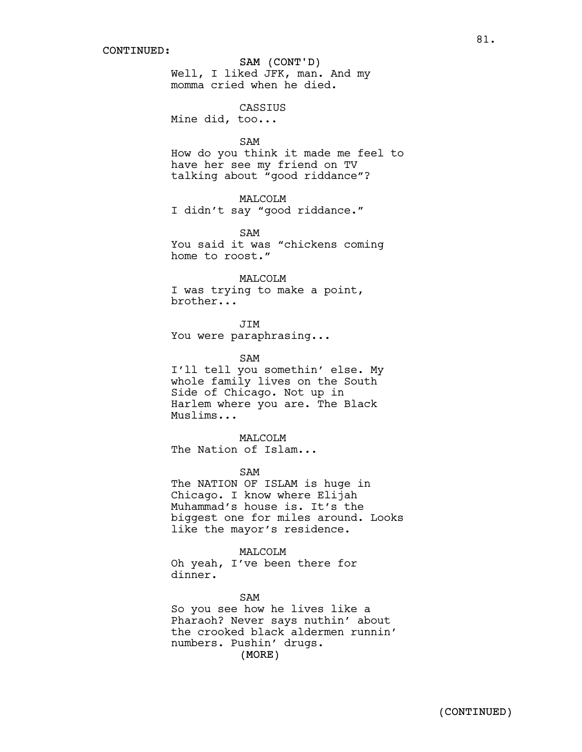CONTINUED:

SAM (CONT'D)
Well, I liked JFK, man. And my momma cried when he died.

CASSIUS
Mine did, too...

SAM
How do you think it made me feel to have her see my friend on TV talking about "good riddance"?

MALCOLM
I didn't say "good riddance."

SAM
You said it was "chickens coming home to roost."

MALCOLM
I was trying to make a point, brother...

JIM
You were paraphrasing...

SAM
I'll tell you somethin' else. My whole family lives on the South Side of Chicago. Not up in Harlem where you are. The Black Muslims...

MALCOLM
The Nation of Islam...

SAM
The NATION OF ISLAM is huge in Chicago. I know where Elijah Muhammad's house is. It's the biggest one for miles around. Looks like the mayor's residence.

MALCOLM
Oh yeah, I've been there for dinner.

SAM
So you see how he lives like a Pharaoh? Never says nuthin' about the crooked black aldermen runnin' numbers. Pushin' drugs.
(MORE)

(CONTINUED)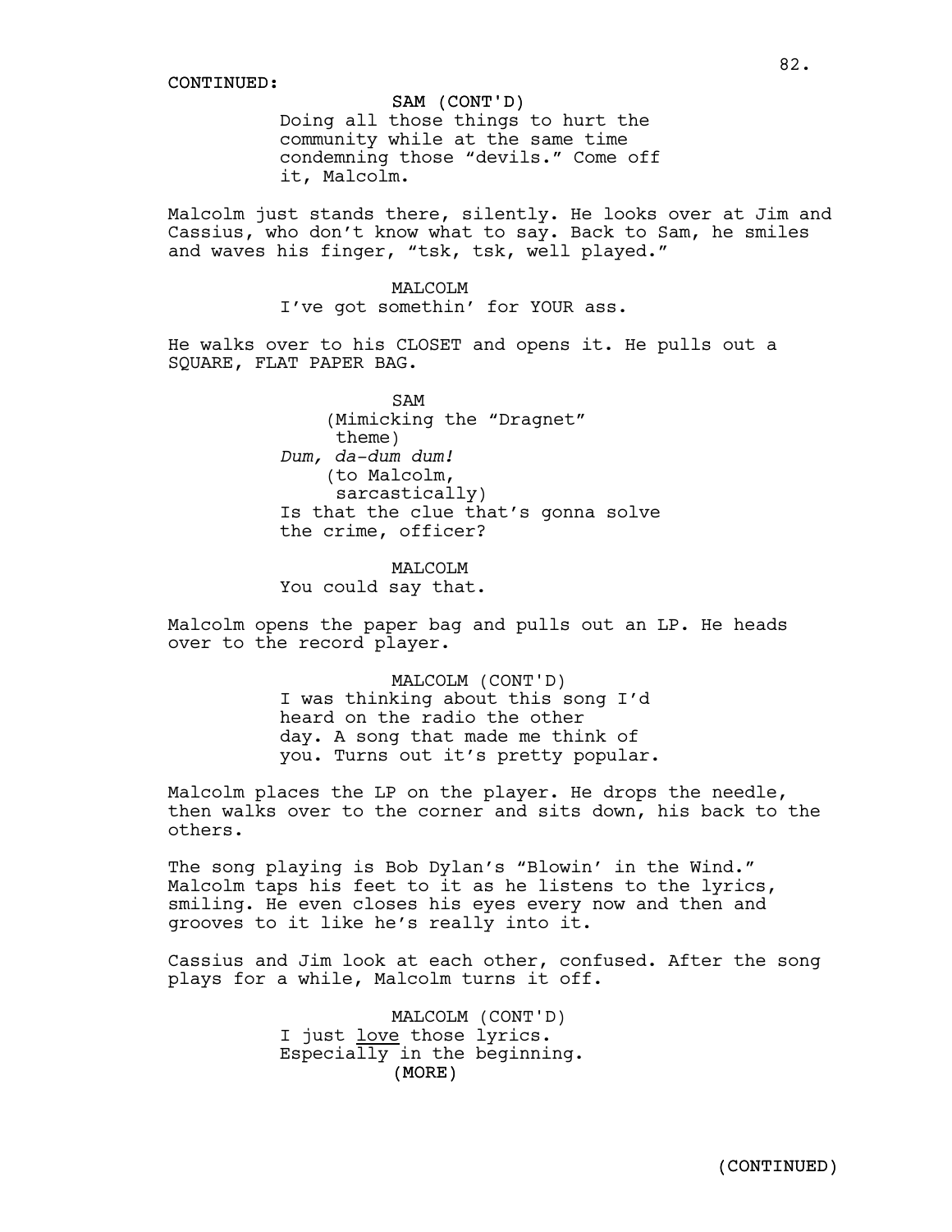CONTINUED:

SAM (CONT'D)
Doing all those things to hurt the community while at the same time condemning those “devils.” Come off it, Malcolm.

Malcolm just stands there, silently. He looks over at Jim and Cassius, who don’t know what to say. Back to Sam, he smiles and waves his finger, “tsk, tsk, well played.”

MALCOLM
I’ve got somethin’ for YOUR ass.

He walks over to his CLOSET and opens it. He pulls out a SQUARE, FLAT PAPER BAG.

SAM
(Mimicking the “Dragnet” theme)
*Dum, da-dum dum!*
(to Malcolm, sarcastically)
Is that the clue that’s gonna solve the crime, officer?

MALCOLM
You could say that.

Malcolm opens the paper bag and pulls out an LP. He heads over to the record player.

MALCOLM (CONT'D)
I was thinking about this song I’d heard on the radio the other day. A song that made me think of you. Turns out it’s pretty popular.

Malcolm places the LP on the player. He drops the needle, then walks over to the corner and sits down, his back to the others.

The song playing is Bob Dylan’s “Blowin’ in the Wind.” Malcolm taps his feet to it as he listens to the lyrics, smiling. He even closes his eyes every now and then and grooves to it like he’s really into it.

Cassius and Jim look at each other, confused. After the song plays for a while, Malcolm turns it off.

MALCOLM (CONT'D)
I just <u>love</u> those lyrics. Especially in the beginning.
(MORE)

(CONTINUED)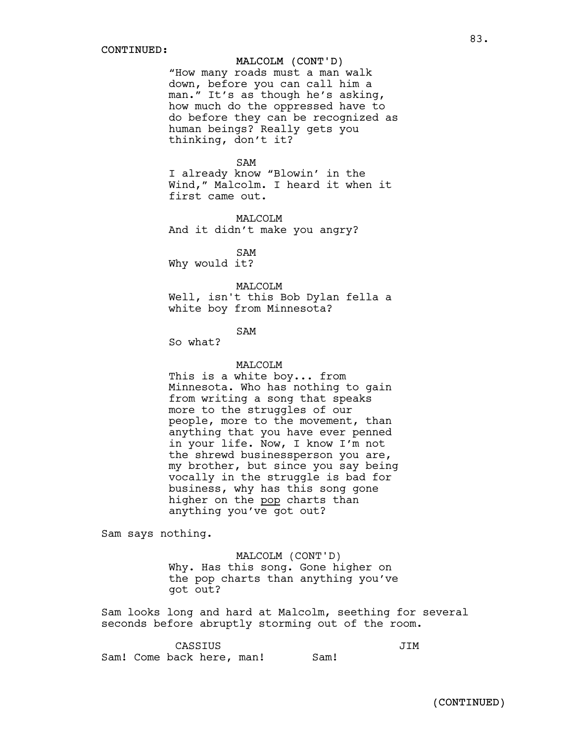CONTINUED:

MALCOLM (CONT'D)
"How many roads must a man walk down, before you can call him a man." It's as though he's asking, how much do the oppressed have to do before they can be recognized as human beings? Really gets you thinking, don't it?

SAM
I already know "Blowin' in the Wind," Malcolm. I heard it when it first came out.

MALCOLM
And it didn't make you angry?

SAM
Why would it?

MALCOLM
Well, isn't this Bob Dylan fella a white boy from Minnesota?

SAM
So what?

MALCOLM
This is a white boy... from Minnesota. Who has nothing to gain from writing a song that speaks more to the struggles of our people, more to the movement, than anything that you have ever penned in your life. Now, I know I'm not the shrewd businessperson you are, my brother, but since you say being vocally in the struggle is bad for business, why has this song gone higher on the <u>pop</u> charts than anything you've got out?

Sam says nothing.

MALCOLM (CONT'D)
Why. Has this song. Gone higher on the pop charts than anything you've got out?

Sam looks long and hard at Malcolm, seething for several seconds before abruptly storming out of the room.

CASSIUS
Sam! Come back here, man!

JIM
Sam!

(CONTINUED)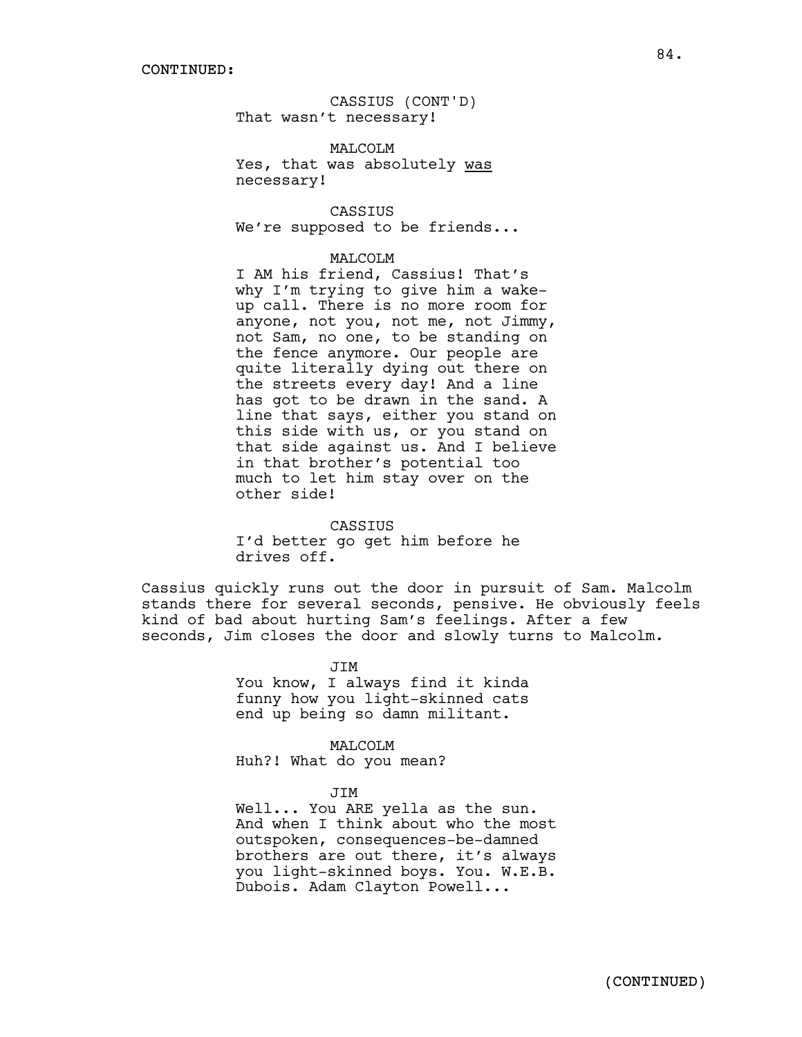CONTINUED:

CASSIUS (CONT'D)
That wasn't necessary!

MALCOLM
Yes, that was absolutely was necessary!

CASSIUS
We're supposed to be friends...

MALCOLM
I AM his friend, Cassius! That's why I'm trying to give him a wake-up call. There is no more room for anyone, not you, not me, not Jimmy, not Sam, no one, to be standing on the fence anymore. Our people are quite literally dying out there on the streets every day! And a line has got to be drawn in the sand. A line that says, either you stand on this side with us, or you stand on that side against us. And I believe in that brother's potential too much to let him stay over on the other side!

CASSIUS
I'd better go get him before he drives off.

Cassius quickly runs out the door in pursuit of Sam. Malcolm stands there for several seconds, pensive. He obviously feels kind of bad about hurting Sam's feelings. After a few seconds, Jim closes the door and slowly turns to Malcolm.

JIM
You know, I always find it kinda funny how you light-skinned cats end up being so damn militant.

MALCOLM
Huh?! What do you mean?

JIM
Well... You ARE yella as the sun. And when I think about who the most outspoken, consequences-be-damned brothers are out there, it's always you light-skinned boys. You. W.E.B. Dubois. Adam Clayton Powell...

(CONTINUED)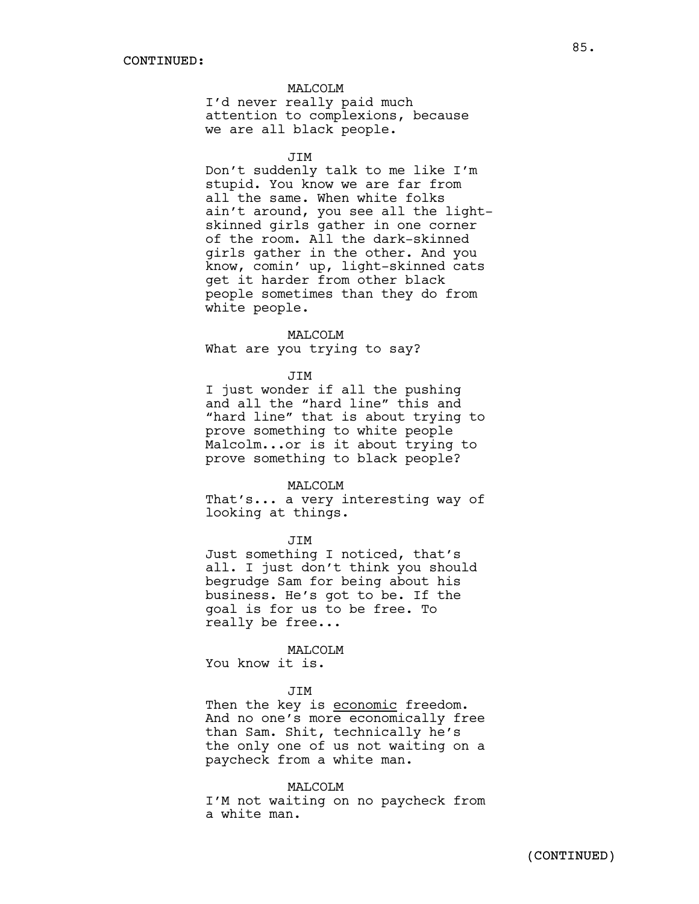CONTINUED:

MALCOLM
I'd never really paid much attention to complexions, because we are all black people.

JIM
Don't suddenly talk to me like I'm stupid. You know we are far from all the same. When white folks ain't around, you see all the light-skinned girls gather in one corner of the room. All the dark-skinned girls gather in the other. And you know, comin' up, light-skinned cats get it harder from other black people sometimes than they do from white people.

MALCOLM
What are you trying to say?

JIM
I just wonder if all the pushing and all the "hard line" this and "hard line" that is about trying to prove something to white people Malcolm...or is it about trying to prove something to black people?

MALCOLM
That's... a very interesting way of looking at things.

JIM
Just something I noticed, that's all. I just don't think you should begrudge Sam for being about his business. He's got to be. If the goal is for us to be free. To really be free...

MALCOLM
You know it is.

JIM
Then the key is <u>economic</u> freedom. And no one's more economically free than Sam. Shit, technically he's the only one of us not waiting on a paycheck from a white man.

MALCOLM
I'M not waiting on no paycheck from a white man.

(CONTINUED)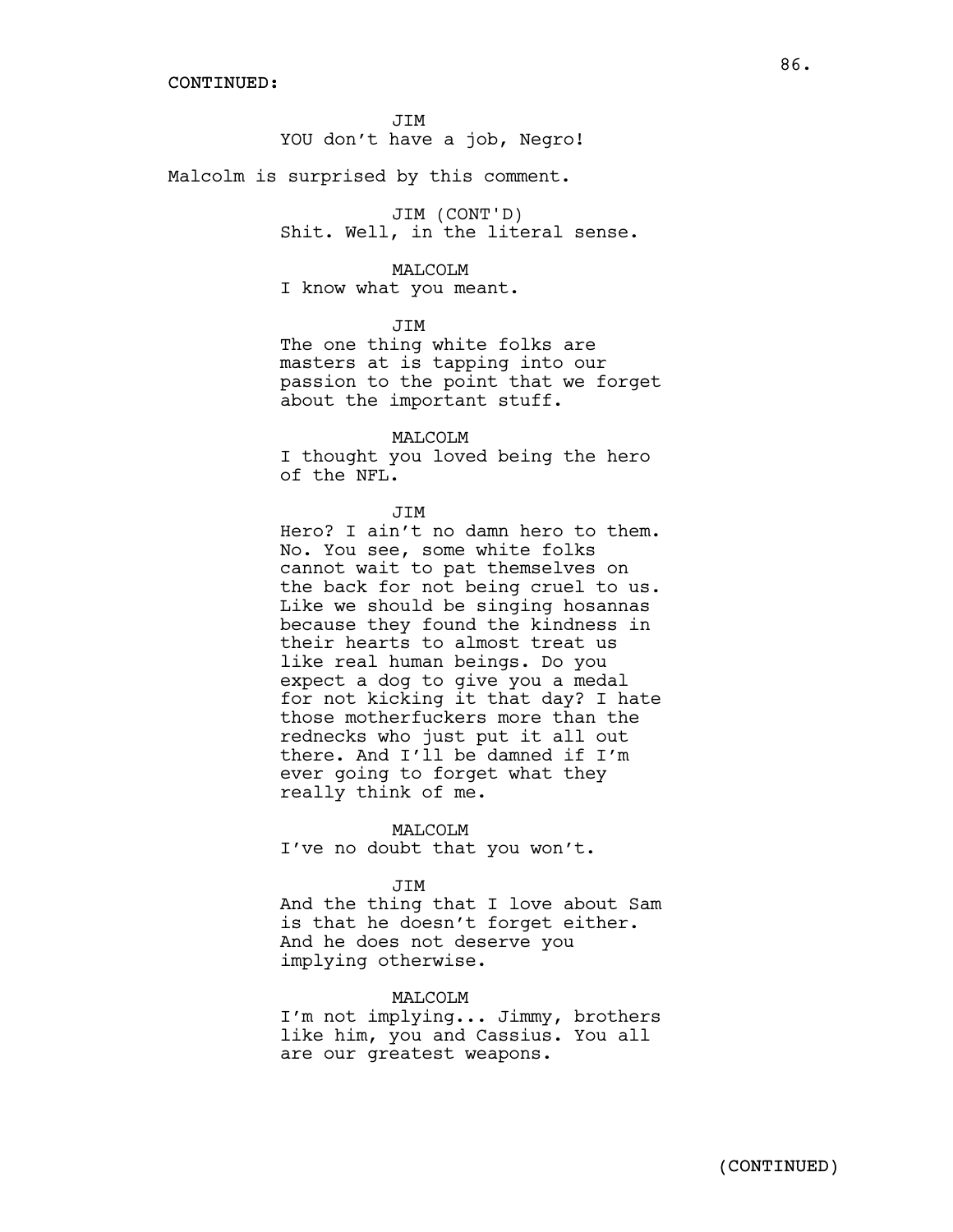CONTINUED:

JIM
YOU don't have a job, Negro!

Malcolm is surprised by this comment.

JIM (CONT'D)
Shit. Well, in the literal sense.

MALCOLM
I know what you meant.

JIM
The one thing white folks are masters at is tapping into our passion to the point that we forget about the important stuff.

MALCOLM
I thought you loved being the hero of the NFL.

JIM
Hero? I ain't no damn hero to them. No. You see, some white folks cannot wait to pat themselves on the back for not being cruel to us. Like we should be singing hosannas because they found the kindness in their hearts to almost treat us like real human beings. Do you expect a dog to give you a medal for not kicking it that day? I hate those motherfuckers more than the rednecks who just put it all out there. And I'll be damned if I'm ever going to forget what they really think of me.

MALCOLM
I've no doubt that you won't.

JIM
And the thing that I love about Sam is that he doesn't forget either. And he does not deserve you implying otherwise.

MALCOLM
I'm not implying... Jimmy, brothers like him, you and Cassius. You all are our greatest weapons.

(CONTINUED)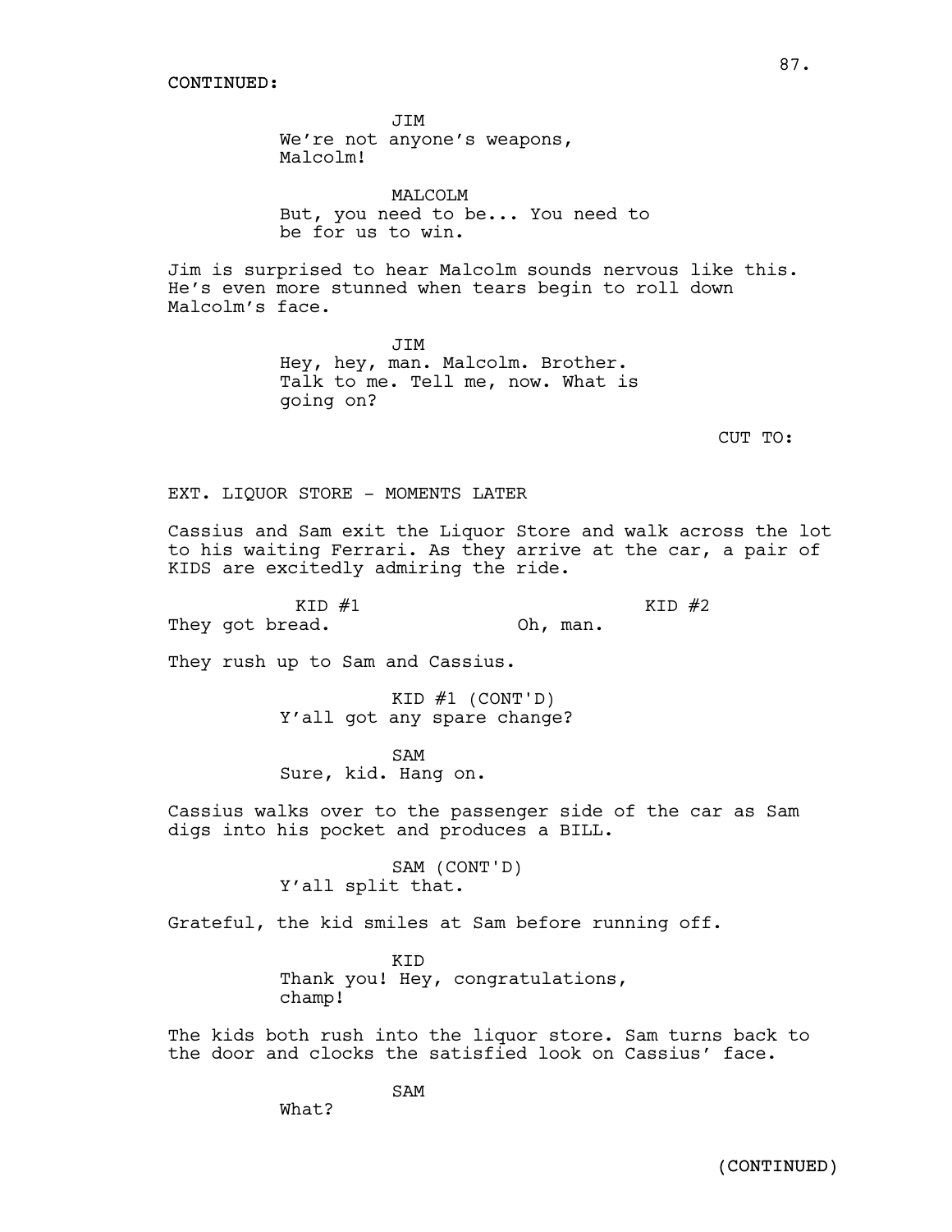CONTINUED:

JIM
We're not anyone's weapons, Malcolm!

MALCOLM
But, you need to be... You need to be for us to win.

Jim is surprised to hear Malcolm sounds nervous like this. He's even more stunned when tears begin to roll down Malcolm's face.

JIM
Hey, hey, man. Malcolm. Brother. Talk to me. Tell me, now. What is going on?

CUT TO:

EXT. LIQUOR STORE - MOMENTS LATER

Cassius and Sam exit the Liquor Store and walk across the lot to his waiting Ferrari. As they arrive at the car, a pair of KIDS are excitedly admiring the ride.

KID #1
They got bread.

KID #2
Oh, man.

They rush up to Sam and Cassius.

KID #1 (CONT'D)
Y'all got any spare change?

SAM
Sure, kid. Hang on.

Cassius walks over to the passenger side of the car as Sam digs into his pocket and produces a BILL.

SAM (CONT'D)
Y'all split that.

Grateful, the kid smiles at Sam before running off.

KID
Thank you! Hey, congratulations, champ!

The kids both rush into the liquor store. Sam turns back to the door and clocks the satisfied look on Cassius' face.

SAM
What?

(CONTINUED)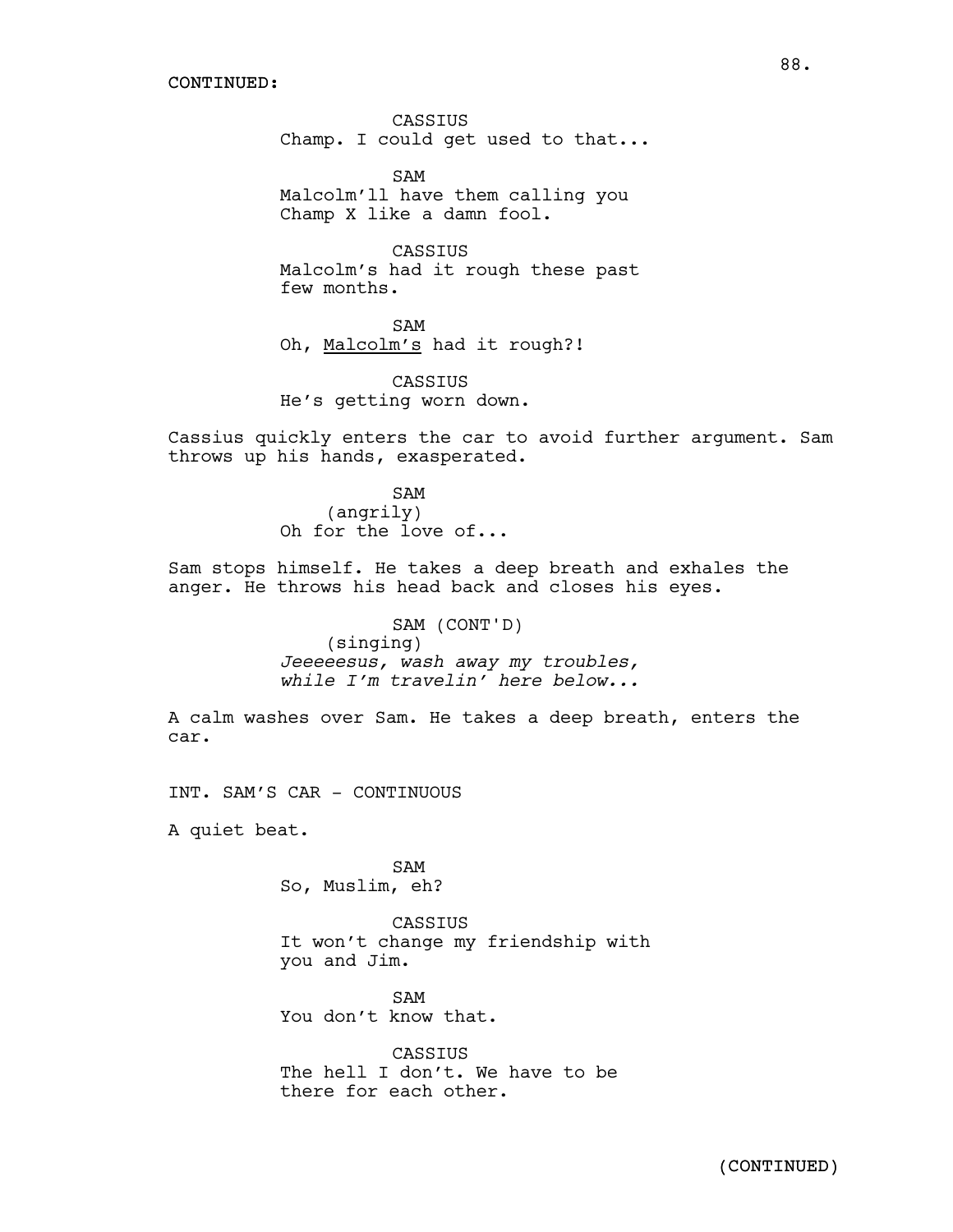CONTINUED:

CASSIUS
Champ. I could get used to that...

SAM
Malcolm'll have them calling you Champ X like a damn fool.

CASSIUS
Malcolm's had it rough these past few months.

SAM
Oh, <u>Malcolm's</u> had it rough?!

CASSIUS
He's getting worn down.

Cassius quickly enters the car to avoid further argument. Sam throws up his hands, exasperated.

SAM
(angrily)
Oh for the love of...

Sam stops himself. He takes a deep breath and exhales the anger. He throws his head back and closes his eyes.

SAM (CONT'D)
(singing)
*Jeeeeesus, wash away my troubles, while I'm travelin' here below...*

A calm washes over Sam. He takes a deep breath, enters the car.

INT. SAM'S CAR - CONTINUOUS

A quiet beat.

SAM
So, Muslim, eh?

CASSIUS
It won't change my friendship with you and Jim.

SAM
You don't know that.

CASSIUS
The hell I don't. We have to be there for each other.

(CONTINUED)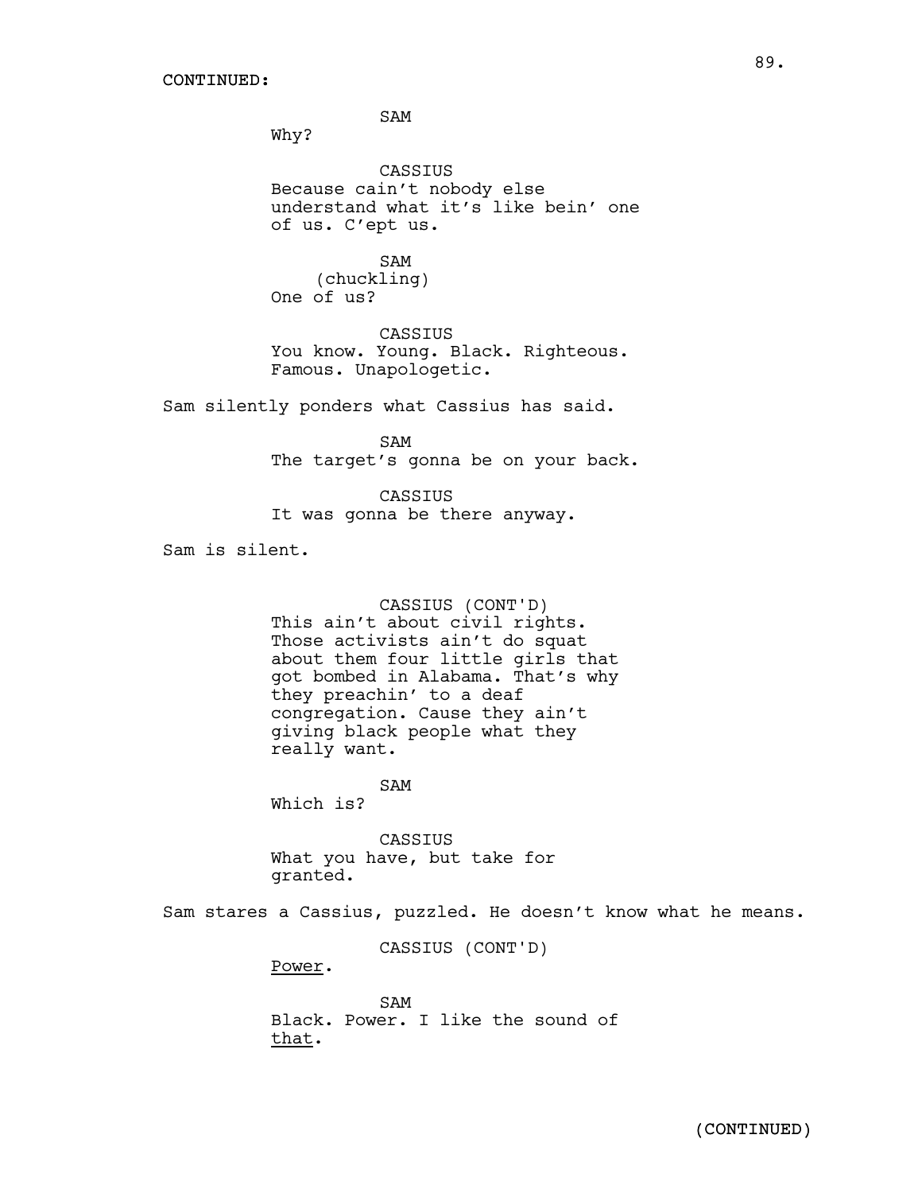CONTINUED:

SAM
Why?

CASSIUS
Because cain't nobody else understand what it's like bein' one of us. C'ept us.

SAM
(chuckling)
One of us?

CASSIUS
You know. Young. Black. Righteous. Famous. Unapologetic.

Sam silently ponders what Cassius has said.

SAM
The target's gonna be on your back.

CASSIUS
It was gonna be there anyway.

Sam is silent.

CASSIUS (CONT'D)
This ain't about civil rights. Those activists ain't do squat about them four little girls that got bombed in Alabama. That's why they preachin' to a deaf congregation. Cause they ain't giving black people what they really want.

SAM
Which is?

CASSIUS
What you have, but take for granted.

Sam stares a Cassius, puzzled. He doesn't know what he means.

CASSIUS (CONT'D)
<u>Power</u>.

SAM
Black. Power. I like the sound of <u>that</u>.

(CONTINUED)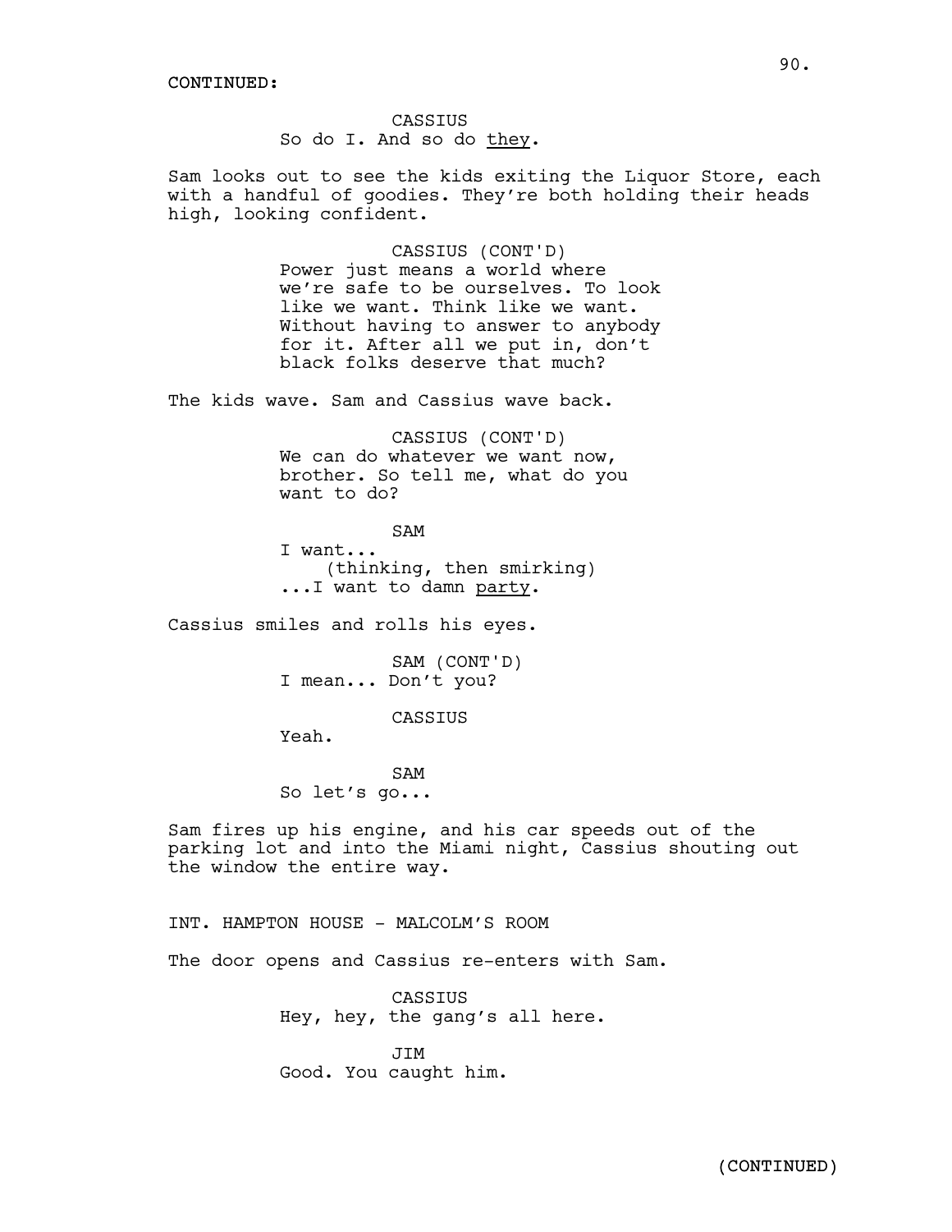CONTINUED:

CASSIUS
So do I. And so do _they_.

Sam looks out to see the kids exiting the Liquor Store, each with a handful of goodies. They're both holding their heads high, looking confident.

CASSIUS (CONT'D)
Power just means a world where we're safe to be ourselves. To look like we want. Think like we want. Without having to answer to anybody for it. After all we put in, don't black folks deserve that much?

The kids wave. Sam and Cassius wave back.

CASSIUS (CONT'D)
We can do whatever we want now, brother. So tell me, what do you want to do?

SAM
I want...
(thinking, then smirking)
...I want to damn _party_.

Cassius smiles and rolls his eyes.

SAM (CONT'D)
I mean... Don't you?

CASSIUS
Yeah.

SAM
So let's go...

Sam fires up his engine, and his car speeds out of the parking lot and into the Miami night, Cassius shouting out the window the entire way.

INT. HAMPTON HOUSE - MALCOLM'S ROOM

The door opens and Cassius re-enters with Sam.

CASSIUS
Hey, hey, the gang's all here.

JIM
Good. You caught him.

(CONTINUED)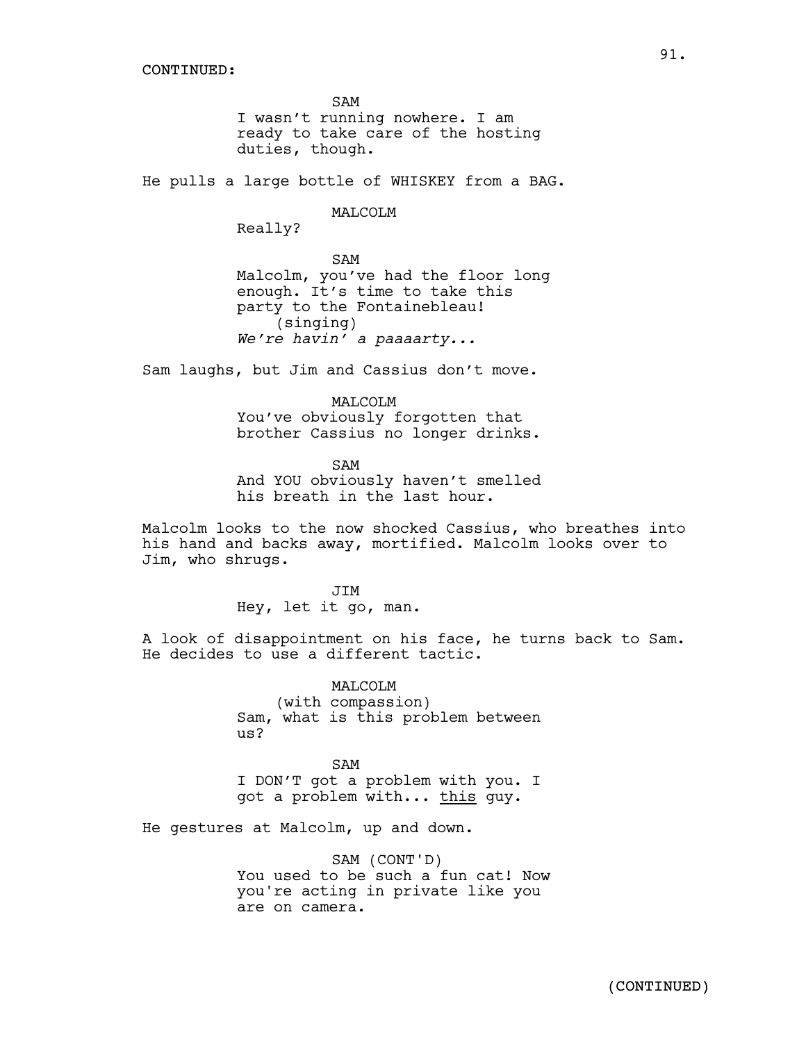CONTINUED:

SAM
I wasn't running nowhere. I am ready to take care of the hosting duties, though.

He pulls a large bottle of WHISKEY from a BAG.

MALCOLM
Really?

SAM
Malcolm, you've had the floor long enough. It's time to take this party to the Fontainebleau!
(singing)
*We're havin' a paaaarty...*

Sam laughs, but Jim and Cassius don't move.

MALCOLM
You've obviously forgotten that brother Cassius no longer drinks.

SAM
And YOU obviously haven't smelled his breath in the last hour.

Malcolm looks to the now shocked Cassius, who breathes into his hand and backs away, mortified. Malcolm looks over to Jim, who shrugs.

JIM
Hey, let it go, man.

A look of disappointment on his face, he turns back to Sam. He decides to use a different tactic.

MALCOLM
(with compassion)
Sam, what is this problem between us?

SAM
I DON'T got a problem with you. I got a problem with... <u>this</u> guy.

He gestures at Malcolm, up and down.

SAM (CONT'D)
You used to be such a fun cat! Now you're acting in private like you are on camera.

(CONTINUED)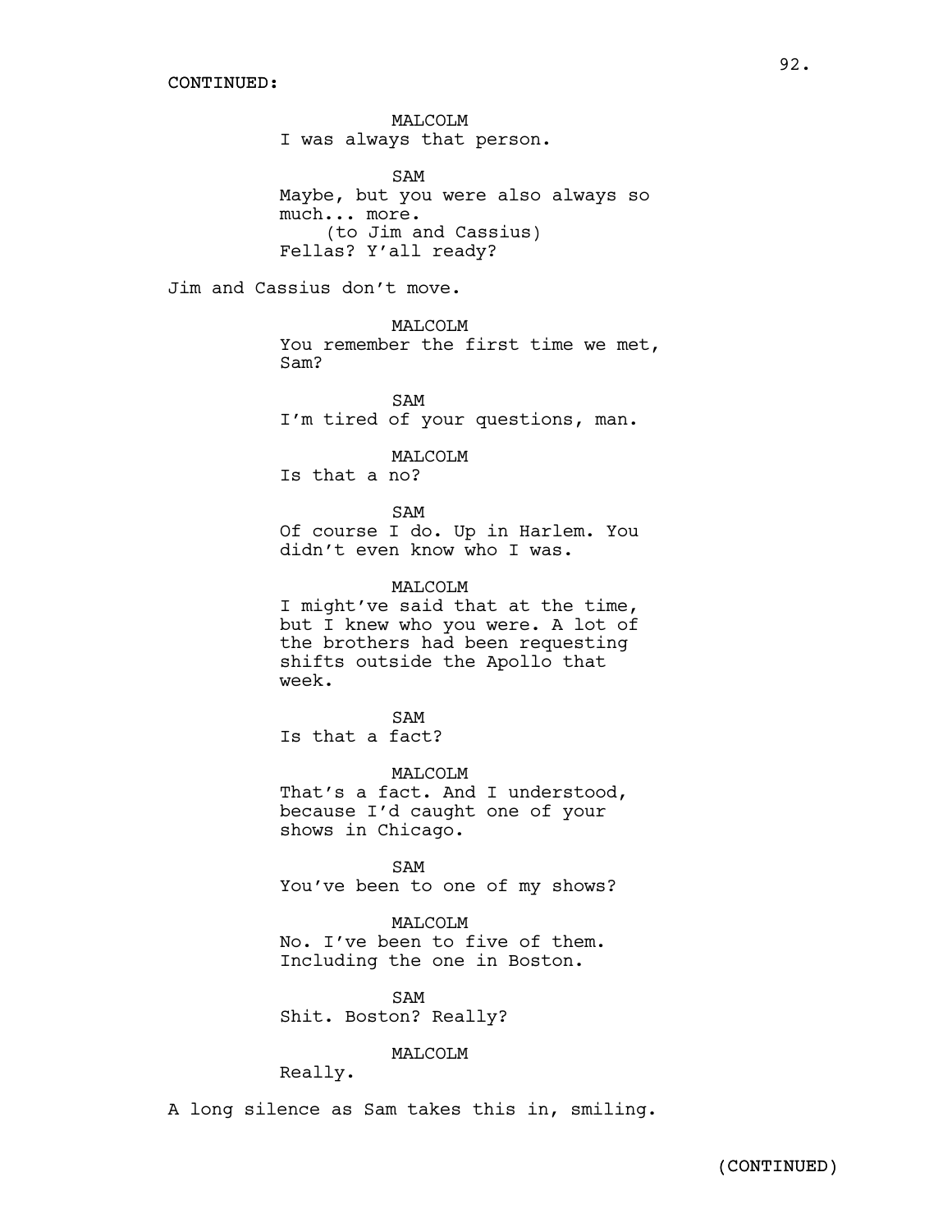CONTINUED:

MALCOLM
I was always that person.

SAM
Maybe, but you were also always so much... more.
(to Jim and Cassius)
Fellas? Y'all ready?

Jim and Cassius don't move.

MALCOLM
You remember the first time we met, Sam?

SAM
I'm tired of your questions, man.

MALCOLM
Is that a no?

SAM
Of course I do. Up in Harlem. You didn't even know who I was.

MALCOLM
I might've said that at the time, but I knew who you were. A lot of the brothers had been requesting shifts outside the Apollo that week.

SAM
Is that a fact?

MALCOLM
That's a fact. And I understood, because I'd caught one of your shows in Chicago.

SAM
You've been to one of my shows?

MALCOLM
No. I've been to five of them. Including the one in Boston.

SAM
Shit. Boston? Really?

MALCOLM
Really.

A long silence as Sam takes this in, smiling.

(CONTINUED)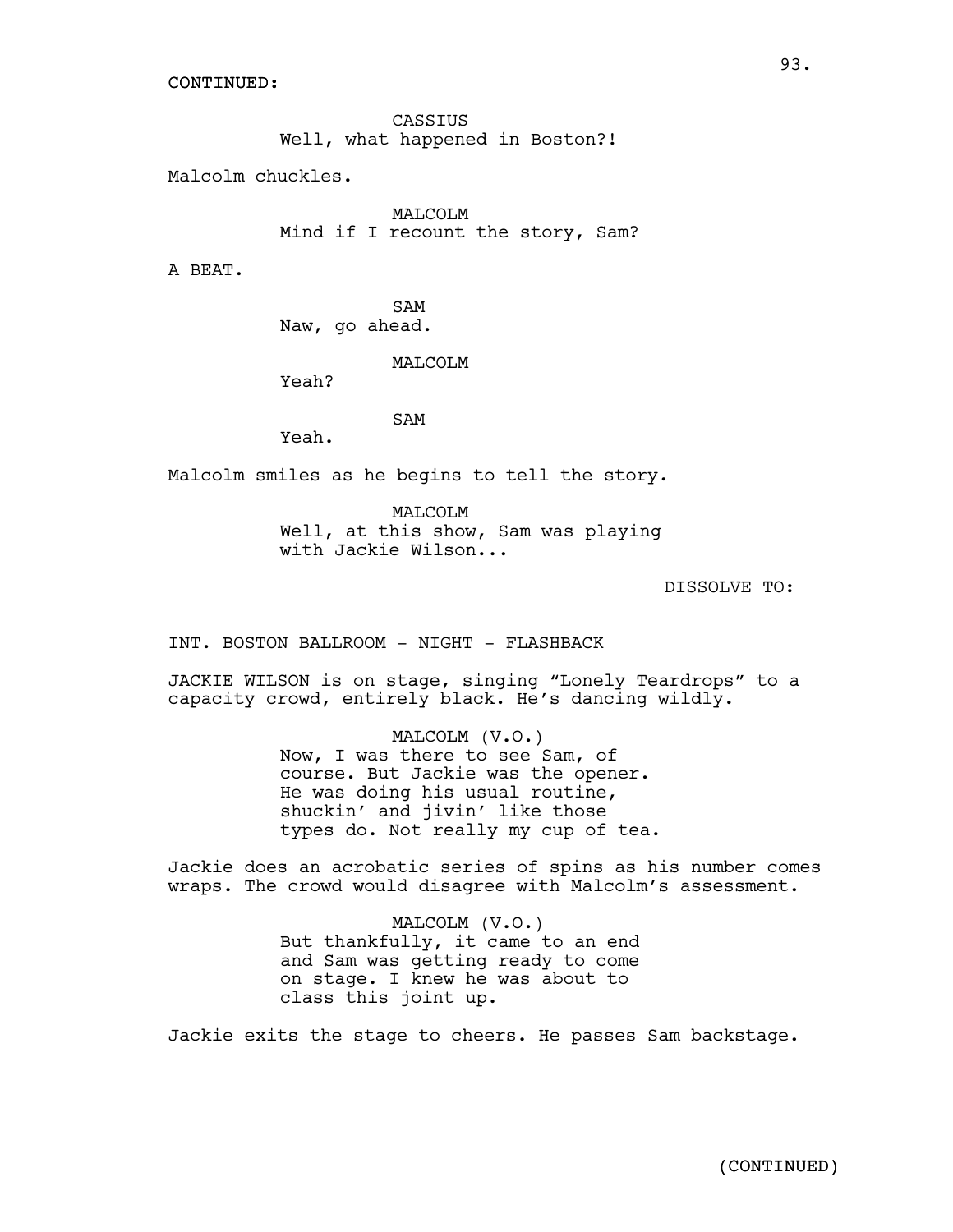CONTINUED:

CASSIUS
Well, what happened in Boston?!

Malcolm chuckles.

MALCOLM
Mind if I recount the story, Sam?

A BEAT.

SAM
Naw, go ahead.

MALCOLM
Yeah?

SAM
Yeah.

Malcolm smiles as he begins to tell the story.

MALCOLM
Well, at this show, Sam was playing with Jackie Wilson...

DISSOLVE TO:

INT. BOSTON BALLROOM - NIGHT - FLASHBACK

JACKIE WILSON is on stage, singing "Lonely Teardrops" to a capacity crowd, entirely black. He's dancing wildly.

MALCOLM (V.O.)
Now, I was there to see Sam, of course. But Jackie was the opener. He was doing his usual routine, shuckin' and jivin' like those types do. Not really my cup of tea.

Jackie does an acrobatic series of spins as his number comes wraps. The crowd would disagree with Malcolm's assessment.

MALCOLM (V.O.)
But thankfully, it came to an end and Sam was getting ready to come on stage. I knew he was about to class this joint up.

Jackie exits the stage to cheers. He passes Sam backstage.

(CONTINUED)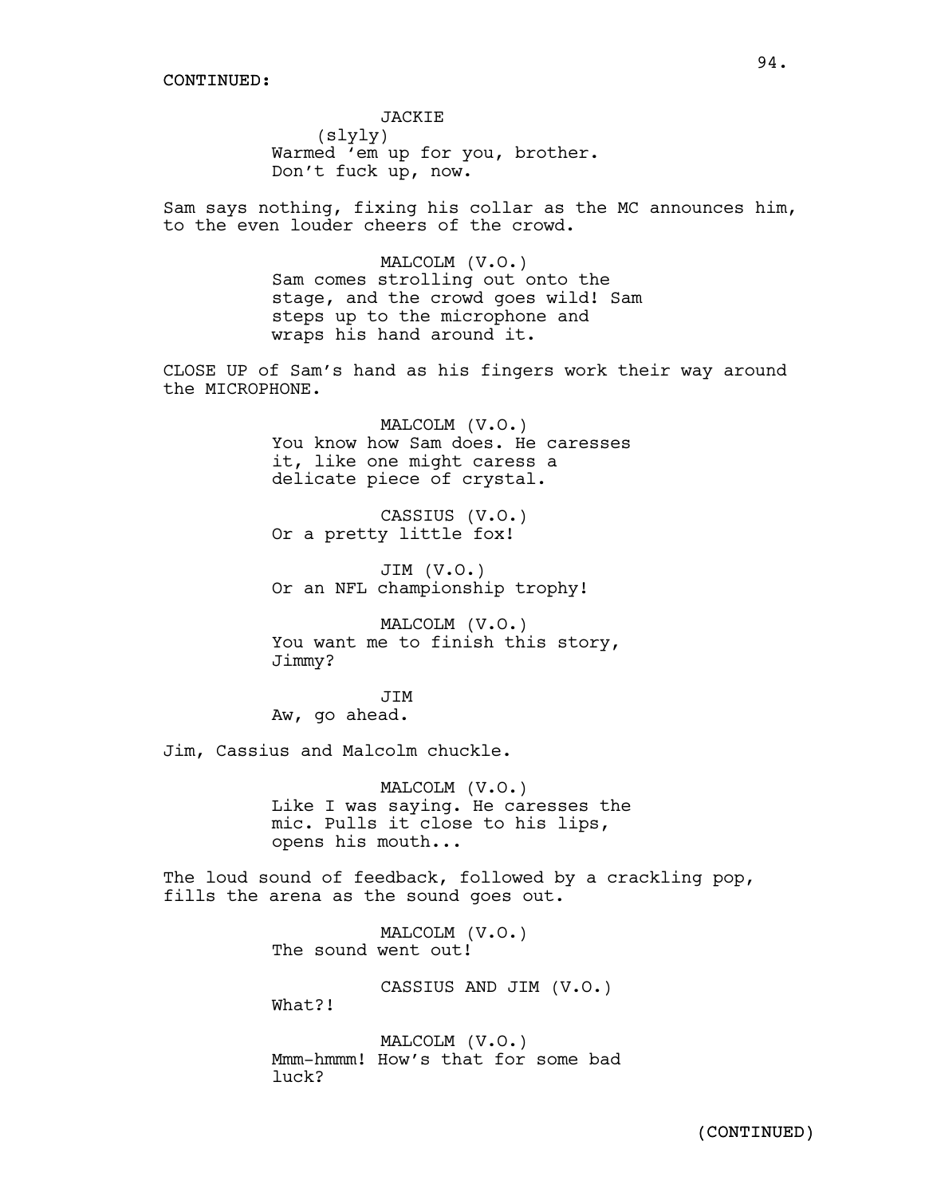CONTINUED:

JACKIE
(slyly)
Warmed 'em up for you, brother. Don't fuck up, now.

Sam says nothing, fixing his collar as the MC announces him, to the even louder cheers of the crowd.

MALCOLM (V.O.)
Sam comes strolling out onto the stage, and the crowd goes wild! Sam steps up to the microphone and wraps his hand around it.

CLOSE UP of Sam's hand as his fingers work their way around the MICROPHONE.

MALCOLM (V.O.)
You know how Sam does. He caresses it, like one might caress a delicate piece of crystal.

CASSIUS (V.O.)
Or a pretty little fox!

JIM (V.O.)
Or an NFL championship trophy!

MALCOLM (V.O.)
You want me to finish this story, Jimmy?

JIM
Aw, go ahead.

Jim, Cassius and Malcolm chuckle.

MALCOLM (V.O.)
Like I was saying. He caresses the mic. Pulls it close to his lips, opens his mouth...

The loud sound of feedback, followed by a crackling pop, fills the arena as the sound goes out.

MALCOLM (V.O.)
The sound went out!

CASSIUS AND JIM (V.O.)
What?!

MALCOLM (V.O.)
Mmm-hmmm! How's that for some bad luck?

(CONTINUED)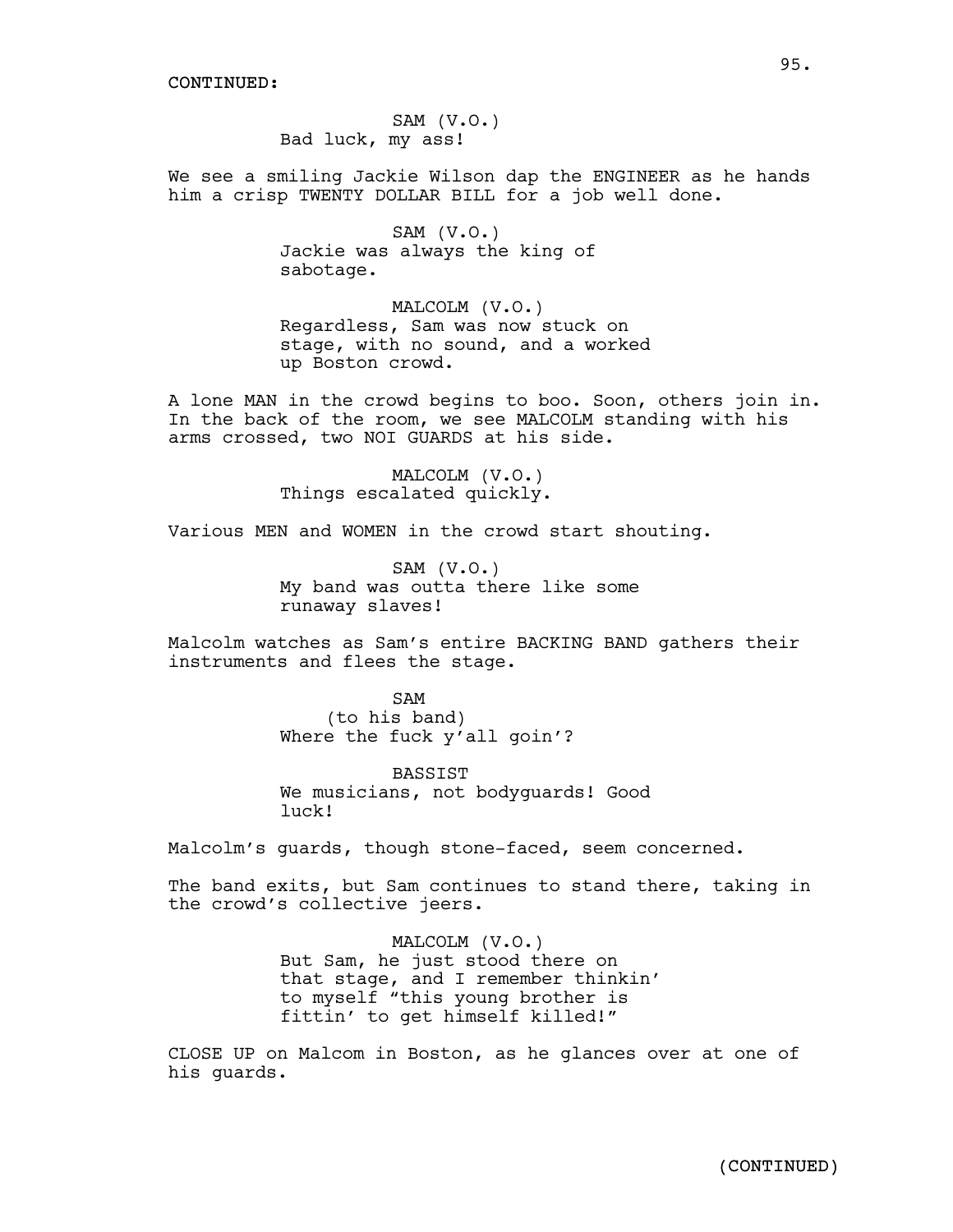CONTINUED:

SAM (V.O.)
Bad luck, my ass!

We see a smiling Jackie Wilson dap the ENGINEER as he hands him a crisp TWENTY DOLLAR BILL for a job well done.

SAM (V.O.)
Jackie was always the king of sabotage.

MALCOLM (V.O.)
Regardless, Sam was now stuck on stage, with no sound, and a worked up Boston crowd.

A lone MAN in the crowd begins to boo. Soon, others join in. In the back of the room, we see MALCOLM standing with his arms crossed, two NOI GUARDS at his side.

MALCOLM (V.O.)
Things escalated quickly.

Various MEN and WOMEN in the crowd start shouting.

SAM (V.O.)
My band was outta there like some runaway slaves!

Malcolm watches as Sam's entire BACKING BAND gathers their instruments and flees the stage.

SAM
(to his band)
Where the fuck y'all goin'?

BASSIST
We musicians, not bodyguards! Good luck!

Malcolm's guards, though stone-faced, seem concerned.

The band exits, but Sam continues to stand there, taking in the crowd's collective jeers.

MALCOLM (V.O.)
But Sam, he just stood there on that stage, and I remember thinkin' to myself "this young brother is fittin' to get himself killed!"

CLOSE UP on Malcom in Boston, as he glances over at one of his guards.

(CONTINUED)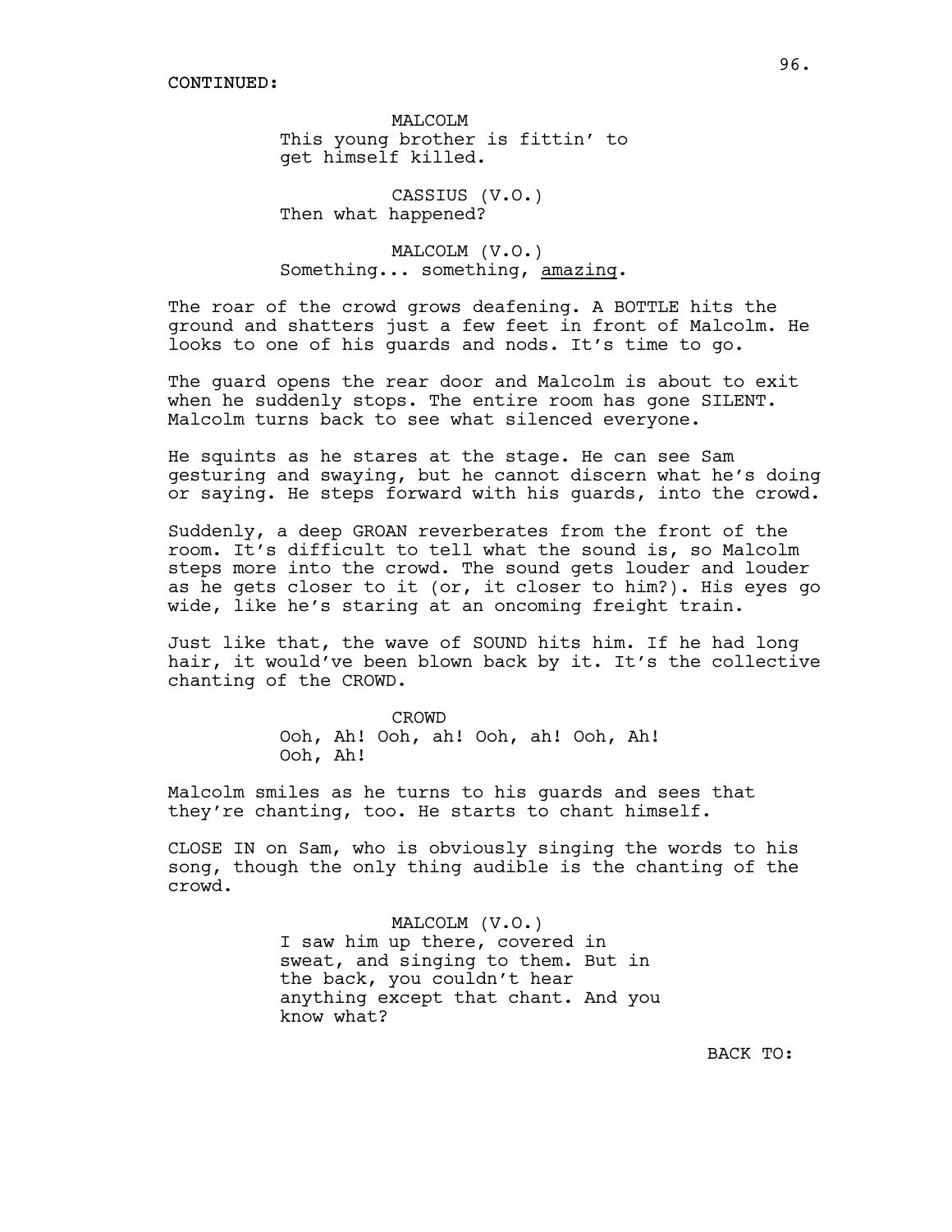CONTINUED:

MALCOLM
This young brother is fittin' to get himself killed.

CASSIUS (V.O.)
Then what happened?

MALCOLM (V.O.)
Something... something, <u>amazing</u>.

The roar of the crowd grows deafening. A BOTTLE hits the ground and shatters just a few feet in front of Malcolm. He looks to one of his guards and nods. It's time to go.

The guard opens the rear door and Malcolm is about to exit when he suddenly stops. The entire room has gone SILENT. Malcolm turns back to see what silenced everyone.

He squints as he stares at the stage. He can see Sam gesturing and swaying, but he cannot discern what he's doing or saying. He steps forward with his guards, into the crowd.

Suddenly, a deep GROAN reverberates from the front of the room. It's difficult to tell what the sound is, so Malcolm steps more into the crowd. The sound gets louder and louder as he gets closer to it (or, it closer to him?). His eyes go wide, like he's staring at an oncoming freight train.

Just like that, the wave of SOUND hits him. If he had long hair, it would've been blown back by it. It's the collective chanting of the CROWD.

CROWD
Ooh, Ah! Ooh, ah! Ooh, ah! Ooh, Ah! Ooh, Ah!

Malcolm smiles as he turns to his guards and sees that they're chanting, too. He starts to chant himself.

CLOSE IN on Sam, who is obviously singing the words to his song, though the only thing audible is the chanting of the crowd.

MALCOLM (V.O.)
I saw him up there, covered in sweat, and singing to them. But in the back, you couldn't hear anything except that chant. And you know what?

BACK TO: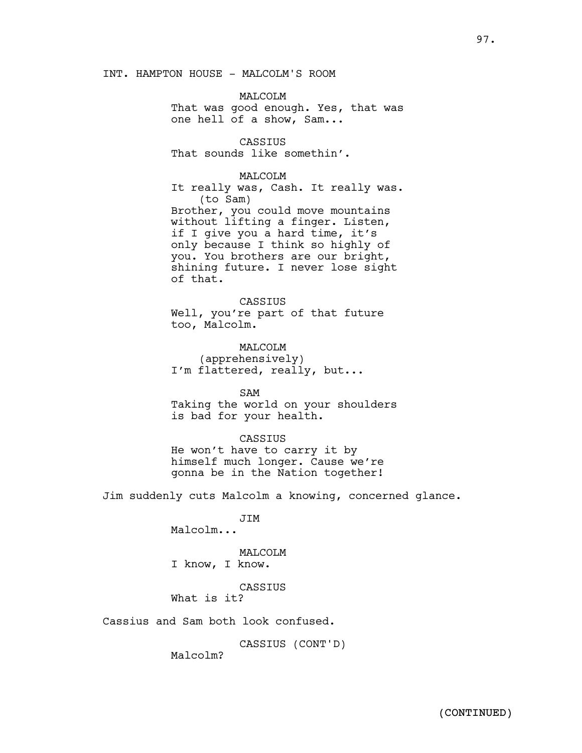INT. HAMPTON HOUSE - MALCOLM'S ROOM

MALCOLM
That was good enough. Yes, that was one hell of a show, Sam...

CASSIUS
That sounds like somethin'.

MALCOLM
It really was, Cash. It really was.
(to Sam)
Brother, you could move mountains without lifting a finger. Listen, if I give you a hard time, it's only because I think so highly of you. You brothers are our bright, shining future. I never lose sight of that.

CASSIUS
Well, you're part of that future too, Malcolm.

MALCOLM
(apprehensively)
I'm flattered, really, but...

SAM
Taking the world on your shoulders is bad for your health.

CASSIUS
He won't have to carry it by himself much longer. Cause we're gonna be in the Nation together!

Jim suddenly cuts Malcolm a knowing, concerned glance.

JIM
Malcolm...

MALCOLM
I know, I know.

CASSIUS
What is it?

Cassius and Sam both look confused.

CASSIUS (CONT'D)
Malcolm?

(CONTINUED)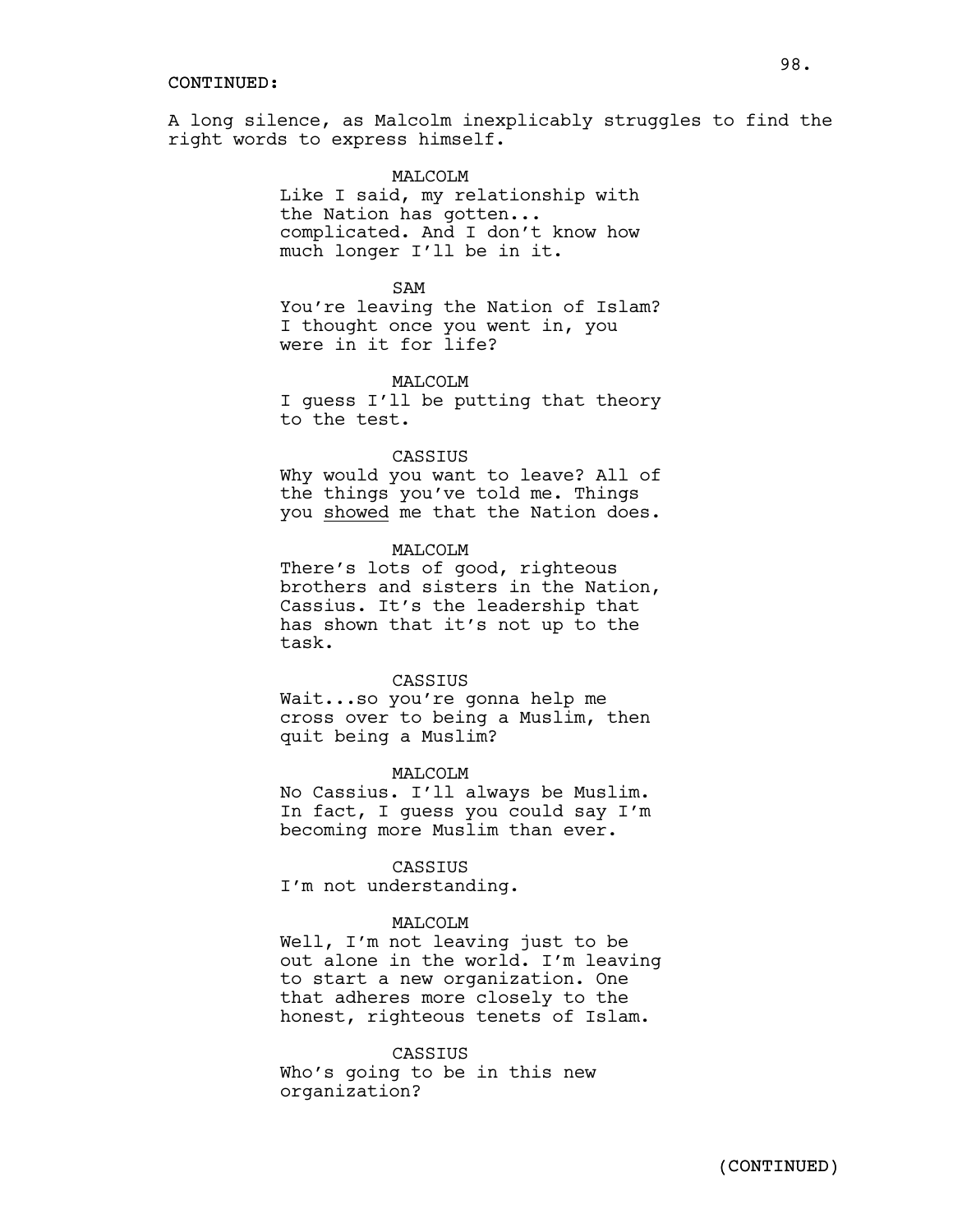CONTINUED:

A long silence, as Malcolm inexplicably struggles to find the right words to express himself.

MALCOLM
Like I said, my relationship with the Nation has gotten... complicated. And I don't know how much longer I'll be in it.

SAM
You're leaving the Nation of Islam? I thought once you went in, you were in it for life?

MALCOLM
I guess I'll be putting that theory to the test.

CASSIUS
Why would you want to leave? All of the things you've told me. Things you showed me that the Nation does.

MALCOLM
There's lots of good, righteous brothers and sisters in the Nation, Cassius. It's the leadership that has shown that it's not up to the task.

CASSIUS
Wait...so you're gonna help me cross over to being a Muslim, then quit being a Muslim?

MALCOLM
No Cassius. I'll always be Muslim. In fact, I guess you could say I'm becoming more Muslim than ever.

CASSIUS
I'm not understanding.

MALCOLM
Well, I'm not leaving just to be out alone in the world. I'm leaving to start a new organization. One that adheres more closely to the honest, righteous tenets of Islam.

CASSIUS
Who's going to be in this new organization?

(CONTINUED)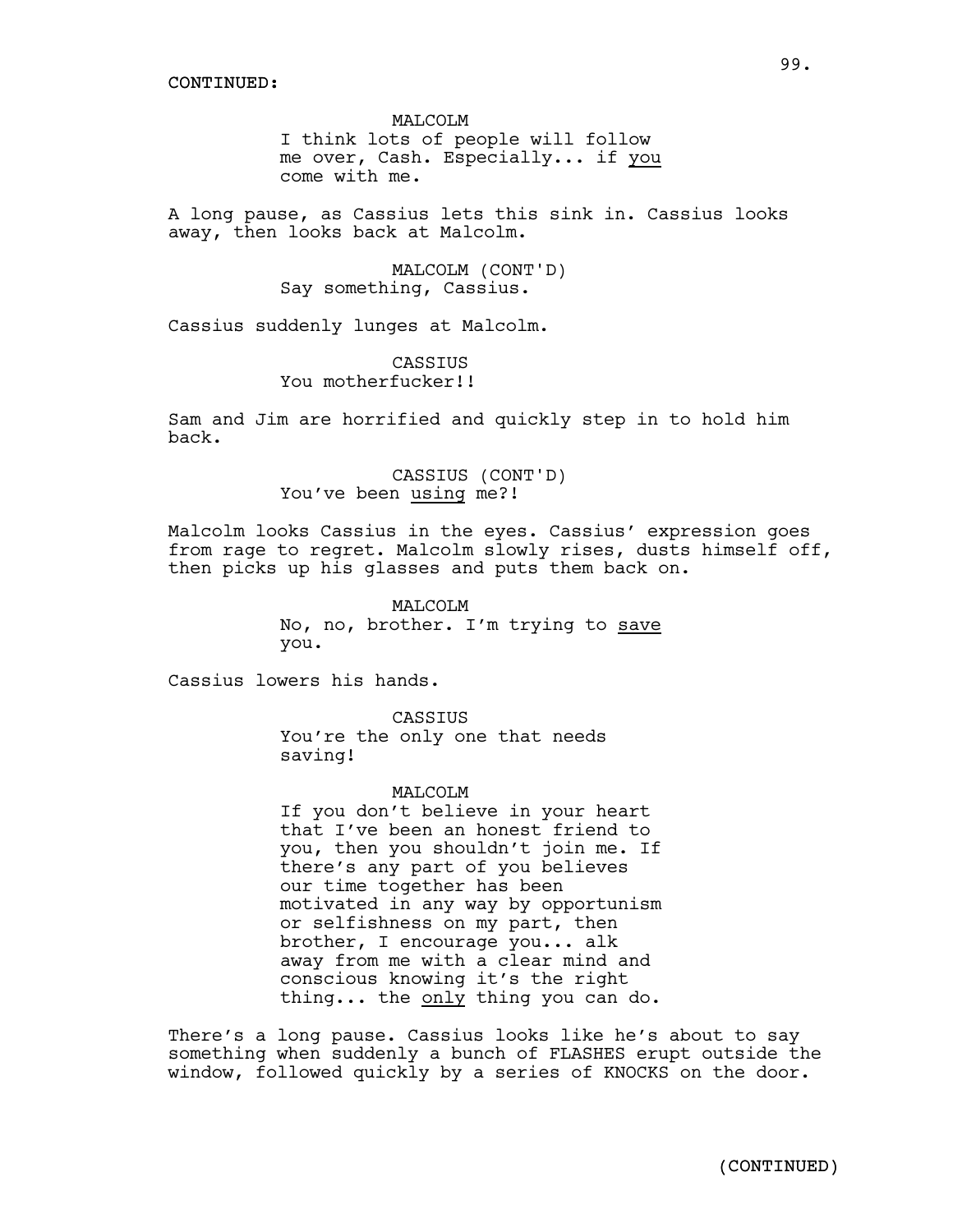CONTINUED:

MALCOLM
I think lots of people will follow me over, Cash. Especially... if _you_ come with me.

A long pause, as Cassius lets this sink in. Cassius looks away, then looks back at Malcolm.

MALCOLM (CONT'D)
Say something, Cassius.

Cassius suddenly lunges at Malcolm.

CASSIUS
You motherfucker!!

Sam and Jim are horrified and quickly step in to hold him back.

CASSIUS (CONT'D)
You've been _using_ me?!

Malcolm looks Cassius in the eyes. Cassius' expression goes from rage to regret. Malcolm slowly rises, dusts himself off, then picks up his glasses and puts them back on.

MALCOLM
No, no, brother. I'm trying to _save_ you.

Cassius lowers his hands.

CASSIUS
You're the only one that needs saving!

MALCOLM
If you don't believe in your heart that I've been an honest friend to you, then you shouldn't join me. If there's any part of you believes our time together has been motivated in any way by opportunism or selfishness on my part, then brother, I encourage you... alk away from me with a clear mind and conscious knowing it's the right thing... the _only_ thing you can do.

There's a long pause. Cassius looks like he's about to say something when suddenly a bunch of FLASHES erupt outside the window, followed quickly by a series of KNOCKS on the door.

(CONTINUED)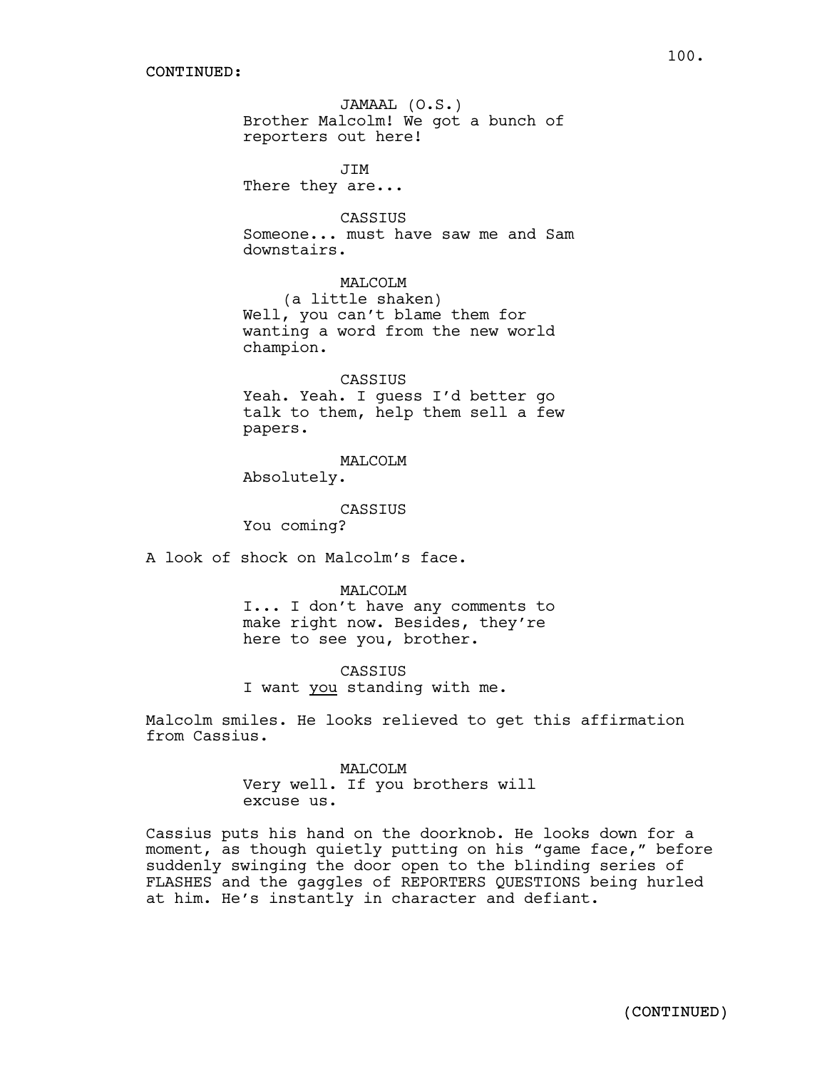CONTINUED:

JAMAAL (O.S.)
Brother Malcolm! We got a bunch of reporters out here!

JIM
There they are...

CASSIUS
Someone... must have saw me and Sam downstairs.

MALCOLM
(a little shaken)
Well, you can't blame them for wanting a word from the new world champion.

CASSIUS
Yeah. Yeah. I guess I'd better go talk to them, help them sell a few papers.

MALCOLM
Absolutely.

CASSIUS
You coming?

A look of shock on Malcolm's face.

MALCOLM
I... I don't have any comments to make right now. Besides, they're here to see you, brother.

CASSIUS
I want <u>you</u> standing with me.

Malcolm smiles. He looks relieved to get this affirmation from Cassius.

MALCOLM
Very well. If you brothers will excuse us.

Cassius puts his hand on the doorknob. He looks down for a moment, as though quietly putting on his "game face," before suddenly swinging the door open to the blinding series of FLASHES and the gaggles of REPORTERS QUESTIONS being hurled at him. He's instantly in character and defiant.

(CONTINUED)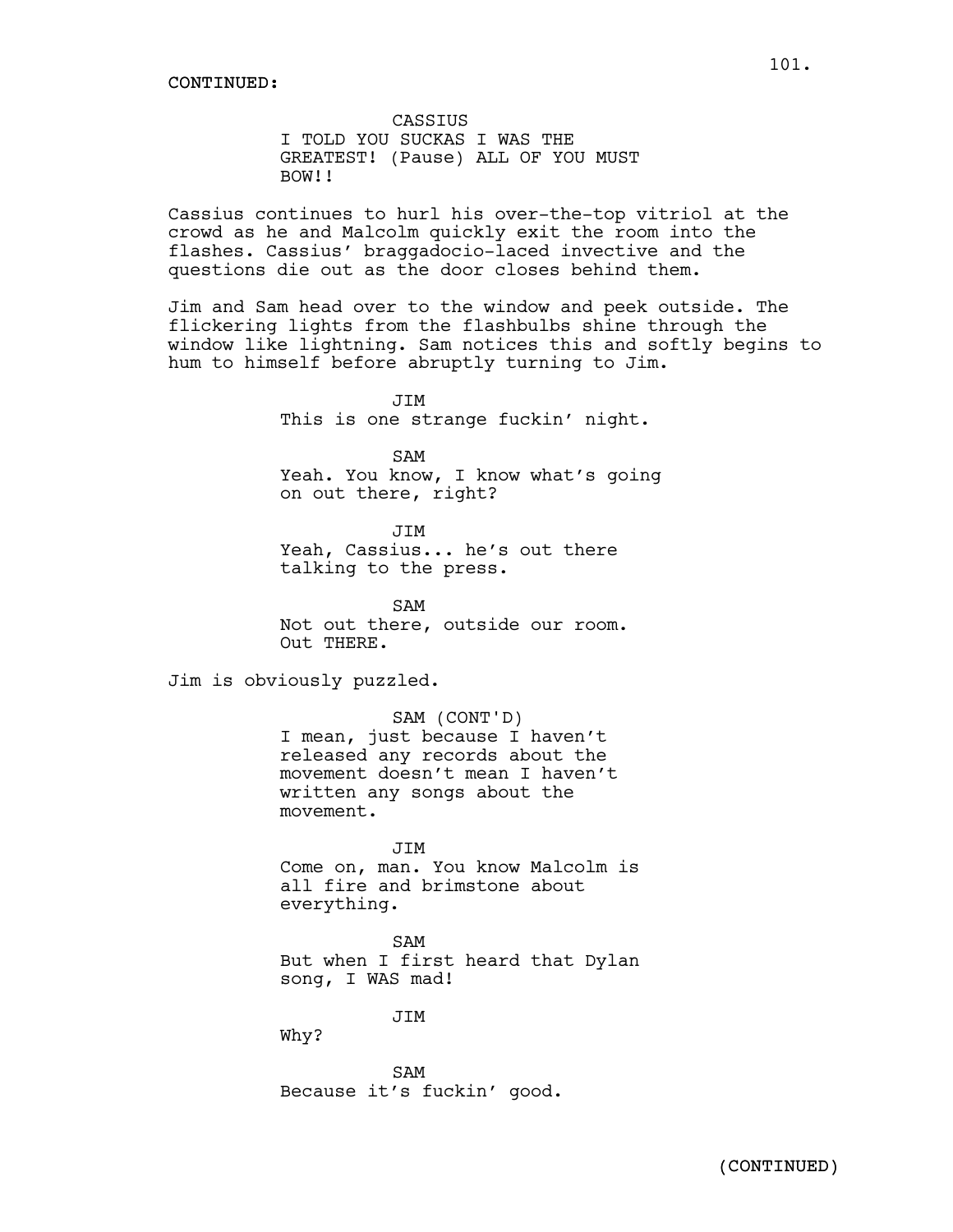CONTINUED:

CASSIUS
I TOLD YOU SUCKAS I WAS THE GREATEST! (Pause) ALL OF YOU MUST BOW!!

Cassius continues to hurl his over-the-top vitriol at the crowd as he and Malcolm quickly exit the room into the flashes. Cassius' braggadocio-laced invective and the questions die out as the door closes behind them.

Jim and Sam head over to the window and peek outside. The flickering lights from the flashbulbs shine through the window like lightning. Sam notices this and softly begins to hum to himself before abruptly turning to Jim.

JIM
This is one strange fuckin' night.

SAM
Yeah. You know, I know what's going on out there, right?

JIM
Yeah, Cassius... he's out there talking to the press.

SAM
Not out there, outside our room. Out THERE.

Jim is obviously puzzled.

SAM (CONT'D)
I mean, just because I haven't released any records about the movement doesn't mean I haven't written any songs about the movement.

JIM
Come on, man. You know Malcolm is all fire and brimstone about everything.

SAM
But when I first heard that Dylan song, I WAS mad!

JIM
Why?

SAM
Because it's fuckin' good.

(CONTINUED)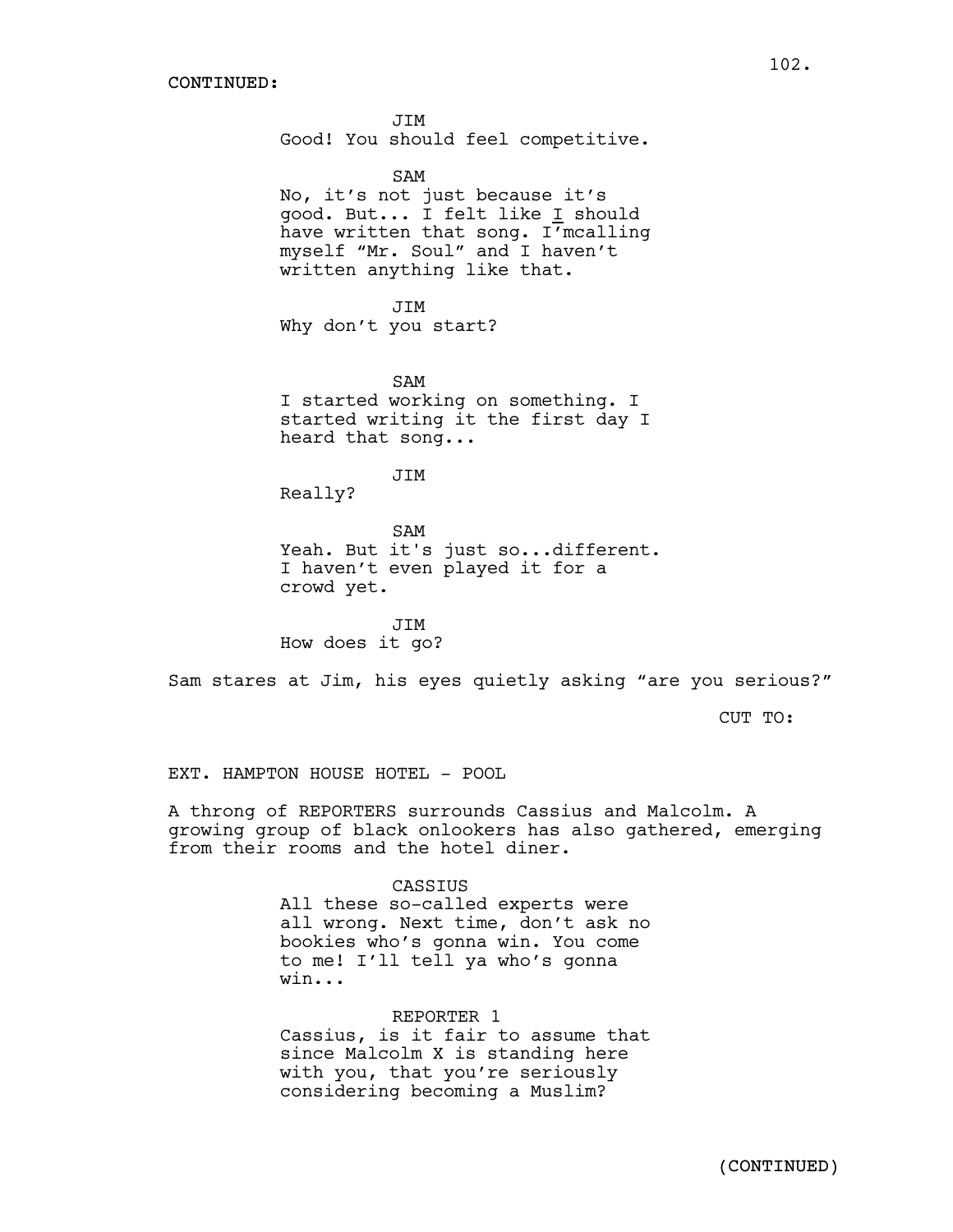CONTINUED:

JIM
Good! You should feel competitive.

SAM
No, it's not just because it's good. But... I felt like I should have written that song. I'mcalling myself "Mr. Soul" and I haven't written anything like that.

JIM
Why don't you start?

SAM
I started working on something. I started writing it the first day I heard that song...

JIM
Really?

SAM
Yeah. But it's just so...different. I haven't even played it for a crowd yet.

JIM
How does it go?

Sam stares at Jim, his eyes quietly asking "are you serious?"

CUT TO:

EXT. HAMPTON HOUSE HOTEL - POOL

A throng of REPORTERS surrounds Cassius and Malcolm. A growing group of black onlookers has also gathered, emerging from their rooms and the hotel diner.

CASSIUS
All these so-called experts were all wrong. Next time, don't ask no bookies who's gonna win. You come to me! I'll tell ya who's gonna win...

REPORTER 1
Cassius, is it fair to assume that since Malcolm X is standing here with you, that you're seriously considering becoming a Muslim?

(CONTINUED)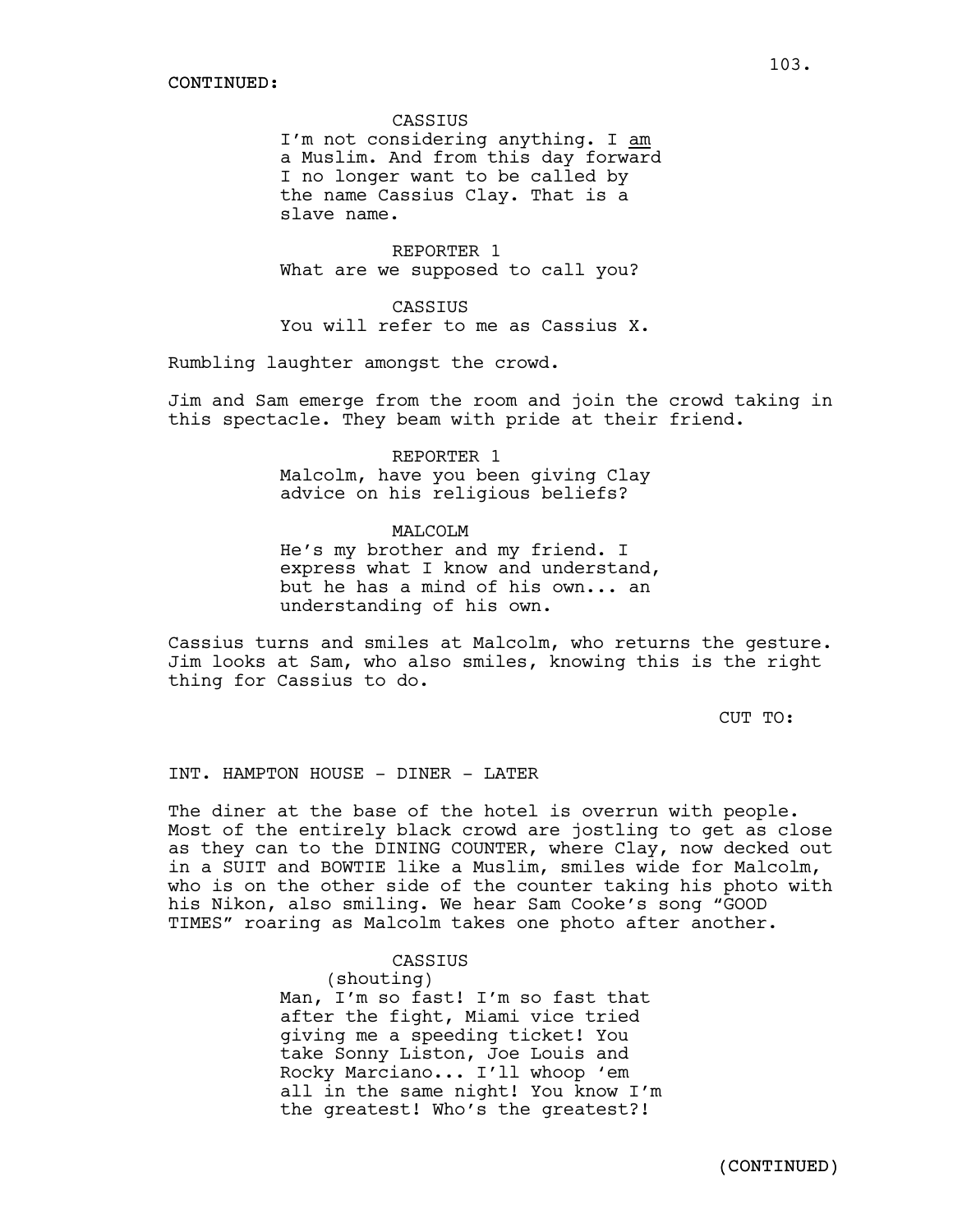CONTINUED:

CASSIUS
I'm not considering anything. I _am_ a Muslim. And from this day forward I no longer want to be called by the name Cassius Clay. That is a slave name.

REPORTER 1
What are we supposed to call you?

CASSIUS
You will refer to me as Cassius X.

Rumbling laughter amongst the crowd.

Jim and Sam emerge from the room and join the crowd taking in this spectacle. They beam with pride at their friend.

REPORTER 1
Malcolm, have you been giving Clay advice on his religious beliefs?

MALCOLM
He's my brother and my friend. I express what I know and understand, but he has a mind of his own... an understanding of his own.

Cassius turns and smiles at Malcolm, who returns the gesture. Jim looks at Sam, who also smiles, knowing this is the right thing for Cassius to do.

CUT TO:

INT. HAMPTON HOUSE - DINER - LATER

The diner at the base of the hotel is overrun with people. Most of the entirely black crowd are jostling to get as close as they can to the DINING COUNTER, where Clay, now decked out in a SUIT and BOWTIE like a Muslim, smiles wide for Malcolm, who is on the other side of the counter taking his photo with his Nikon, also smiling. We hear Sam Cooke's song "GOOD TIMES" roaring as Malcolm takes one photo after another.

CASSIUS
(shouting)
Man, I'm so fast! I'm so fast that after the fight, Miami vice tried giving me a speeding ticket! You take Sonny Liston, Joe Louis and Rocky Marciano... I'll whoop 'em all in the same night! You know I'm the greatest! Who's the greatest?!

(CONTINUED)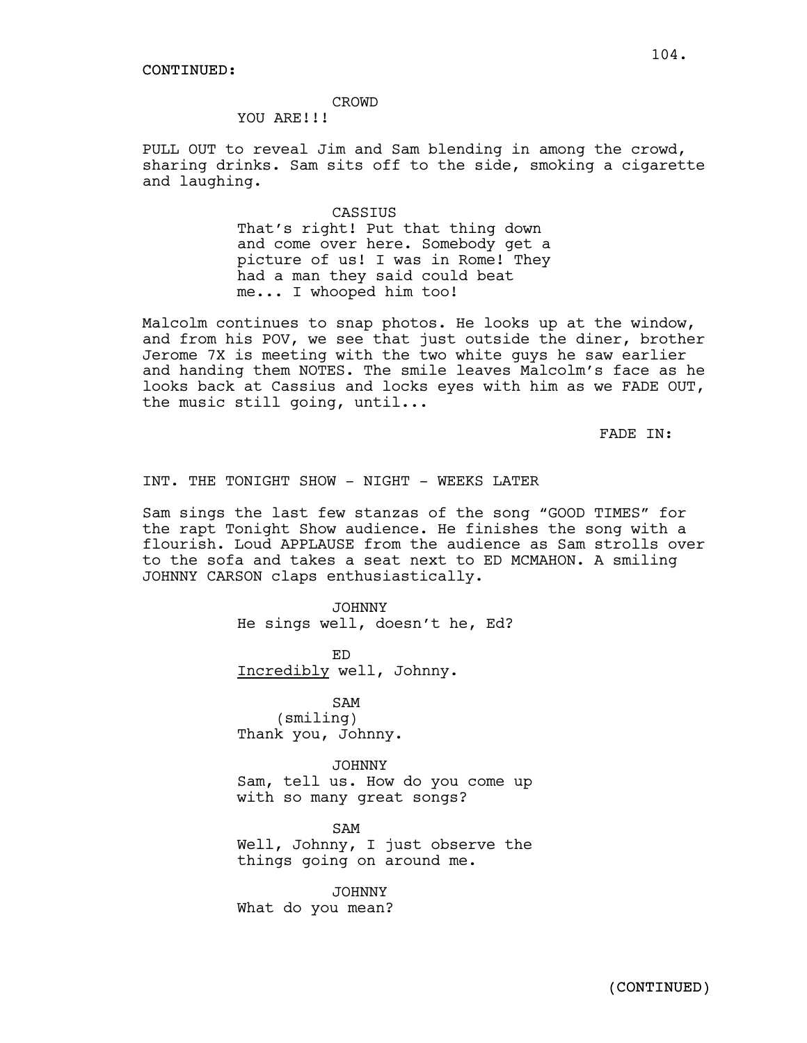CONTINUED:

CROWD
YOU ARE!!!

PULL OUT to reveal Jim and Sam blending in among the crowd, sharing drinks. Sam sits off to the side, smoking a cigarette and laughing.

CASSIUS
That's right! Put that thing down and come over here. Somebody get a picture of us! I was in Rome! They had a man they said could beat me... I whooped him too!

Malcolm continues to snap photos. He looks up at the window, and from his POV, we see that just outside the diner, brother Jerome 7X is meeting with the two white guys he saw earlier and handing them NOTES. The smile leaves Malcolm's face as he looks back at Cassius and locks eyes with him as we FADE OUT, the music still going, until...

FADE IN:

INT. THE TONIGHT SHOW - NIGHT - WEEKS LATER

Sam sings the last few stanzas of the song "GOOD TIMES" for the rapt Tonight Show audience. He finishes the song with a flourish. Loud APPLAUSE from the audience as Sam strolls over to the sofa and takes a seat next to ED MCMAHON. A smiling JOHNNY CARSON claps enthusiastically.

JOHNNY
He sings well, doesn't he, Ed?

ED
<u>Incredibly</u> well, Johnny.

SAM
(smiling)
Thank you, Johnny.

JOHNNY
Sam, tell us. How do you come up with so many great songs?

SAM
Well, Johnny, I just observe the things going on around me.

JOHNNY
What do you mean?

(CONTINUED)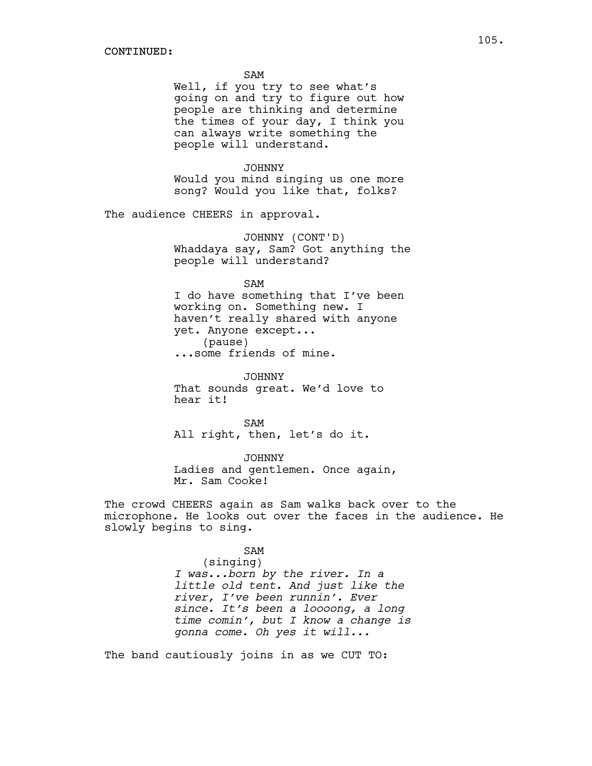CONTINUED:

SAM
Well, if you try to see what's going on and try to figure out how people are thinking and determine the times of your day, I think you can always write something the people will understand.

JOHNNY
Would you mind singing us one more song? Would you like that, folks?

The audience CHEERS in approval.

JOHNNY (CONT'D)
Whaddaya say, Sam? Got anything the people will understand?

SAM
I do have something that I've been working on. Something new. I haven't really shared with anyone yet. Anyone except...
(pause)
...some friends of mine.

JOHNNY
That sounds great. We'd love to hear it!

SAM
All right, then, let's do it.

JOHNNY
Ladies and gentlemen. Once again, Mr. Sam Cooke!

The crowd CHEERS again as Sam walks back over to the microphone. He looks out over the faces in the audience. He slowly begins to sing.

SAM
(singing)
*I was...born by the river. In a little old tent. And just like the river, I've been runnin'. Ever since. It's been a loooong, a long time comin', but I know a change is gonna come. Oh yes it will...*

The band cautiously joins in as we CUT TO: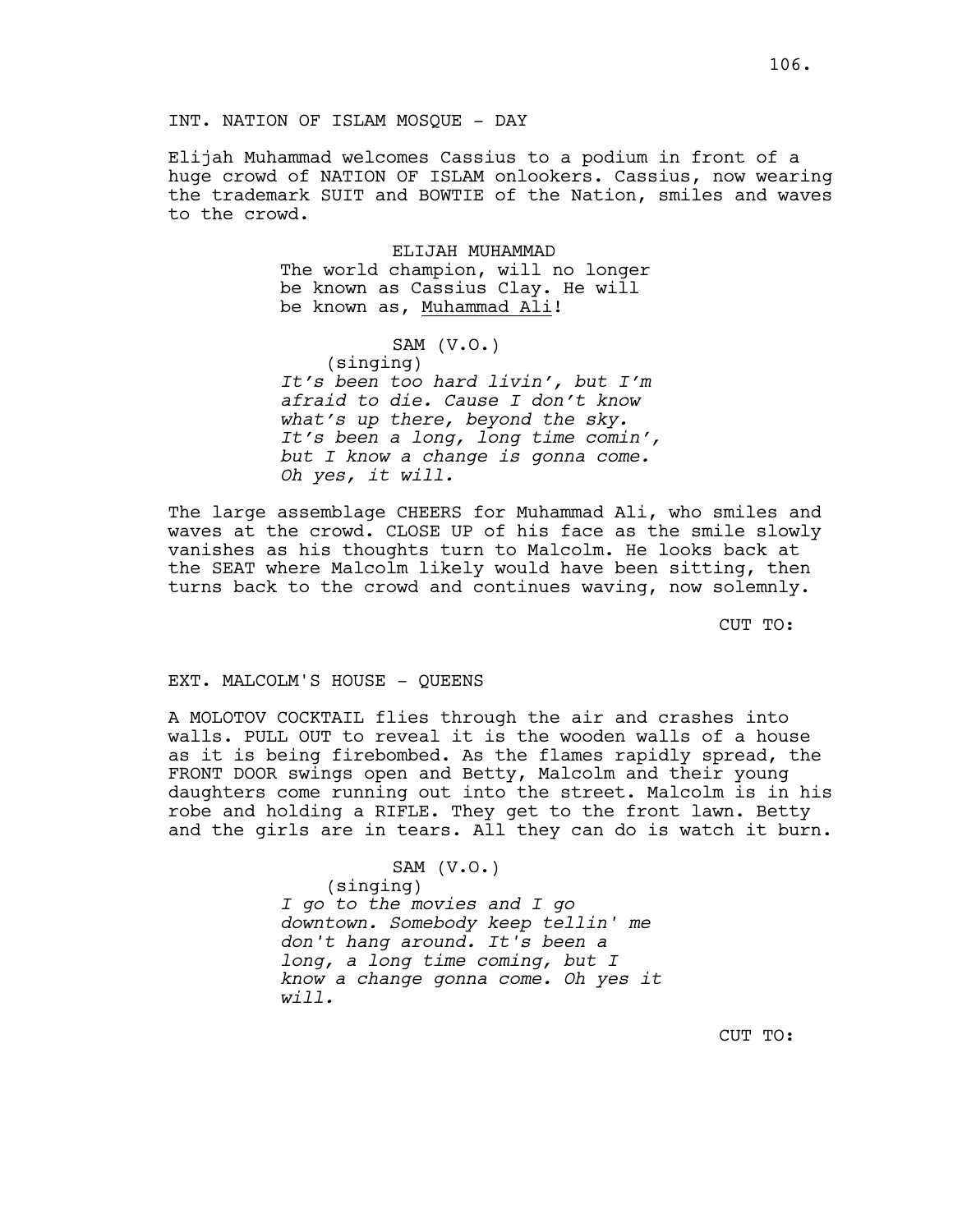INT. NATION OF ISLAM MOSQUE - DAY

Elijah Muhammad welcomes Cassius to a podium in front of a huge crowd of NATION OF ISLAM onlookers. Cassius, now wearing the trademark SUIT and BOWTIE of the Nation, smiles and waves to the crowd.

ELIJAH MUHAMMAD
The world champion, will no longer be known as Cassius Clay. He will be known as, <u>Muhammad Ali</u>!

SAM (V.O.)
(singing)
*It's been too hard livin', but I'm afraid to die. Cause I don't know what's up there, beyond the sky. It's been a long, long time comin', but I know a change is gonna come. Oh yes, it will.*

The large assemblage CHEERS for Muhammad Ali, who smiles and waves at the crowd. CLOSE UP of his face as the smile slowly vanishes as his thoughts turn to Malcolm. He looks back at the SEAT where Malcolm likely would have been sitting, then turns back to the crowd and continues waving, now solemnly.

CUT TO:

EXT. MALCOLM'S HOUSE - QUEENS

A MOLOTOV COCKTAIL flies through the air and crashes into walls. PULL OUT to reveal it is the wooden walls of a house as it is being firebombed. As the flames rapidly spread, the FRONT DOOR swings open and Betty, Malcolm and their young daughters come running out into the street. Malcolm is in his robe and holding a RIFLE. They get to the front lawn. Betty and the girls are in tears. All they can do is watch it burn.

SAM (V.O.)
(singing)
*I go to the movies and I go downtown. Somebody keep tellin' me don't hang around. It's been a long, a long time coming, but I know a change gonna come. Oh yes it will.*

CUT TO: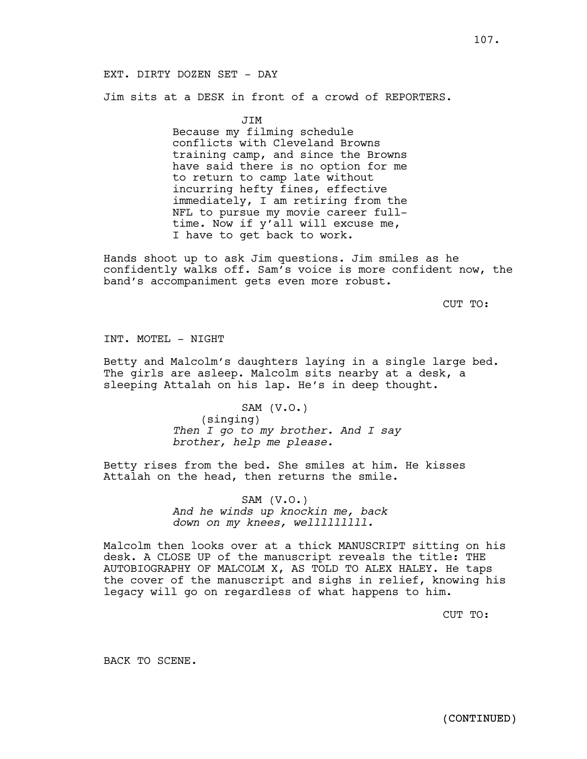EXT. DIRTY DOZEN SET - DAY

Jim sits at a DESK in front of a crowd of REPORTERS.

JIM

Because my filming schedule conflicts with Cleveland Browns training camp, and since the Browns have said there is no option for me to return to camp late without incurring hefty fines, effective immediately, I am retiring from the NFL to pursue my movie career full-time. Now if y'all will excuse me, I have to get back to work.

Hands shoot up to ask Jim questions. Jim smiles as he confidently walks off. Sam's voice is more confident now, the band's accompaniment gets even more robust.

CUT TO:

INT. MOTEL - NIGHT

Betty and Malcolm's daughters laying in a single large bed. The girls are asleep. Malcolm sits nearby at a desk, a sleeping Attalah on his lap. He's in deep thought.

SAM (V.O.)
(singing)
*Then I go to my brother. And I say brother, help me please.*

Betty rises from the bed. She smiles at him. He kisses Attalah on the head, then returns the smile.

SAM (V.O.)
*And he winds up knockin me, back down on my knees, wellllllllll.*

Malcolm then looks over at a thick MANUSCRIPT sitting on his desk. A CLOSE UP of the manuscript reveals the title: THE AUTOBIOGRAPHY OF MALCOLM X, AS TOLD TO ALEX HALEY. He taps the cover of the manuscript and sighs in relief, knowing his legacy will go on regardless of what happens to him.

CUT TO:

BACK TO SCENE.

(CONTINUED)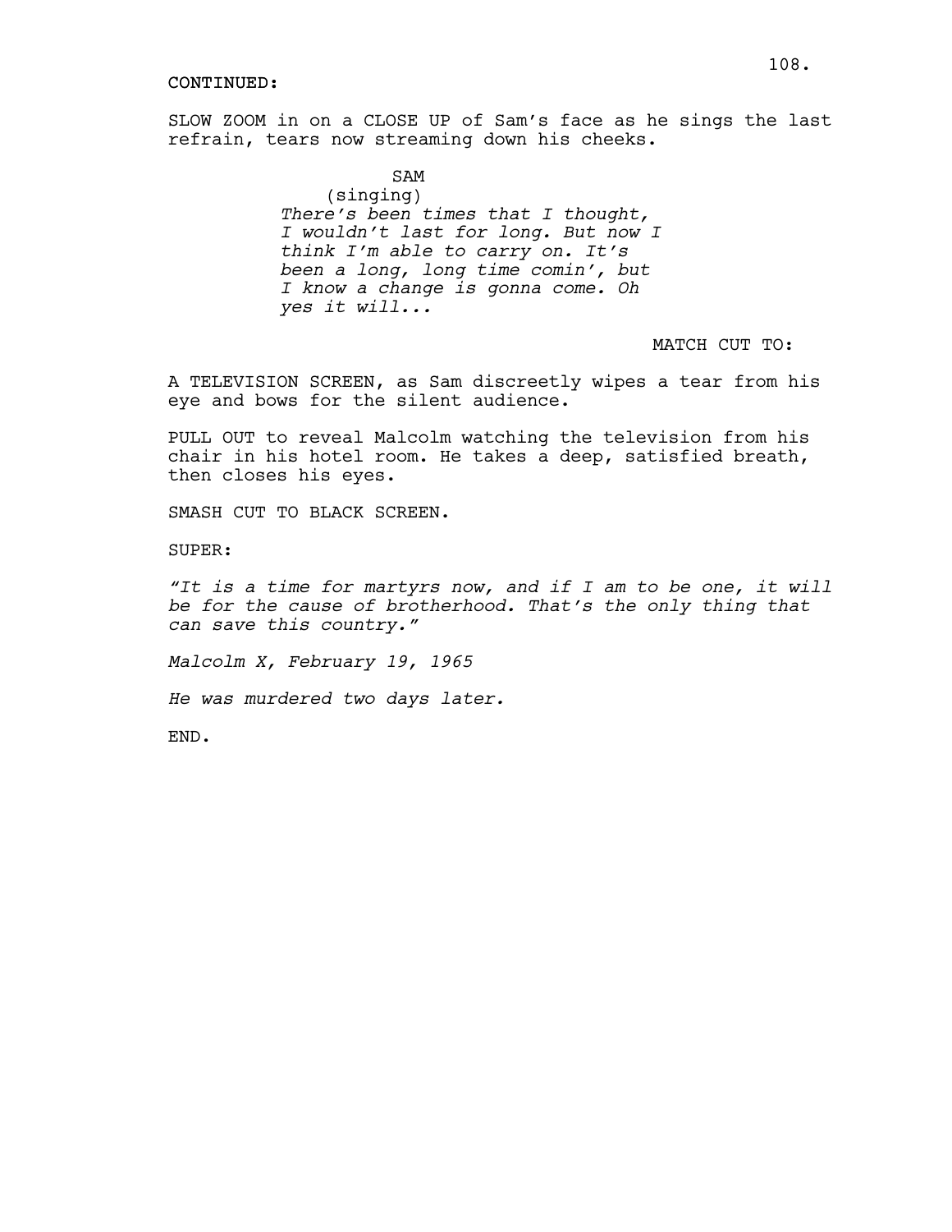CONTINUED:

SLOW ZOOM in on a CLOSE UP of Sam's face as he sings the last refrain, tears now streaming down his cheeks.

SAM
(singing)
*There's been times that I thought, I wouldn't last for long. But now I think I'm able to carry on. It's been a long, long time comin', but I know a change is gonna come. Oh yes it will...*

MATCH CUT TO:

A TELEVISION SCREEN, as Sam discreetly wipes a tear from his eye and bows for the silent audience.

PULL OUT to reveal Malcolm watching the television from his chair in his hotel room. He takes a deep, satisfied breath, then closes his eyes.

SMASH CUT TO BLACK SCREEN.

SUPER:

*"It is a time for martyrs now, and if I am to be one, it will be for the cause of brotherhood. That's the only thing that can save this country."*

*Malcolm X, February 19, 1965*

*He was murdered two days later.*

END.